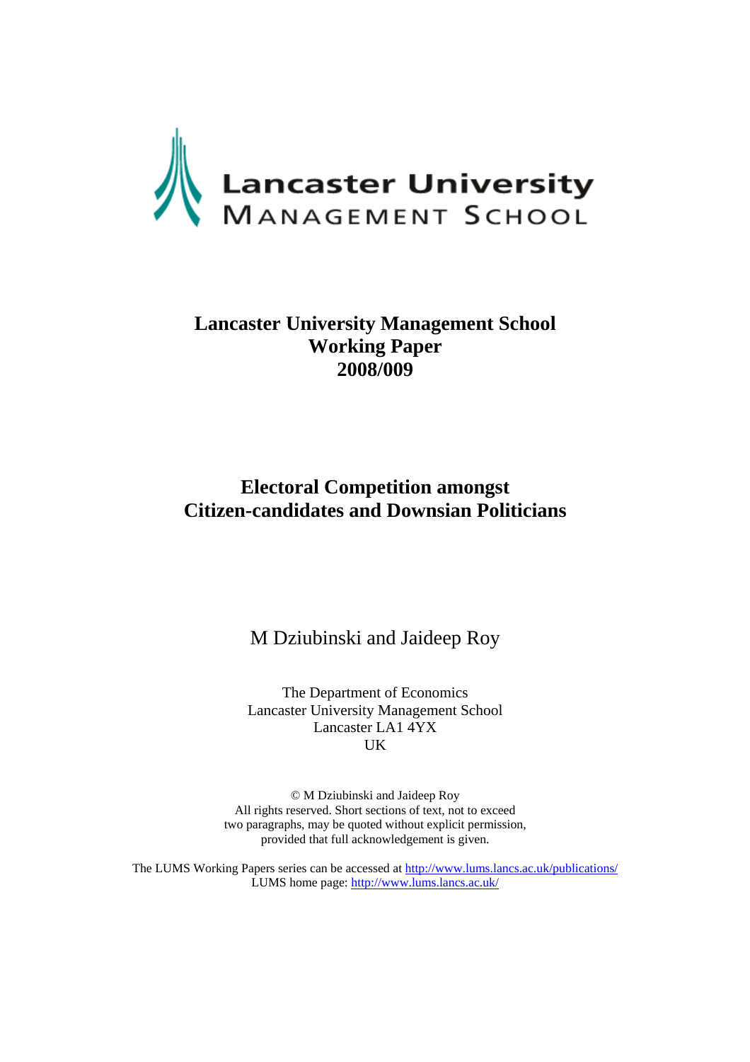Lancaster University
MANAGEMENT SCHOOL

# Lancaster University Management School Working Paper 2008/009

# Electoral Competition amongst Citizen-candidates and Downsian Politicians

M Dziubinski and Jaideep Roy

The Department of Economics
Lancaster University Management School
Lancaster LA1 4YX
UK

© M Dziubinski and Jaideep Roy
All rights reserved. Short sections of text, not to exceed two paragraphs, may be quoted without explicit permission, provided that full acknowledgement is given.

The LUMS Working Papers series can be accessed at http://www.lums.lancs.ac.uk/publications/
LUMS home page: http://www.lums.lancs.ac.uk/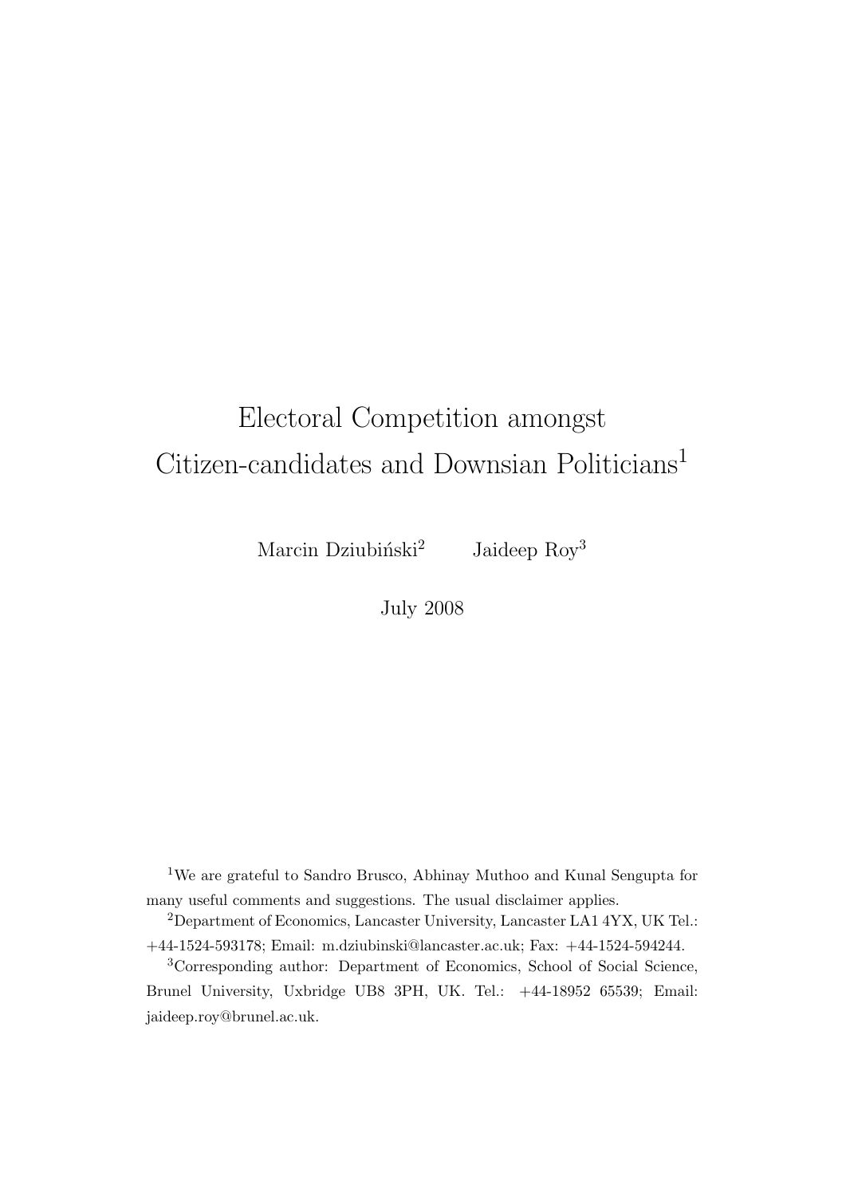# Electoral Competition amongst Citizen-candidates and Downsian Politicians[1]

Marcin Dziubiński[2] Jaideep Roy[3]

July 2008

[1]We are grateful to Sandro Brusco, Abhinay Muthoo and Kunal Sengupta for many useful comments and suggestions. The usual disclaimer applies.

[2]Department of Economics, Lancaster University, Lancaster LA1 4YX, UK Tel.: +44-1524-593178; Email: m.dziubinski@lancaster.ac.uk; Fax: +44-1524-594244.

[3]Corresponding author: Department of Economics, School of Social Science, Brunel University, Uxbridge UB8 3PH, UK. Tel.: +44-18952 65539; Email: jaideep.roy@brunel.ac.uk.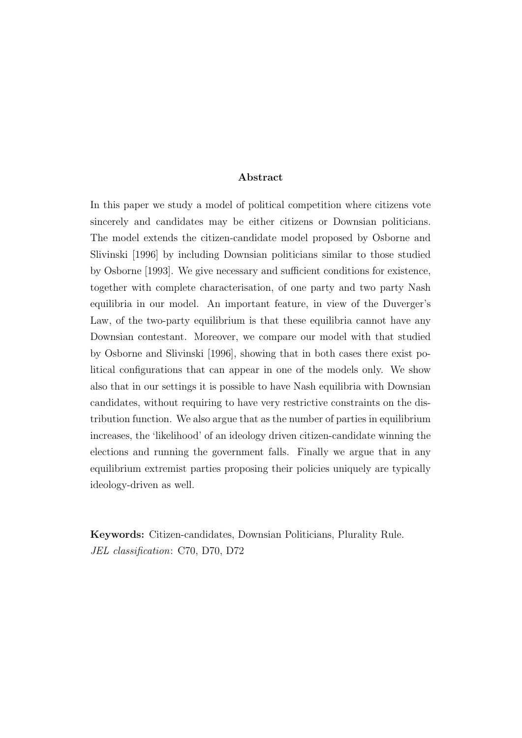## Abstract

In this paper we study a model of political competition where citizens vote sincerely and candidates may be either citizens or Downsian politicians. The model extends the citizen-candidate model proposed by Osborne and Slivinski [1996] by including Downsian politicians similar to those studied by Osborne [1993]. We give necessary and sufficient conditions for existence, together with complete characterisation, of one party and two party Nash equilibria in our model. An important feature, in view of the Duverger's Law, of the two-party equilibrium is that these equilibria cannot have any Downsian contestant. Moreover, we compare our model with that studied by Osborne and Slivinski [1996], showing that in both cases there exist political configurations that can appear in one of the models only. We show also that in our settings it is possible to have Nash equilibria with Downsian candidates, without requiring to have very restrictive constraints on the distribution function. We also argue that as the number of parties in equilibrium increases, the 'likelihood' of an ideology driven citizen-candidate winning the elections and running the government falls. Finally we argue that in any equilibrium extremist parties proposing their policies uniquely are typically ideology-driven as well.

**Keywords:** Citizen-candidates, Downsian Politicians, Plurality Rule.
*JEL classification*: C70, D70, D72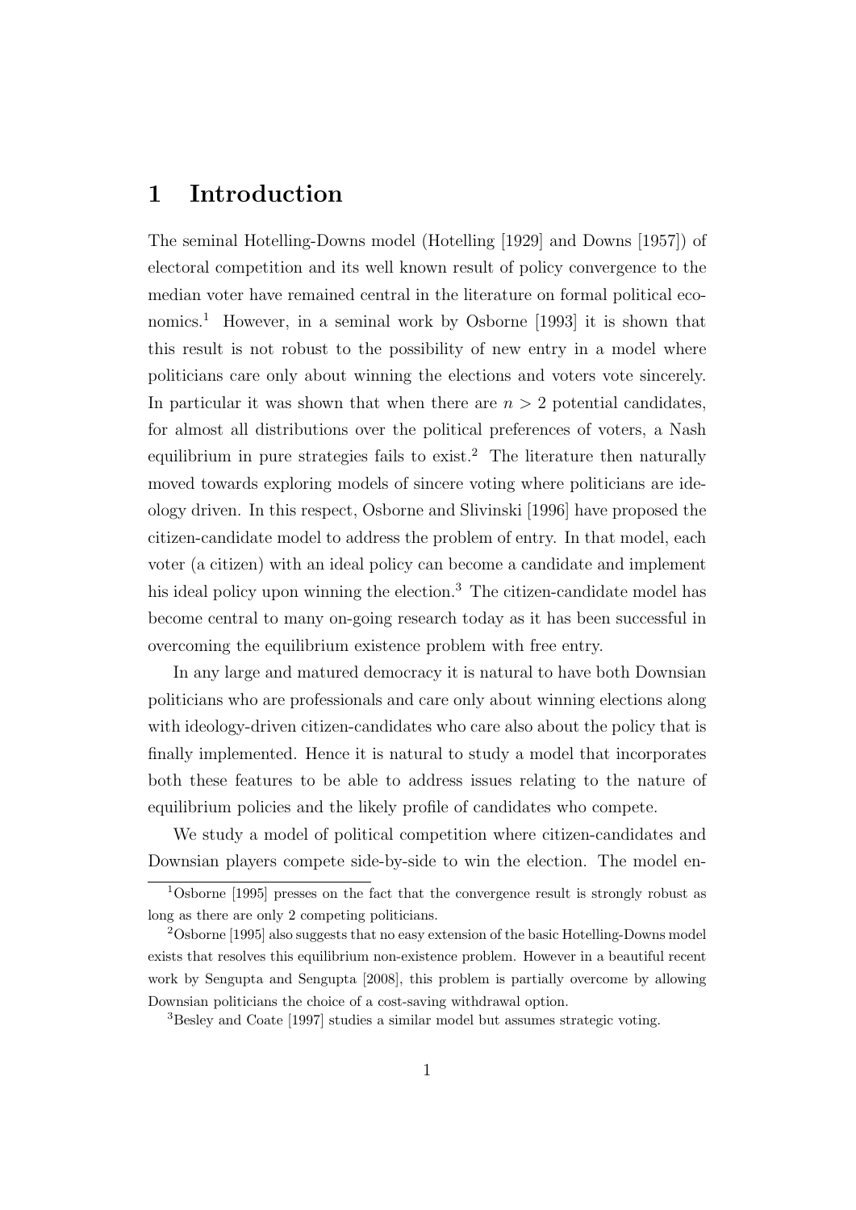# 1 Introduction

The seminal Hotelling-Downs model (Hotelling [1929] and Downs [1957]) of electoral competition and its well known result of policy convergence to the median voter have remained central in the literature on formal political economics.[1] However, in a seminal work by Osborne [1993] it is shown that this result is not robust to the possibility of new entry in a model where politicians care only about winning the elections and voters vote sincerely. In particular it was shown that when there are $n > 2$ potential candidates, for almost all distributions over the political preferences of voters, a Nash equilibrium in pure strategies fails to exist.[2] The literature then naturally moved towards exploring models of sincere voting where politicians are ideology driven. In this respect, Osborne and Slivinski [1996] have proposed the citizen-candidate model to address the problem of entry. In that model, each voter (a citizen) with an ideal policy can become a candidate and implement his ideal policy upon winning the election.[3] The citizen-candidate model has become central to many on-going research today as it has been successful in overcoming the equilibrium existence problem with free entry.

In any large and matured democracy it is natural to have both Downsian politicians who are professionals and care only about winning elections along with ideology-driven citizen-candidates who care also about the policy that is finally implemented. Hence it is natural to study a model that incorporates both these features to be able to address issues relating to the nature of equilibrium policies and the likely profile of candidates who compete.

We study a model of political competition where citizen-candidates and Downsian players compete side-by-side to win the election. The model en-

[1] Osborne [1995] presses on the fact that the convergence result is strongly robust as long as there are only 2 competing politicians.

[2] Osborne [1995] also suggests that no easy extension of the basic Hotelling-Downs model exists that resolves this equilibrium non-existence problem. However in a beautiful recent work by Sengupta and Sengupta [2008], this problem is partially overcome by allowing Downsian politicians the choice of a cost-saving withdrawal option.

[3] Besley and Coate [1997] studies a similar model but assumes strategic voting.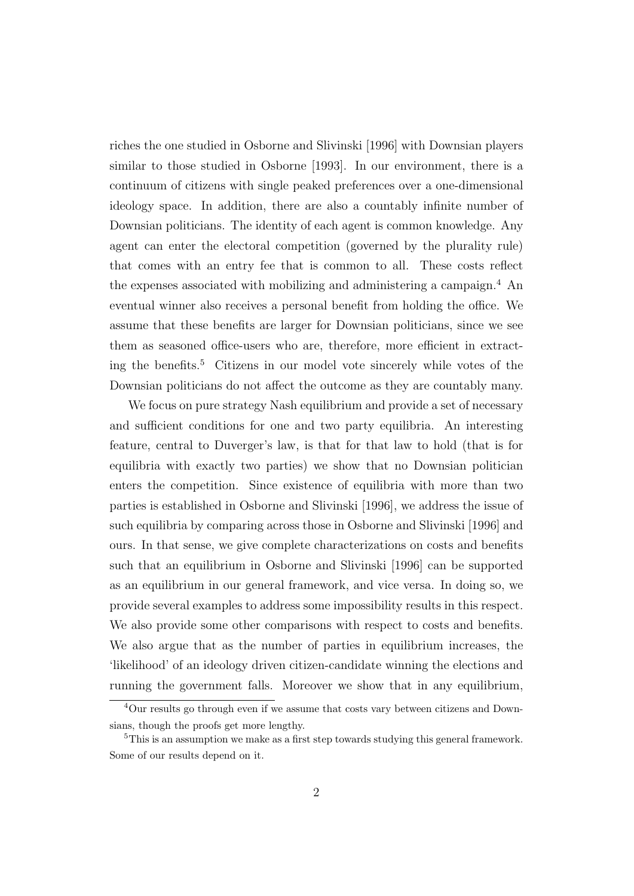riches the one studied in Osborne and Slivinski [1996] with Downsian players similar to those studied in Osborne [1993]. In our environment, there is a continuum of citizens with single peaked preferences over a one-dimensional ideology space. In addition, there are also a countably infinite number of Downsian politicians. The identity of each agent is common knowledge. Any agent can enter the electoral competition (governed by the plurality rule) that comes with an entry fee that is common to all. These costs reflect the expenses associated with mobilizing and administering a campaign.[4] An eventual winner also receives a personal benefit from holding the office. We assume that these benefits are larger for Downsian politicians, since we see them as seasoned office-users who are, therefore, more efficient in extracting the benefits.[5] Citizens in our model vote sincerely while votes of the Downsian politicians do not affect the outcome as they are countably many.

We focus on pure strategy Nash equilibrium and provide a set of necessary and sufficient conditions for one and two party equilibria. An interesting feature, central to Duverger's law, is that for that law to hold (that is for equilibria with exactly two parties) we show that no Downsian politician enters the competition. Since existence of equilibria with more than two parties is established in Osborne and Slivinski [1996], we address the issue of such equilibria by comparing across those in Osborne and Slivinski [1996] and ours. In that sense, we give complete characterizations on costs and benefits such that an equilibrium in Osborne and Slivinski [1996] can be supported as an equilibrium in our general framework, and vice versa. In doing so, we provide several examples to address some impossibility results in this respect. We also provide some other comparisons with respect to costs and benefits. We also argue that as the number of parties in equilibrium increases, the 'likelihood' of an ideology driven citizen-candidate winning the elections and running the government falls. Moreover we show that in any equilibrium,

[4] Our results go through even if we assume that costs vary between citizens and Downsians, though the proofs get more lengthy.

[5] This is an assumption we make as a first step towards studying this general framework. Some of our results depend on it.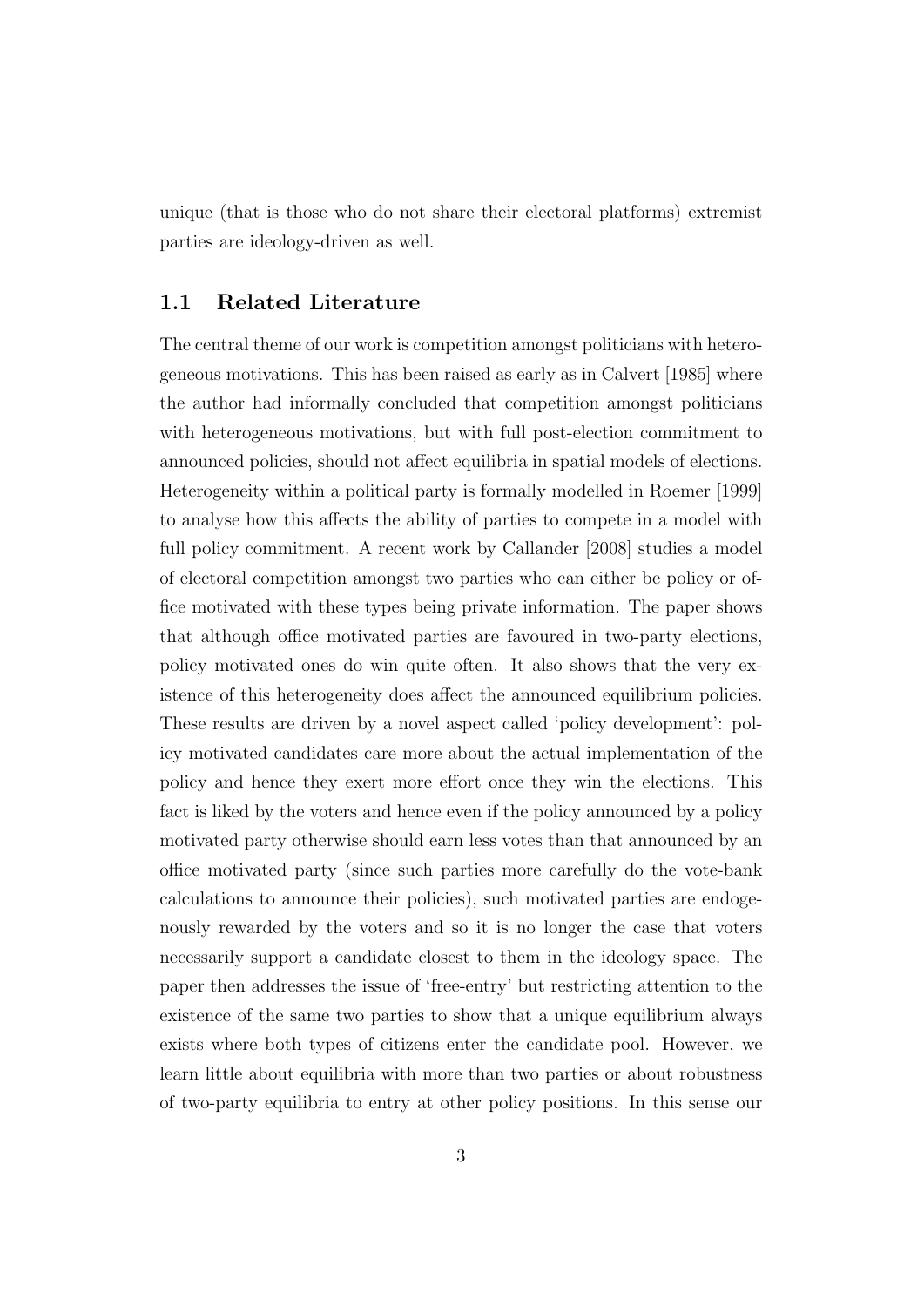unique (that is those who do not share their electoral platforms) extremist parties are ideology-driven as well.

## 1.1 Related Literature

The central theme of our work is competition amongst politicians with heterogeneous motivations. This has been raised as early as in Calvert [1985] where the author had informally concluded that competition amongst politicians with heterogeneous motivations, but with full post-election commitment to announced policies, should not affect equilibria in spatial models of elections. Heterogeneity within a political party is formally modelled in Roemer [1999] to analyse how this affects the ability of parties to compete in a model with full policy commitment. A recent work by Callander [2008] studies a model of electoral competition amongst two parties who can either be policy or office motivated with these types being private information. The paper shows that although office motivated parties are favoured in two-party elections, policy motivated ones do win quite often. It also shows that the very existence of this heterogeneity does affect the announced equilibrium policies. These results are driven by a novel aspect called 'policy development': policy motivated candidates care more about the actual implementation of the policy and hence they exert more effort once they win the elections. This fact is liked by the voters and hence even if the policy announced by a policy motivated party otherwise should earn less votes than that announced by an office motivated party (since such parties more carefully do the vote-bank calculations to announce their policies), such motivated parties are endogenously rewarded by the voters and so it is no longer the case that voters necessarily support a candidate closest to them in the ideology space. The paper then addresses the issue of 'free-entry' but restricting attention to the existence of the same two parties to show that a unique equilibrium always exists where both types of citizens enter the candidate pool. However, we learn little about equilibria with more than two parties or about robustness of two-party equilibria to entry at other policy positions. In this sense our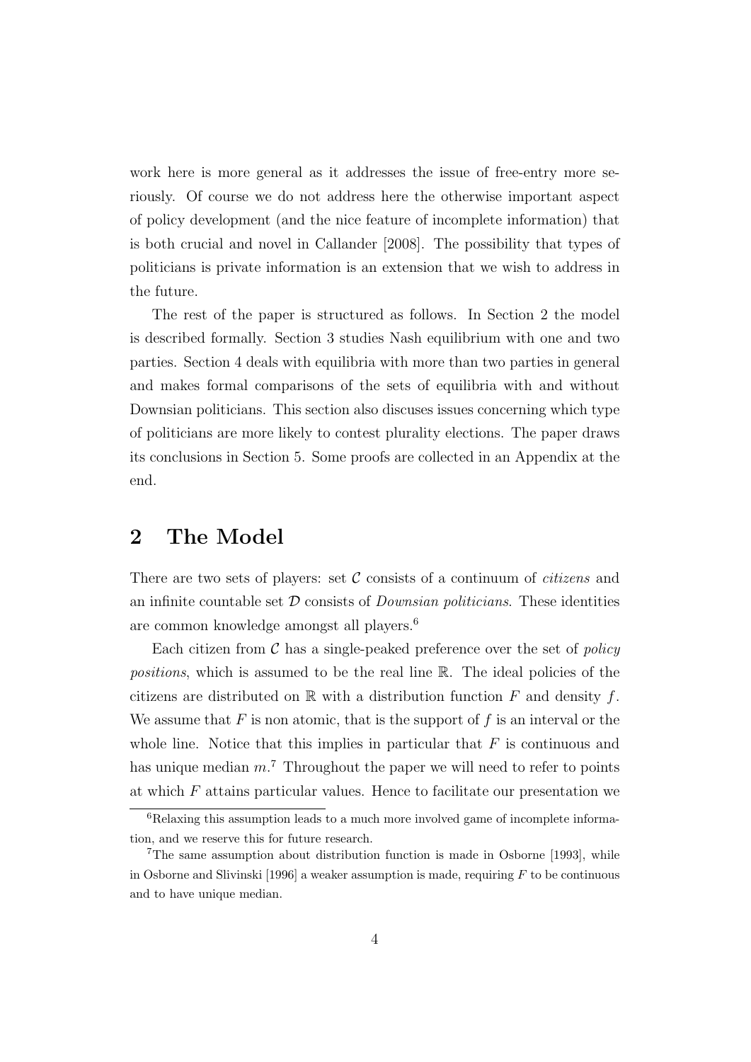work here is more general as it addresses the issue of free-entry more seriously. Of course we do not address here the otherwise important aspect of policy development (and the nice feature of incomplete information) that is both crucial and novel in Callander [2008]. The possibility that types of politicians is private information is an extension that we wish to address in the future.

The rest of the paper is structured as follows. In Section 2 the model is described formally. Section 3 studies Nash equilibrium with one and two parties. Section 4 deals with equilibria with more than two parties in general and makes formal comparisons of the sets of equilibria with and without Downsian politicians. This section also discuses issues concerning which type of politicians are more likely to contest plurality elections. The paper draws its conclusions in Section 5. Some proofs are collected in an Appendix at the end.

## 2 The Model

There are two sets of players: set $\mathcal{C}$ consists of a continuum of *citizens* and an infinite countable set $\mathcal{D}$ consists of *Downsian politicians*. These identities are common knowledge amongst all players.[6]

Each citizen from $\mathcal{C}$ has a single-peaked preference over the set of *policy positions*, which is assumed to be the real line $\mathbb{R}$. The ideal policies of the citizens are distributed on $\mathbb{R}$ with a distribution function $F$ and density $f$. We assume that $F$ is non atomic, that is the support of $f$ is an interval or the whole line. Notice that this implies in particular that $F$ is continuous and has unique median $m$.[7] Throughout the paper we will need to refer to points at which $F$ attains particular values. Hence to facilitate our presentation we

[6] Relaxing this assumption leads to a much more involved game of incomplete information, and we reserve this for future research.

[7] The same assumption about distribution function is made in Osborne [1993], while in Osborne and Slivinski [1996] a weaker assumption is made, requiring $F$ to be continuous and to have unique median.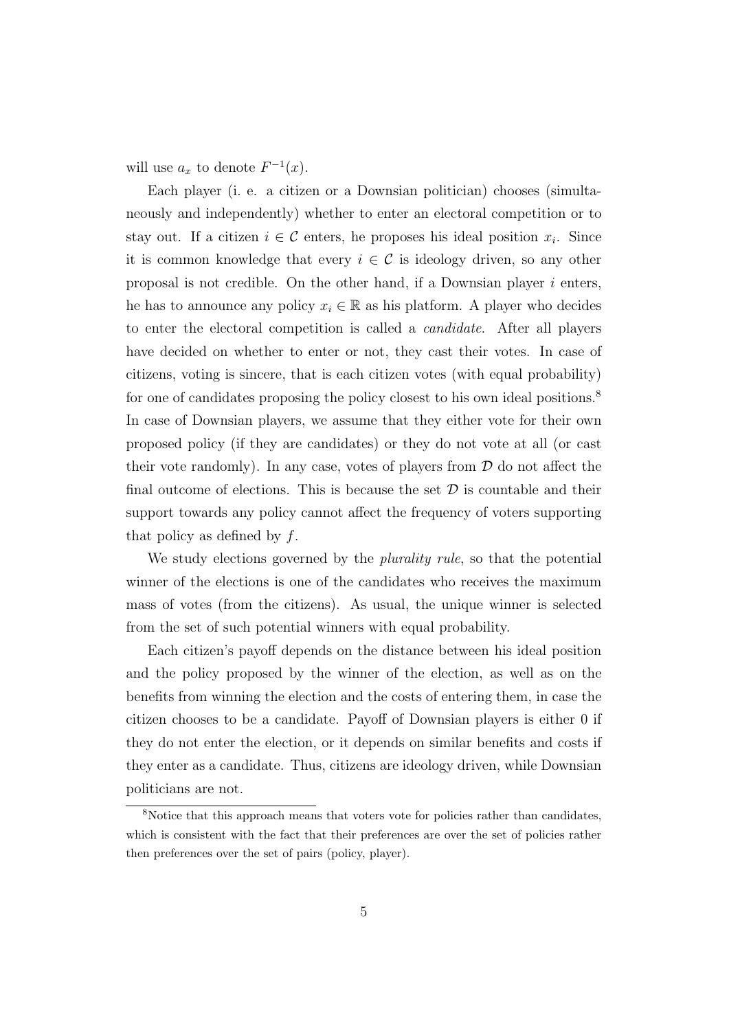will use $a_x$ to denote $F^{-1}(x)$.

Each player (i. e. a citizen or a Downsian politician) chooses (simultaneously and independently) whether to enter an electoral competition or to stay out. If a citizen $i \in \mathcal{C}$ enters, he proposes his ideal position $x_i$. Since it is common knowledge that every $i \in \mathcal{C}$ is ideology driven, so any other proposal is not credible. On the other hand, if a Downsian player $i$ enters, he has to announce any policy $x_i \in \mathbb{R}$ as his platform. A player who decides to enter the electoral competition is called a *candidate*. After all players have decided on whether to enter or not, they cast their votes. In case of citizens, voting is sincere, that is each citizen votes (with equal probability) for one of candidates proposing the policy closest to his own ideal positions.[8] In case of Downsian players, we assume that they either vote for their own proposed policy (if they are candidates) or they do not vote at all (or cast their vote randomly). In any case, votes of players from $\mathcal{D}$ do not affect the final outcome of elections. This is because the set $\mathcal{D}$ is countable and their support towards any policy cannot affect the frequency of voters supporting that policy as defined by $f$.

We study elections governed by the *plurality rule*, so that the potential winner of the elections is one of the candidates who receives the maximum mass of votes (from the citizens). As usual, the unique winner is selected from the set of such potential winners with equal probability.

Each citizen's payoff depends on the distance between his ideal position and the policy proposed by the winner of the election, as well as on the benefits from winning the election and the costs of entering them, in case the citizen chooses to be a candidate. Payoff of Downsian players is either 0 if they do not enter the election, or it depends on similar benefits and costs if they enter as a candidate. Thus, citizens are ideology driven, while Downsian politicians are not.

[8]Notice that this approach means that voters vote for policies rather than candidates, which is consistent with the fact that their preferences are over the set of policies rather then preferences over the set of pairs (policy, player).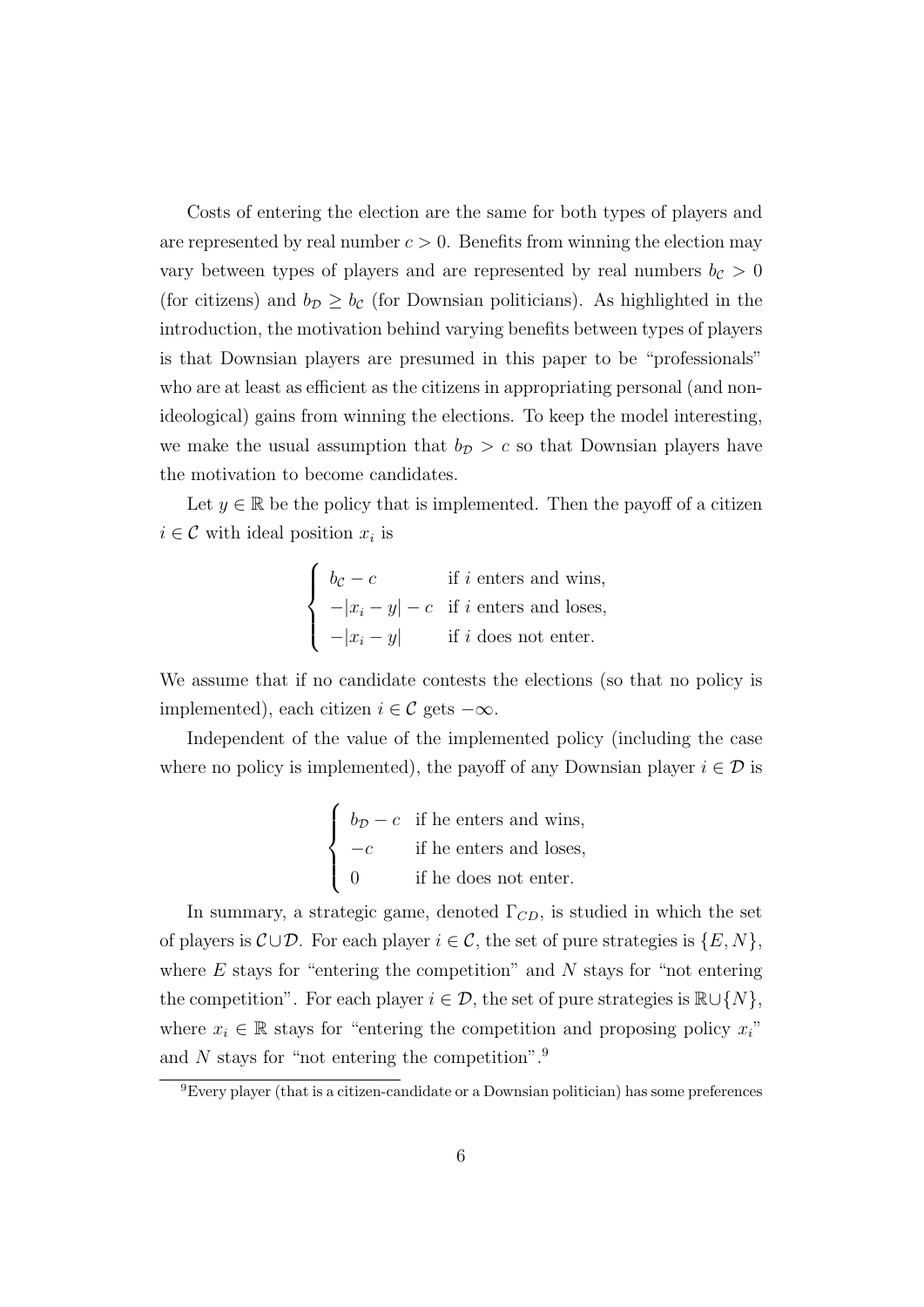Costs of entering the election are the same for both types of players and are represented by real number $c > 0$. Benefits from winning the election may vary between types of players and are represented by real numbers $b_{\mathcal{C}} > 0$ (for citizens) and $b_{\mathcal{D}} \geq b_{\mathcal{C}}$ (for Downsian politicians). As highlighted in the introduction, the motivation behind varying benefits between types of players is that Downsian players are presumed in this paper to be "professionals" who are at least as efficient as the citizens in appropriating personal (and non-ideological) gains from winning the elections. To keep the model interesting, we make the usual assumption that $b_{\mathcal{D}} > c$ so that Downsian players have the motivation to become candidates.

Let $y \in \mathbb{R}$ be the policy that is implemented. Then the payoff of a citizen $i \in \mathcal{C}$ with ideal position $x_i$ is

$$\begin{cases} b_{\mathcal{C}} - c & \text{if } i \text{ enters and wins,} \\ -|x_i - y| - c & \text{if } i \text{ enters and loses,} \\ -|x_i - y| & \text{if } i \text{ does not enter.} \end{cases}$$

We assume that if no candidate contests the elections (so that no policy is implemented), each citizen $i \in \mathcal{C}$ gets $-\infty$.

Independent of the value of the implemented policy (including the case where no policy is implemented), the payoff of any Downsian player $i \in \mathcal{D}$ is

$$\begin{cases} b_{\mathcal{D}} - c & \text{if he enters and wins,} \\ -c & \text{if he enters and loses,} \\ 0 & \text{if he does not enter.} \end{cases}$$

In summary, a strategic game, denoted $\Gamma_{CD}$, is studied in which the set of players is $\mathcal{C} \cup \mathcal{D}$. For each player $i \in \mathcal{C}$, the set of pure strategies is $\{E, N\}$, where $E$ stays for "entering the competition" and $N$ stays for "not entering the competition". For each player $i \in \mathcal{D}$, the set of pure strategies is $\mathbb{R} \cup \{N\}$, where $x_i \in \mathbb{R}$ stays for "entering the competition and proposing policy $x_i$" and $N$ stays for "not entering the competition".[9]

[9]Every player (that is a citizen-candidate or a Downsian politician) has some preferences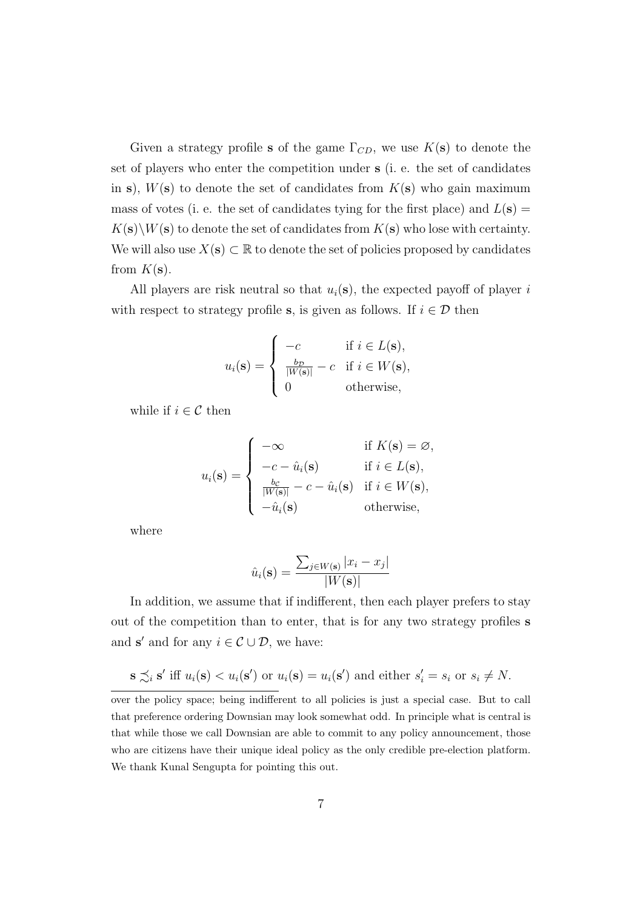Given a strategy profile $\mathbf{s}$ of the game $\Gamma_{CD}$, we use $K(\mathbf{s})$ to denote the set of players who enter the competition under $\mathbf{s}$ (i. e. the set of candidates in $\mathbf{s}$), $W(\mathbf{s})$ to denote the set of candidates from $K(\mathbf{s})$ who gain maximum mass of votes (i. e. the set of candidates tying for the first place) and $L(\mathbf{s}) = K(\mathbf{s})\backslash W(\mathbf{s})$ to denote the set of candidates from $K(\mathbf{s})$ who lose with certainty. We will also use $X(\mathbf{s}) \subset \mathbb{R}$ to denote the set of policies proposed by candidates from $K(\mathbf{s})$.

All players are risk neutral so that $u_i(\mathbf{s})$, the expected payoff of player $i$ with respect to strategy profile $\mathbf{s}$, is given as follows. If $i \in \mathcal{D}$ then

$$u_i(\mathbf{s}) = \begin{cases} -c & \text{if } i \in L(\mathbf{s}), \\ \frac{b_{\mathcal{D}}}{|W(\mathbf{s})|} - c & \text{if } i \in W(\mathbf{s}), \\ 0 & \text{otherwise,} \end{cases}$$

while if $i \in \mathcal{C}$ then

$$u_i(\mathbf{s}) = \begin{cases} -\infty & \text{if } K(\mathbf{s}) = \varnothing, \\ -c - \hat{u}_i(\mathbf{s}) & \text{if } i \in L(\mathbf{s}), \\ \frac{b_{\mathcal{C}}}{|W(\mathbf{s})|} - c - \hat{u}_i(\mathbf{s}) & \text{if } i \in W(\mathbf{s}), \\ -\hat{u}_i(\mathbf{s}) & \text{otherwise,} \end{cases}$$

where

$$\hat{u}_i(\mathbf{s}) = \frac{\sum_{j \in W(\mathbf{s})} |x_i - x_j|}{|W(\mathbf{s})|}$$

In addition, we assume that if indifferent, then each player prefers to stay out of the competition than to enter, that is for any two strategy profiles $\mathbf{s}$ and $\mathbf{s}'$ and for any $i \in \mathcal{C} \cup \mathcal{D}$, we have:

$$\mathbf{s} \precsim_i \mathbf{s}' \text{ iff } u_i(\mathbf{s}) < u_i(\mathbf{s}') \text{ or } u_i(\mathbf{s}) = u_i(\mathbf{s}') \text{ and either } s_i' = s_i \text{ or } s_i \neq N.$$

---

over the policy space; being indifferent to all policies is just a special case. But to call that preference ordering Downsian may look somewhat odd. In principle what is central is that while those we call Downsian are able to commit to any policy announcement, those who are citizens have their unique ideal policy as the only credible pre-election platform. We thank Kunal Sengupta for pointing this out.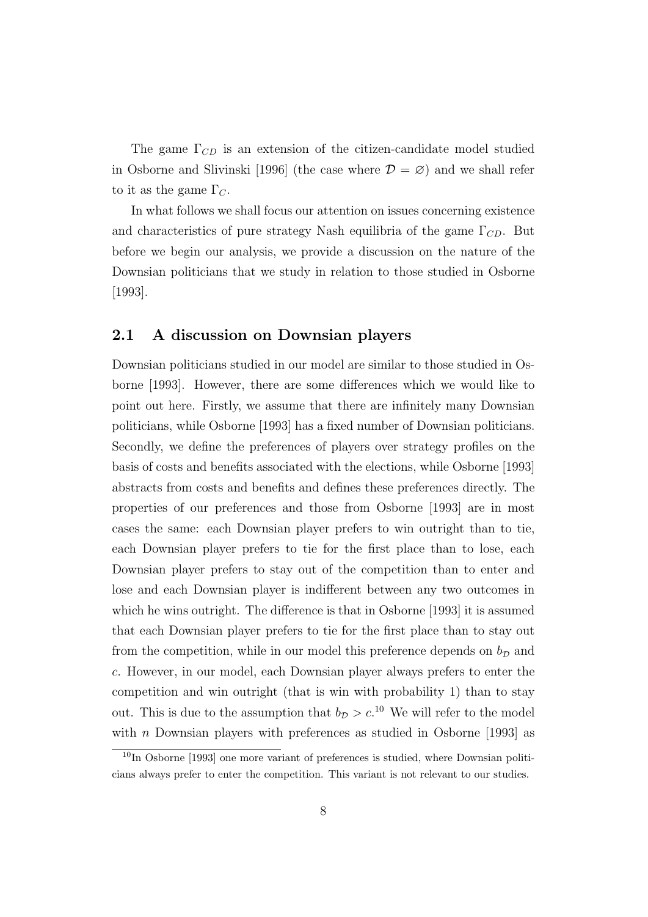The game $\Gamma_{CD}$ is an extension of the citizen-candidate model studied in Osborne and Slivinski [1996] (the case where $\mathcal{D} = \varnothing$) and we shall refer to it as the game $\Gamma_C$.

In what follows we shall focus our attention on issues concerning existence and characteristics of pure strategy Nash equilibria of the game $\Gamma_{CD}$. But before we begin our analysis, we provide a discussion on the nature of the Downsian politicians that we study in relation to those studied in Osborne [1993].

## 2.1 A discussion on Downsian players

Downsian politicians studied in our model are similar to those studied in Osborne [1993]. However, there are some differences which we would like to point out here. Firstly, we assume that there are infinitely many Downsian politicians, while Osborne [1993] has a fixed number of Downsian politicians. Secondly, we define the preferences of players over strategy profiles on the basis of costs and benefits associated with the elections, while Osborne [1993] abstracts from costs and benefits and defines these preferences directly. The properties of our preferences and those from Osborne [1993] are in most cases the same: each Downsian player prefers to win outright than to tie, each Downsian player prefers to tie for the first place than to lose, each Downsian player prefers to stay out of the competition than to enter and lose and each Downsian player is indifferent between any two outcomes in which he wins outright. The difference is that in Osborne [1993] it is assumed that each Downsian player prefers to tie for the first place than to stay out from the competition, while in our model this preference depends on $b_{\mathcal{D}}$ and $c$. However, in our model, each Downsian player always prefers to enter the competition and win outright (that is win with probability 1) than to stay out. This is due to the assumption that $b_{\mathcal{D}} > c$.[10] We will refer to the model with $n$ Downsian players with preferences as studied in Osborne [1993] as

[10] In Osborne [1993] one more variant of preferences is studied, where Downsian politicians always prefer to enter the competition. This variant is not relevant to our studies.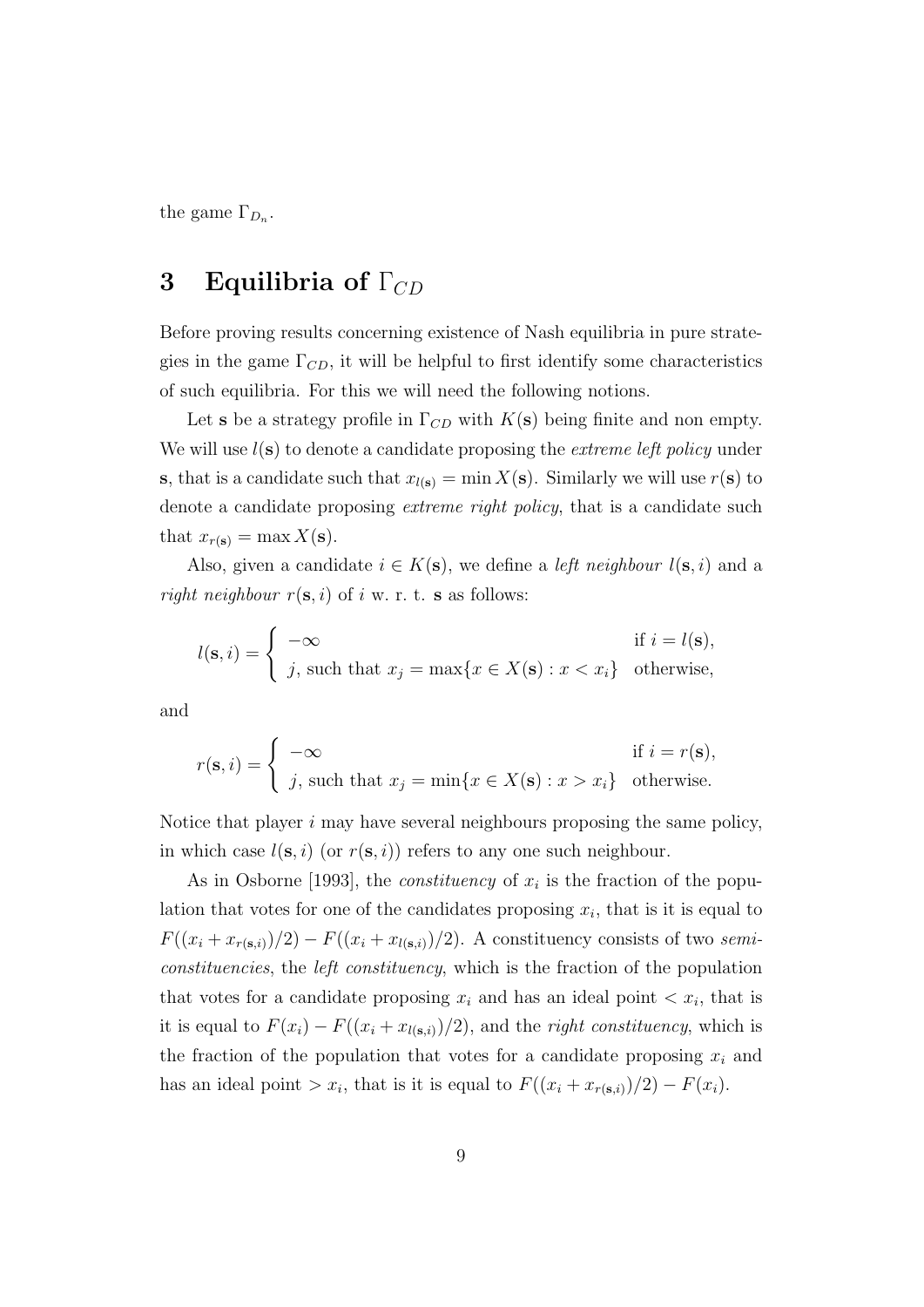the game $\Gamma_{D_n}$.

# 3 Equilibria of $\Gamma_{CD}$

Before proving results concerning existence of Nash equilibria in pure strategies in the game $\Gamma_{CD}$, it will be helpful to first identify some characteristics of such equilibria. For this we will need the following notions.

Let $\mathbf{s}$ be a strategy profile in $\Gamma_{CD}$ with $K(\mathbf{s})$ being finite and non empty. We will use $l(\mathbf{s})$ to denote a candidate proposing the *extreme left policy* under $\mathbf{s}$, that is a candidate such that $x_{l(\mathbf{s})} = \min X(\mathbf{s})$. Similarly we will use $r(\mathbf{s})$ to denote a candidate proposing *extreme right policy*, that is a candidate such that $x_{r(\mathbf{s})} = \max X(\mathbf{s})$.

Also, given a candidate $i \in K(\mathbf{s})$, we define a *left neighbour* $l(\mathbf{s}, i)$ and a *right neighbour* $r(\mathbf{s}, i)$ of $i$ w. r. t. $\mathbf{s}$ as follows:

$$l(\mathbf{s}, i) = \begin{cases} -\infty & \text{if } i = l(\mathbf{s}), \\ j, \text{ such that } x_j = \max\{x \in X(\mathbf{s}) : x < x_i\} & \text{otherwise,} \end{cases}$$

and

$$r(\mathbf{s}, i) = \begin{cases} -\infty & \text{if } i = r(\mathbf{s}), \\ j, \text{ such that } x_j = \min\{x \in X(\mathbf{s}) : x > x_i\} & \text{otherwise.} \end{cases}$$

Notice that player $i$ may have several neighbours proposing the same policy, in which case $l(\mathbf{s}, i)$ (or $r(\mathbf{s}, i)$) refers to any one such neighbour.

As in Osborne [1993], the *constituency* of $x_i$ is the fraction of the population that votes for one of the candidates proposing $x_i$, that is it is equal to $F((x_i + x_{r(\mathbf{s},i)})/2) - F((x_i + x_{l(\mathbf{s},i)})/2)$. A constituency consists of two *semi-constituencies*, the *left constituency*, which is the fraction of the population that votes for a candidate proposing $x_i$ and has an ideal point $< x_i$, that is it is equal to $F(x_i) - F((x_i + x_{l(\mathbf{s},i)})/2)$, and the *right constituency*, which is the fraction of the population that votes for a candidate proposing $x_i$ and has an ideal point $> x_i$, that is it is equal to $F((x_i + x_{r(\mathbf{s},i)})/2) - F(x_i)$.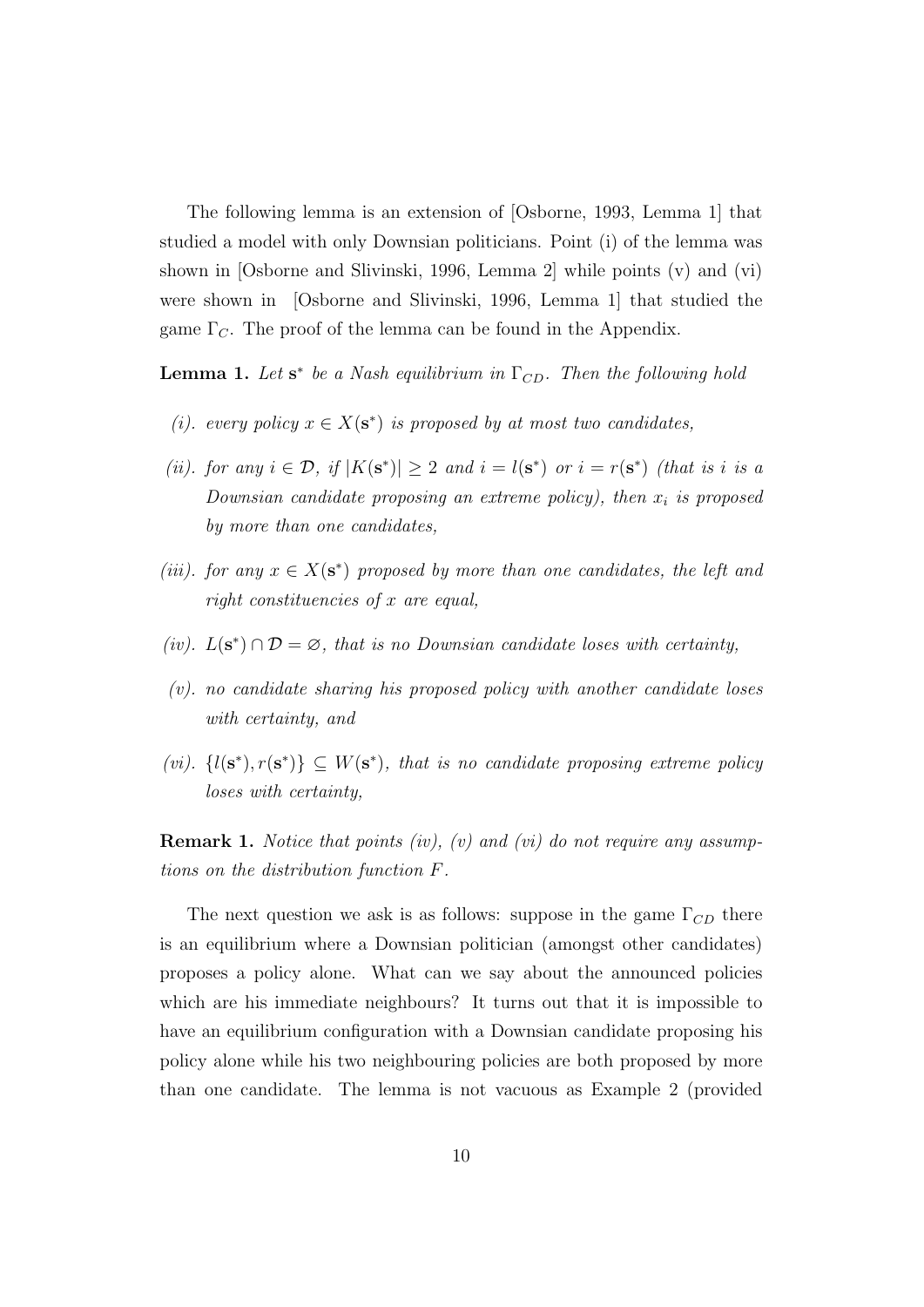The following lemma is an extension of [Osborne, 1993, Lemma 1] that studied a model with only Downsian politicians. Point (i) of the lemma was shown in [Osborne and Slivinski, 1996, Lemma 2] while points (v) and (vi) were shown in [Osborne and Slivinski, 1996, Lemma 1] that studied the game $\Gamma_C$. The proof of the lemma can be found in the Appendix.

**Lemma 1.** *Let $\mathbf{s}^*$ be a Nash equilibrium in $\Gamma_{CD}$. Then the following hold*

*(i). every policy $x \in X(\mathbf{s}^*)$ is proposed by at most two candidates,*

*(ii). for any $i \in \mathcal{D}$, if $|K(\mathbf{s}^*)| \geq 2$ and $i = l(\mathbf{s}^*)$ or $i = r(\mathbf{s}^*)$ (that is $i$ is a Downsian candidate proposing an extreme policy), then $x_i$ is proposed by more than one candidates,*

*(iii). for any $x \in X(\mathbf{s}^*)$ proposed by more than one candidates, the left and right constituencies of $x$ are equal,*

*(iv). $L(\mathbf{s}^*) \cap \mathcal{D} = \varnothing$, that is no Downsian candidate loses with certainty,*

*(v). no candidate sharing his proposed policy with another candidate loses with certainty, and*

*(vi). $\{l(\mathbf{s}^*), r(\mathbf{s}^*)\} \subseteq W(\mathbf{s}^*)$, that is no candidate proposing extreme policy loses with certainty,*

**Remark 1.** *Notice that points (iv), (v) and (vi) do not require any assumptions on the distribution function $F$.*

The next question we ask is as follows: suppose in the game $\Gamma_{CD}$ there is an equilibrium where a Downsian politician (amongst other candidates) proposes a policy alone. What can we say about the announced policies which are his immediate neighbours? It turns out that it is impossible to have an equilibrium configuration with a Downsian candidate proposing his policy alone while his two neighbouring policies are both proposed by more than one candidate. The lemma is not vacuous as Example 2 (provided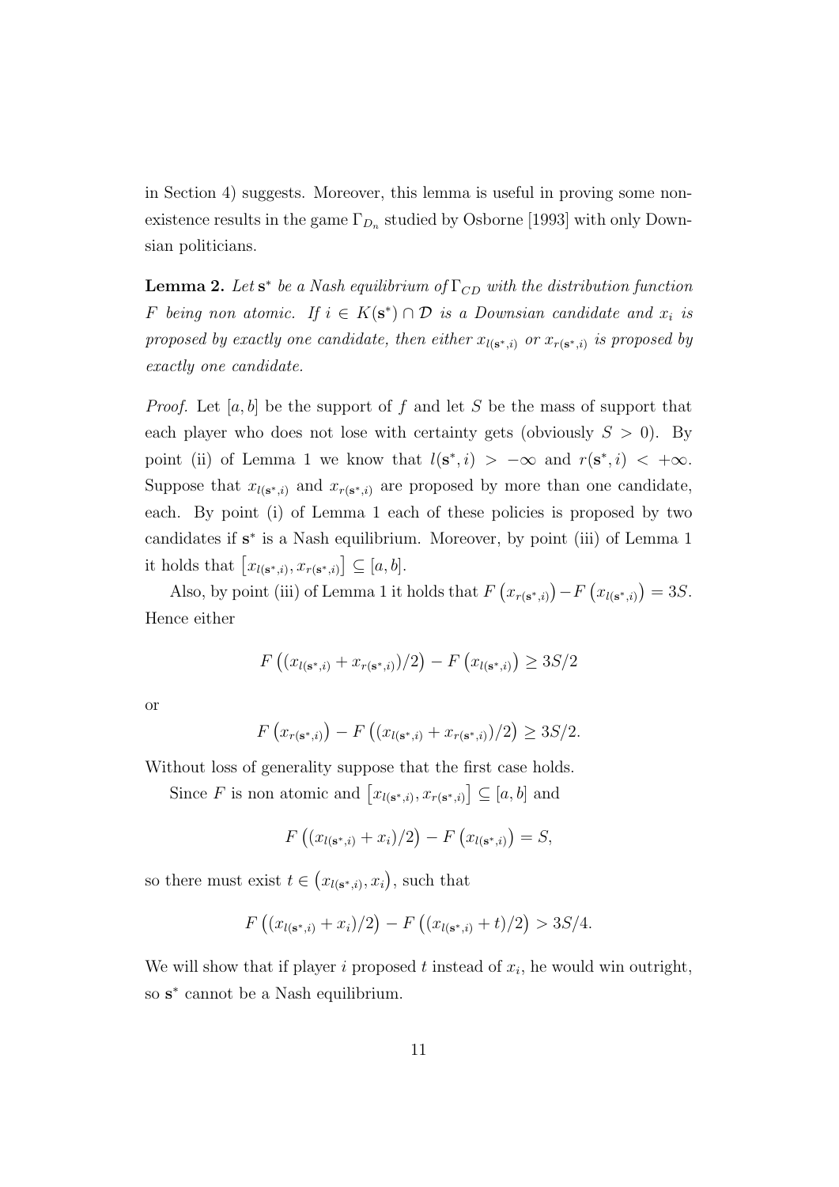in Section 4) suggests. Moreover, this lemma is useful in proving some non-existence results in the game $\Gamma_{D_n}$ studied by Osborne [1993] with only Downsian politicians.

**Lemma 2.** *Let $\mathbf{s}^*$ be a Nash equilibrium of $\Gamma_{CD}$ with the distribution function $F$ being non atomic. If $i \in K(\mathbf{s}^*) \cap \mathcal{D}$ is a Downsian candidate and $x_i$ is proposed by exactly one candidate, then either $x_{l(\mathbf{s}^*,i)}$ or $x_{r(\mathbf{s}^*,i)}$ is proposed by exactly one candidate.*

*Proof.* Let $[a, b]$ be the support of $f$ and let $S$ be the mass of support that each player who does not lose with certainty gets (obviously $S > 0$). By point (ii) of Lemma 1 we know that $l(\mathbf{s}^*, i) > -\infty$ and $r(\mathbf{s}^*, i) < +\infty$. Suppose that $x_{l(\mathbf{s}^*,i)}$ and $x_{r(\mathbf{s}^*,i)}$ are proposed by more than one candidate, each. By point (i) of Lemma 1 each of these policies is proposed by two candidates if $\mathbf{s}^*$ is a Nash equilibrium. Moreover, by point (iii) of Lemma 1 it holds that $\left[x_{l(\mathbf{s}^*,i)}, x_{r(\mathbf{s}^*,i)}\right] \subseteq [a, b]$.

Also, by point (iii) of Lemma 1 it holds that $F\left(x_{r(\mathbf{s}^*,i)}\right) - F\left(x_{l(\mathbf{s}^*,i)}\right) = 3S$. Hence either

$$F\left((x_{l(\mathbf{s}^*,i)} + x_{r(\mathbf{s}^*,i)})/2\right) - F\left(x_{l(\mathbf{s}^*,i)}\right) \geq 3S/2$$

or

$$F\left(x_{r(\mathbf{s}^*,i)}\right) - F\left((x_{l(\mathbf{s}^*,i)} + x_{r(\mathbf{s}^*,i)})/2\right) \geq 3S/2.$$

Without loss of generality suppose that the first case holds.

Since $F$ is non atomic and $\left[x_{l(\mathbf{s}^*,i)}, x_{r(\mathbf{s}^*,i)}\right] \subseteq [a, b]$ and

$$F\left((x_{l(\mathbf{s}^*,i)} + x_i)/2\right) - F\left(x_{l(\mathbf{s}^*,i)}\right) = S,$$

so there must exist $t \in \left(x_{l(\mathbf{s}^*,i)}, x_i\right)$, such that

$$F\left((x_{l(\mathbf{s}^*,i)} + x_i)/2\right) - F\left((x_{l(\mathbf{s}^*,i)} + t)/2\right) > 3S/4.$$

We will show that if player $i$ proposed $t$ instead of $x_i$, he would win outright, so $\mathbf{s}^*$ cannot be a Nash equilibrium.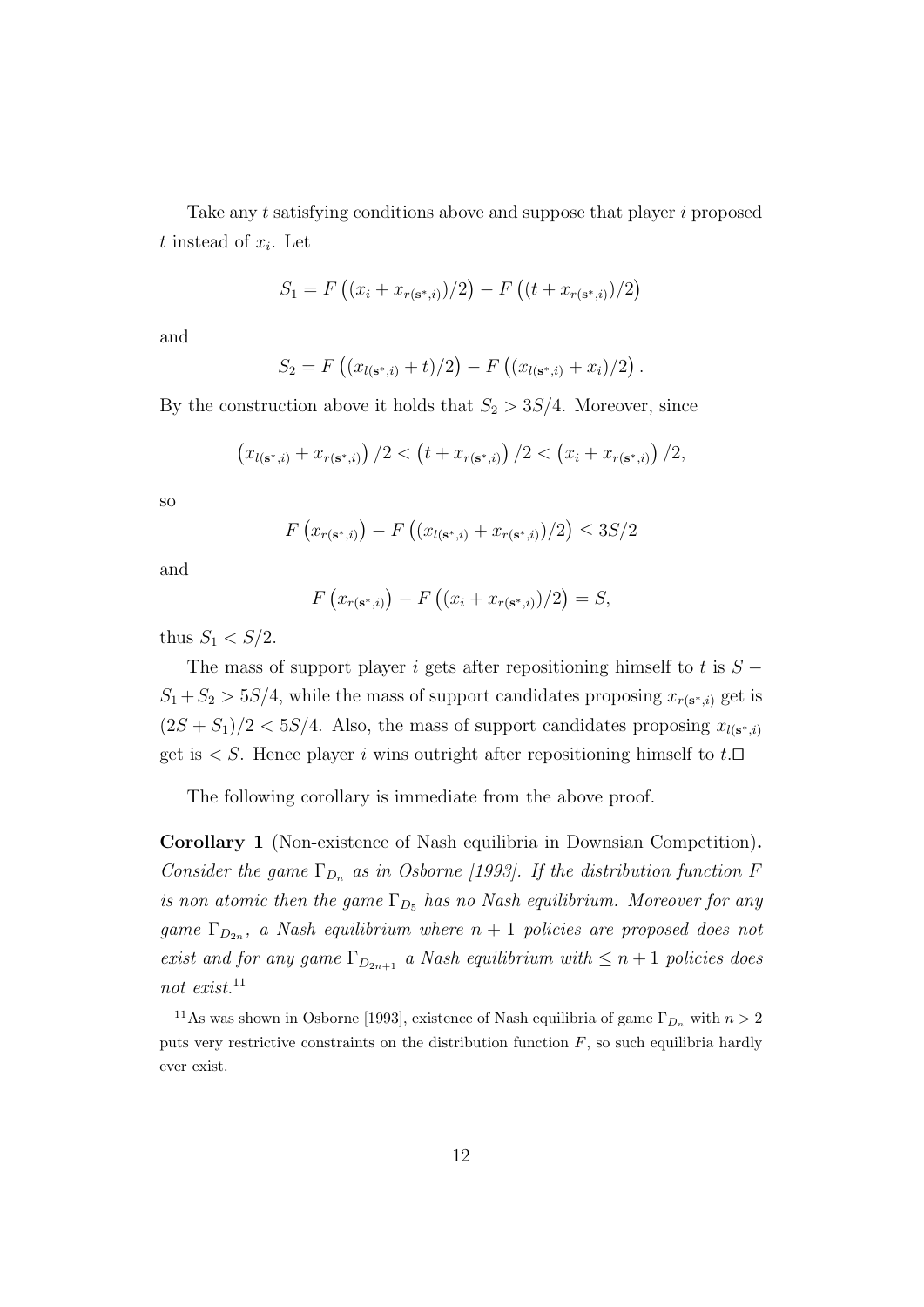Take any $t$ satisfying conditions above and suppose that player $i$ proposed $t$ instead of $x_i$. Let

$$S_1 = F\left((x_i + x_{r(\mathbf{s}^*,i)})/2\right) - F\left((t + x_{r(\mathbf{s}^*,i)})/2\right)$$

and

$$S_2 = F\left((x_{l(\mathbf{s}^*,i)} + t)/2\right) - F\left((x_{l(\mathbf{s}^*,i)} + x_i)/2\right).$$

By the construction above it holds that $S_2 > 3S/4$. Moreover, since

$$\left(x_{l(\mathbf{s}^*,i)} + x_{r(\mathbf{s}^*,i)}\right)/2 < \left(t + x_{r(\mathbf{s}^*,i)}\right)/2 < \left(x_i + x_{r(\mathbf{s}^*,i)}\right)/2,$$

so

$$F\left(x_{r(\mathbf{s}^*,i)}\right) - F\left((x_{l(\mathbf{s}^*,i)} + x_{r(\mathbf{s}^*,i)})/2\right) \leq 3S/2$$

and

$$F\left(x_{r(\mathbf{s}^*,i)}\right) - F\left((x_i + x_{r(\mathbf{s}^*,i)})/2\right) = S,$$

thus $S_1 < S/2$.

The mass of support player $i$ gets after repositioning himself to $t$ is $S - S_1 + S_2 > 5S/4$, while the mass of support candidates proposing $x_{r(\mathbf{s}^*,i)}$ get is $(2S + S_1)/2 < 5S/4$. Also, the mass of support candidates proposing $x_{l(\mathbf{s}^*,i)}$ get is $< S$. Hence player $i$ wins outright after repositioning himself to $t$.$\square$

The following corollary is immediate from the above proof.

**Corollary 1** (Non-existence of Nash equilibria in Downsian Competition)**.** *Consider the game $\Gamma_{D_n}$ as in Osborne [1993]. If the distribution function $F$ is non atomic then the game $\Gamma_{D_5}$ has no Nash equilibrium. Moreover for any game $\Gamma_{D_{2n}}$, a Nash equilibrium where $n+1$ policies are proposed does not exist and for any game $\Gamma_{D_{2n+1}}$ a Nash equilibrium with $\leq n+1$ policies does not exist.*[11]

[11] As was shown in Osborne [1993], existence of Nash equilibria of game $\Gamma_{D_n}$ with $n > 2$ puts very restrictive constraints on the distribution function $F$, so such equilibria hardly ever exist.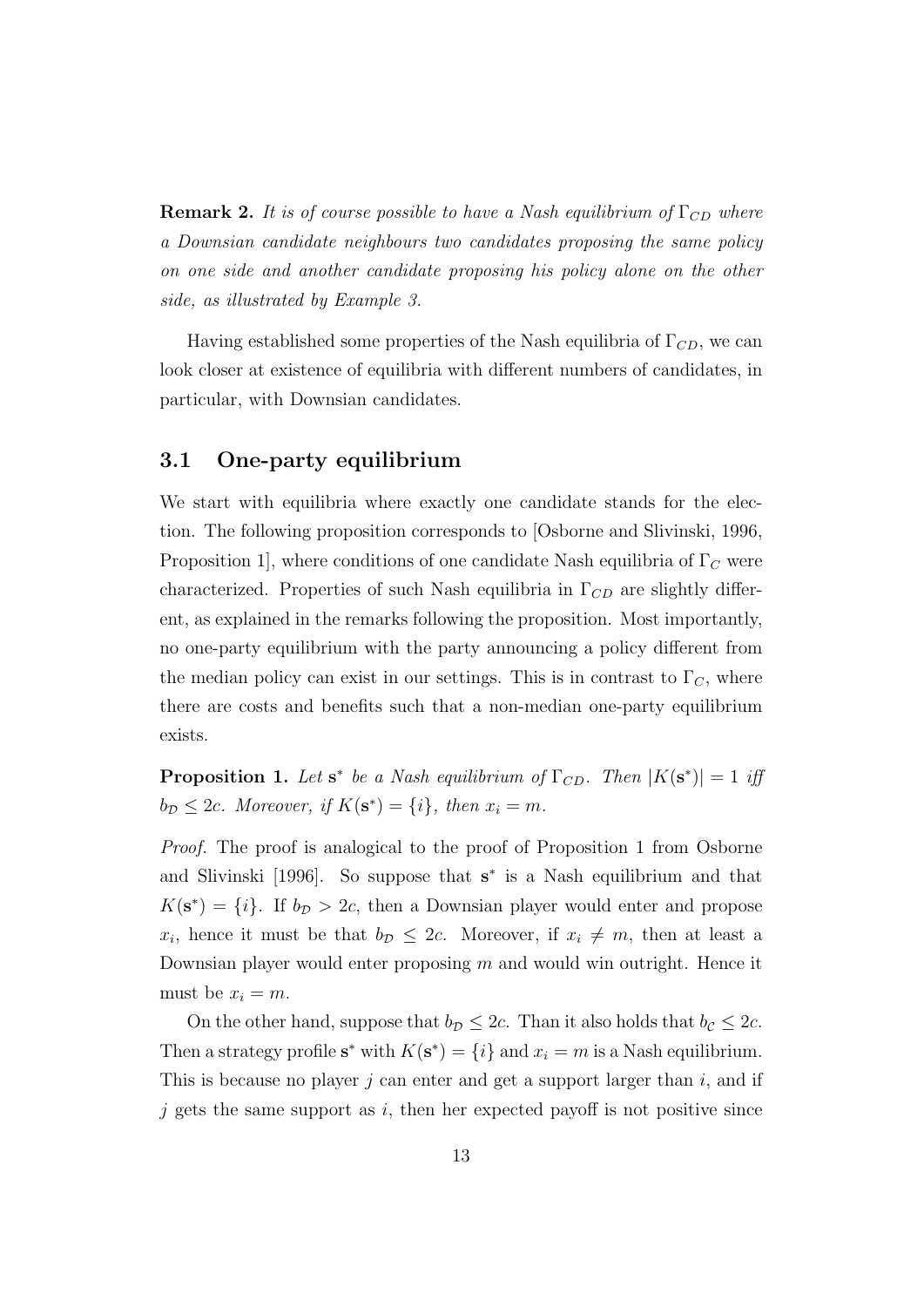**Remark 2.** *It is of course possible to have a Nash equilibrium of $\Gamma_{CD}$ where a Downsian candidate neighbours two candidates proposing the same policy on one side and another candidate proposing his policy alone on the other side, as illustrated by Example 3.*

Having established some properties of the Nash equilibria of $\Gamma_{CD}$, we can look closer at existence of equilibria with different numbers of candidates, in particular, with Downsian candidates.

### 3.1 One-party equilibrium

We start with equilibria where exactly one candidate stands for the election. The following proposition corresponds to [Osborne and Slivinski, 1996, Proposition 1], where conditions of one candidate Nash equilibria of $\Gamma_C$ were characterized. Properties of such Nash equilibria in $\Gamma_{CD}$ are slightly different, as explained in the remarks following the proposition. Most importantly, no one-party equilibrium with the party announcing a policy different from the median policy can exist in our settings. This is in contrast to $\Gamma_C$, where there are costs and benefits such that a non-median one-party equilibrium exists.

**Proposition 1.** *Let $\mathbf{s}^*$ be a Nash equilibrium of $\Gamma_{CD}$. Then $|K(\mathbf{s}^*)| = 1$ iff $b_{\mathcal{D}} \leq 2c$. Moreover, if $K(\mathbf{s}^*) = \{i\}$, then $x_i = m$.*

*Proof.* The proof is analogical to the proof of Proposition 1 from Osborne and Slivinski [1996]. So suppose that $\mathbf{s}^*$ is a Nash equilibrium and that $K(\mathbf{s}^*) = \{i\}$. If $b_{\mathcal{D}} > 2c$, then a Downsian player would enter and propose $x_i$, hence it must be that $b_{\mathcal{D}} \leq 2c$. Moreover, if $x_i \neq m$, then at least a Downsian player would enter proposing $m$ and would win outright. Hence it must be $x_i = m$.

On the other hand, suppose that $b_{\mathcal{D}} \leq 2c$. Than it also holds that $b_{\mathcal{C}} \leq 2c$. Then a strategy profile $\mathbf{s}^*$ with $K(\mathbf{s}^*) = \{i\}$ and $x_i = m$ is a Nash equilibrium. This is because no player $j$ can enter and get a support larger than $i$, and if $j$ gets the same support as $i$, then her expected payoff is not positive since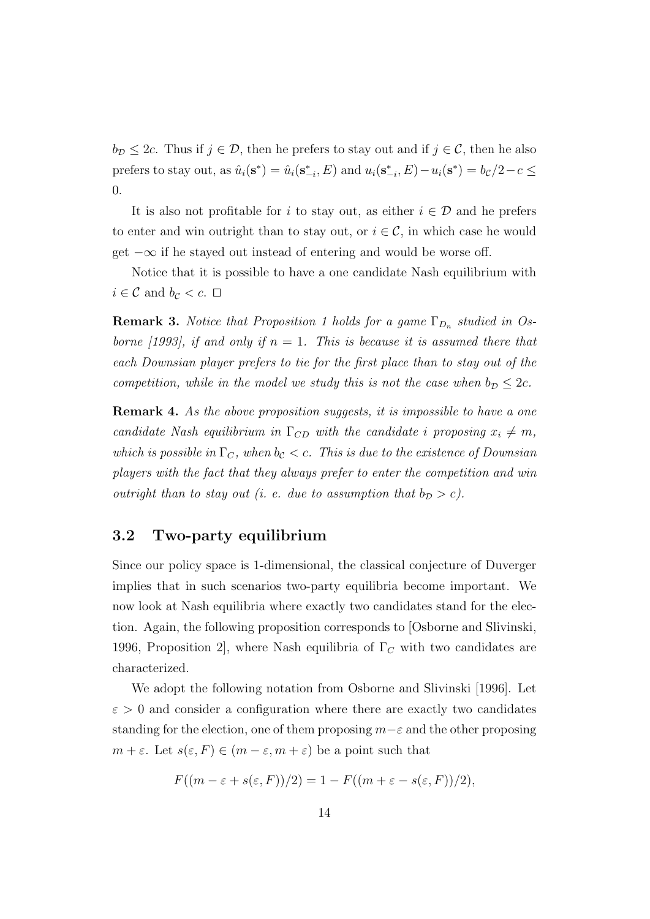$b_{\mathcal{D}} \leq 2c$. Thus if $j \in \mathcal{D}$, then he prefers to stay out and if $j \in \mathcal{C}$, then he also prefers to stay out, as $\hat{u}_i(\mathbf{s}^*) = \hat{u}_i(\mathbf{s}^*_{-i}, E)$ and $u_i(\mathbf{s}^*_{-i}, E) - u_i(\mathbf{s}^*) = b_{\mathcal{C}}/2 - c \leq 0$.

It is also not profitable for $i$ to stay out, as either $i \in \mathcal{D}$ and he prefers to enter and win outright than to stay out, or $i \in \mathcal{C}$, in which case he would get $-\infty$ if he stayed out instead of entering and would be worse off.

Notice that it is possible to have a one candidate Nash equilibrium with $i \in \mathcal{C}$ and $b_{\mathcal{C}} < c$. $\square$

**Remark 3.** *Notice that Proposition 1 holds for a game $\Gamma_{D_n}$ studied in Osborne [1993], if and only if $n = 1$. This is because it is assumed there that each Downsian player prefers to tie for the first place than to stay out of the competition, while in the model we study this is not the case when $b_{\mathcal{D}} \leq 2c$.*

**Remark 4.** *As the above proposition suggests, it is impossible to have a one candidate Nash equilibrium in $\Gamma_{CD}$ with the candidate $i$ proposing $x_i \neq m$, which is possible in $\Gamma_C$, when $b_{\mathcal{C}} < c$. This is due to the existence of Downsian players with the fact that they always prefer to enter the competition and win outright than to stay out (i. e. due to assumption that $b_{\mathcal{D}} > c$).*

## 3.2 Two-party equilibrium

Since our policy space is 1-dimensional, the classical conjecture of Duverger implies that in such scenarios two-party equilibria become important. We now look at Nash equilibria where exactly two candidates stand for the election. Again, the following proposition corresponds to [Osborne and Slivinski, 1996, Proposition 2], where Nash equilibria of $\Gamma_C$ with two candidates are characterized.

We adopt the following notation from Osborne and Slivinski [1996]. Let $\varepsilon > 0$ and consider a configuration where there are exactly two candidates standing for the election, one of them proposing $m - \varepsilon$ and the other proposing $m + \varepsilon$. Let $s(\varepsilon, F) \in (m - \varepsilon, m + \varepsilon)$ be a point such that

$$F((m - \varepsilon + s(\varepsilon, F))/2) = 1 - F((m + \varepsilon - s(\varepsilon, F))/2),$$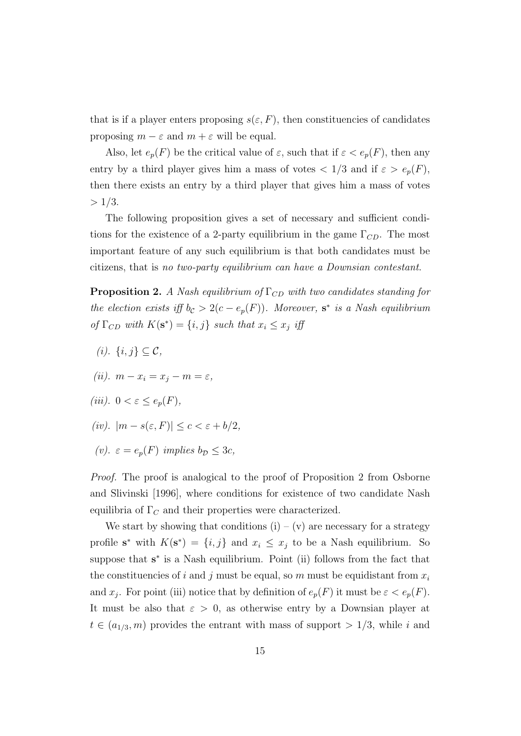that is if a player enters proposing $s(\varepsilon, F)$, then constituencies of candidates proposing $m - \varepsilon$ and $m + \varepsilon$ will be equal.

Also, let $e_p(F)$ be the critical value of $\varepsilon$, such that if $\varepsilon < e_p(F)$, then any entry by a third player gives him a mass of votes $< 1/3$ and if $\varepsilon > e_p(F)$, then there exists an entry by a third player that gives him a mass of votes $> 1/3$.

The following proposition gives a set of necessary and sufficient conditions for the existence of a 2-party equilibrium in the game $\Gamma_{CD}$. The most important feature of any such equilibrium is that both candidates must be citizens, that is *no two-party equilibrium can have a Downsian contestant*.

**Proposition 2.** *A Nash equilibrium of $\Gamma_{CD}$ with two candidates standing for the election exists iff $b_{\mathcal{C}} > 2(c - e_p(F))$. Moreover, $\mathbf{s}^*$ is a Nash equilibrium of $\Gamma_{CD}$ with $K(\mathbf{s}^*) = \{i, j\}$ such that $x_i \leq x_j$ iff*

*(i). $\{i, j\} \subseteq \mathcal{C}$,*

*(ii). $m - x_i = x_j - m = \varepsilon$,*

*(iii). $0 < \varepsilon \leq e_p(F)$,*

*(iv). $|m - s(\varepsilon, F)| \leq c < \varepsilon + b/2$,*

*(v). $\varepsilon = e_p(F)$ implies $b_{\mathcal{D}} \leq 3c$,*

*Proof.* The proof is analogical to the proof of Proposition 2 from Osborne and Slivinski [1996], where conditions for existence of two candidate Nash equilibria of $\Gamma_C$ and their properties were characterized.

We start by showing that conditions (i) – (v) are necessary for a strategy profile $\mathbf{s}^*$ with $K(\mathbf{s}^*) = \{i, j\}$ and $x_i \leq x_j$ to be a Nash equilibrium. So suppose that $\mathbf{s}^*$ is a Nash equilibrium. Point (ii) follows from the fact that the constituencies of $i$ and $j$ must be equal, so $m$ must be equidistant from $x_i$ and $x_j$. For point (iii) notice that by definition of $e_p(F)$ it must be $\varepsilon < e_p(F)$. It must be also that $\varepsilon > 0$, as otherwise entry by a Downsian player at $t \in (a_{1/3}, m)$ provides the entrant with mass of support $> 1/3$, while $i$ and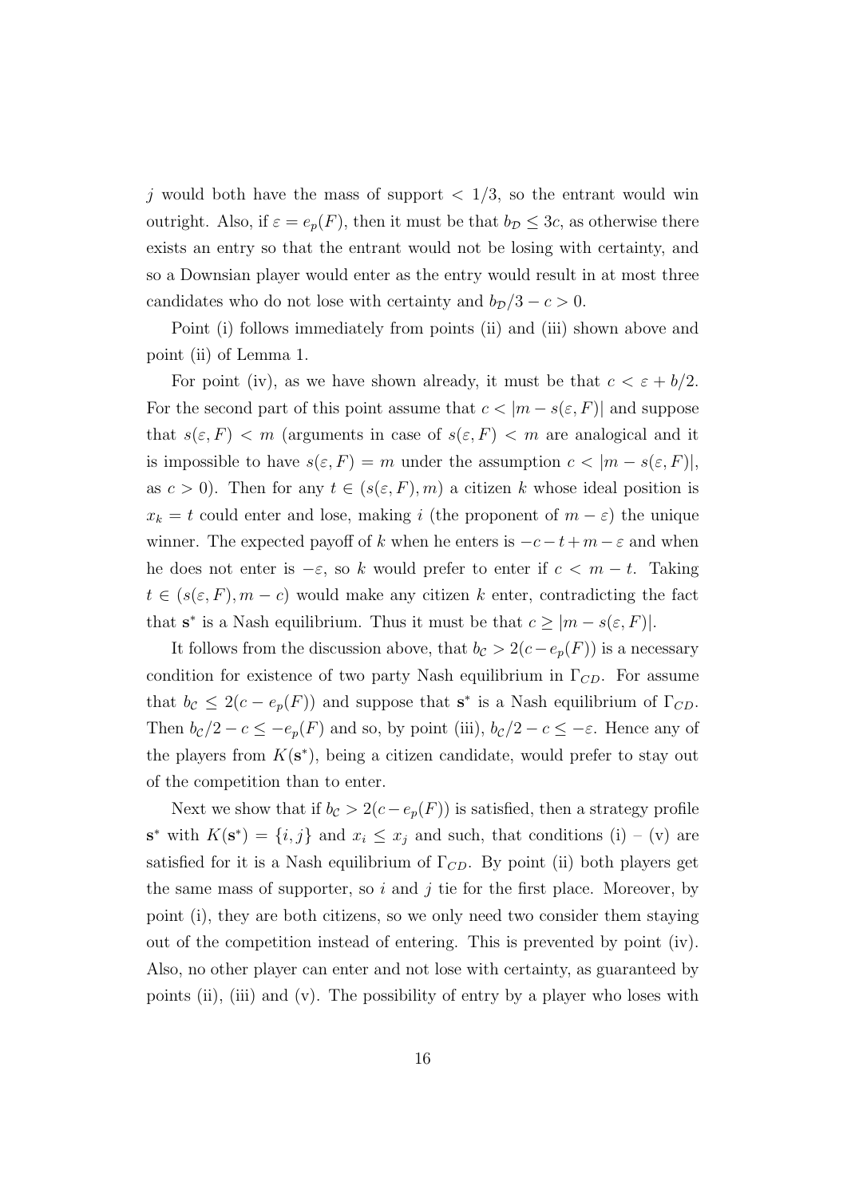$j$ would both have the mass of support $< 1/3$, so the entrant would win outright. Also, if $\varepsilon = e_p(F)$, then it must be that $b_{\mathcal{D}} \leq 3c$, as otherwise there exists an entry so that the entrant would not be losing with certainty, and so a Downsian player would enter as the entry would result in at most three candidates who do not lose with certainty and $b_{\mathcal{D}}/3 - c > 0$.

Point (i) follows immediately from points (ii) and (iii) shown above and point (ii) of Lemma 1.

For point (iv), as we have shown already, it must be that $c < \varepsilon + b/2$. For the second part of this point assume that $c < |m - s(\varepsilon, F)|$ and suppose that $s(\varepsilon, F) < m$ (arguments in case of $s(\varepsilon, F) < m$ are analogical and it is impossible to have $s(\varepsilon, F) = m$ under the assumption $c < |m - s(\varepsilon, F)|$, as $c > 0$). Then for any $t \in (s(\varepsilon, F), m)$ a citizen $k$ whose ideal position is $x_k = t$ could enter and lose, making $i$ (the proponent of $m - \varepsilon$) the unique winner. The expected payoff of $k$ when he enters is $-c - t + m - \varepsilon$ and when he does not enter is $-\varepsilon$, so $k$ would prefer to enter if $c < m - t$. Taking $t \in (s(\varepsilon, F), m - c)$ would make any citizen $k$ enter, contradicting the fact that $\mathbf{s}^*$ is a Nash equilibrium. Thus it must be that $c \geq |m - s(\varepsilon, F)|$.

It follows from the discussion above, that $b_{\mathcal{C}} > 2(c - e_p(F))$ is a necessary condition for existence of two party Nash equilibrium in $\Gamma_{CD}$. For assume that $b_{\mathcal{C}} \leq 2(c - e_p(F))$ and suppose that $\mathbf{s}^*$ is a Nash equilibrium of $\Gamma_{CD}$. Then $b_{\mathcal{C}}/2 - c \leq -e_p(F)$ and so, by point (iii), $b_{\mathcal{C}}/2 - c \leq -\varepsilon$. Hence any of the players from $K(\mathbf{s}^*)$, being a citizen candidate, would prefer to stay out of the competition than to enter.

Next we show that if $b_{\mathcal{C}} > 2(c - e_p(F))$ is satisfied, then a strategy profile $\mathbf{s}^*$ with $K(\mathbf{s}^*) = \{i, j\}$ and $x_i \leq x_j$ and such, that conditions (i) – (v) are satisfied for it is a Nash equilibrium of $\Gamma_{CD}$. By point (ii) both players get the same mass of supporter, so $i$ and $j$ tie for the first place. Moreover, by point (i), they are both citizens, so we only need two consider them staying out of the competition instead of entering. This is prevented by point (iv). Also, no other player can enter and not lose with certainty, as guaranteed by points (ii), (iii) and (v). The possibility of entry by a player who loses with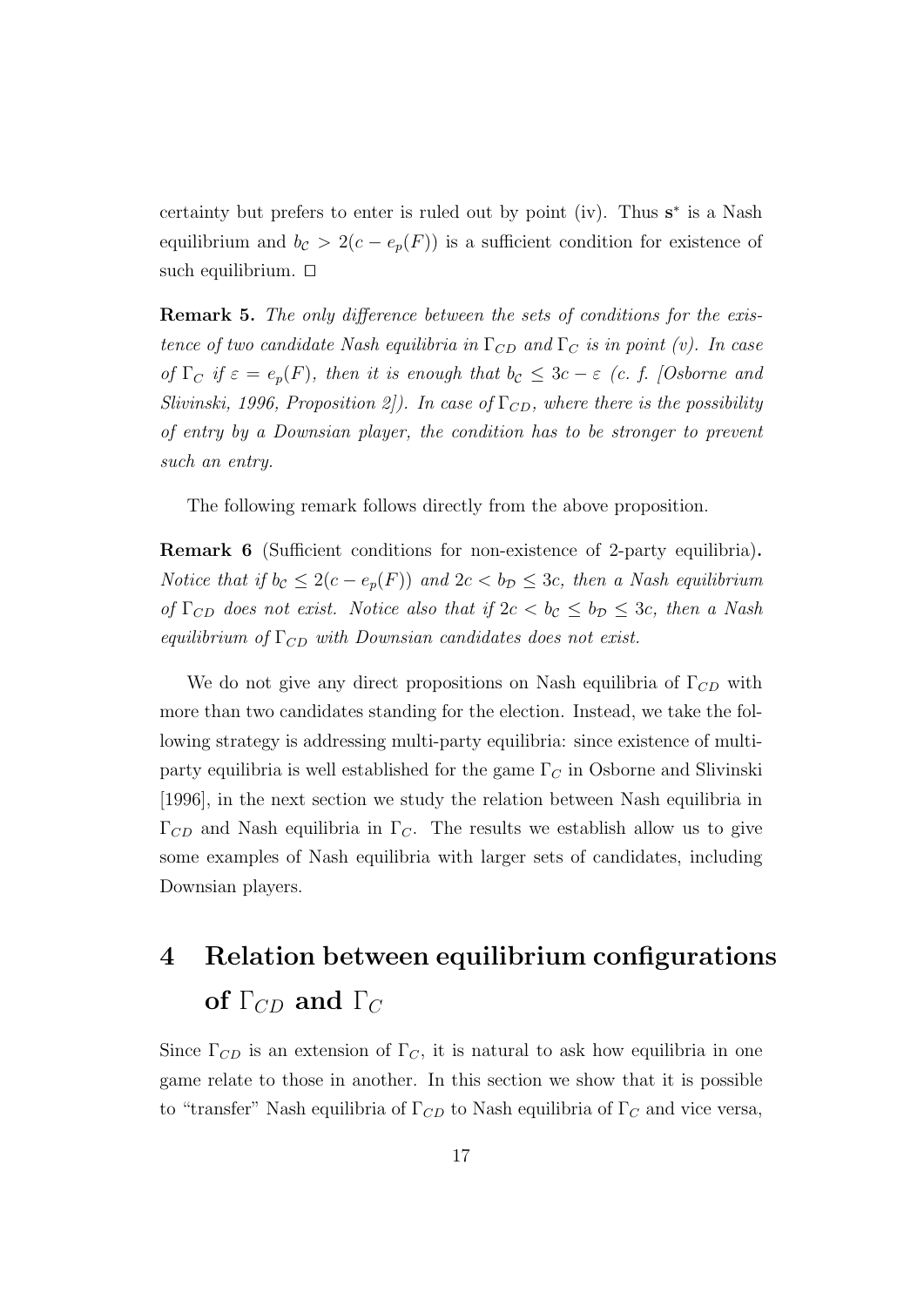certainty but prefers to enter is ruled out by point (iv). Thus $\mathbf{s}^*$ is a Nash equilibrium and $b_{\mathcal{C}} > 2(c - e_p(F))$ is a sufficient condition for existence of such equilibrium. $\square$

**Remark 5.** *The only difference between the sets of conditions for the existence of two candidate Nash equilibria in $\Gamma_{CD}$ and $\Gamma_C$ is in point (v). In case of $\Gamma_C$ if $\varepsilon = e_p(F)$, then it is enough that $b_{\mathcal{C}} \leq 3c - \varepsilon$ (c. f. [Osborne and Slivinski, 1996, Proposition 2]). In case of $\Gamma_{CD}$, where there is the possibility of entry by a Downsian player, the condition has to be stronger to prevent such an entry.*

The following remark follows directly from the above proposition.

**Remark 6** (Sufficient conditions for non-existence of 2-party equilibria)**.** *Notice that if $b_{\mathcal{C}} \leq 2(c - e_p(F))$ and $2c < b_{\mathcal{D}} \leq 3c$, then a Nash equilibrium of $\Gamma_{CD}$ does not exist. Notice also that if $2c < b_{\mathcal{C}} \leq b_{\mathcal{D}} \leq 3c$, then a Nash equilibrium of $\Gamma_{CD}$ with Downsian candidates does not exist.*

We do not give any direct propositions on Nash equilibria of $\Gamma_{CD}$ with more than two candidates standing for the election. Instead, we take the following strategy is addressing multi-party equilibria: since existence of multi-party equilibria is well established for the game $\Gamma_C$ in Osborne and Slivinski [1996], in the next section we study the relation between Nash equilibria in $\Gamma_{CD}$ and Nash equilibria in $\Gamma_C$. The results we establish allow us to give some examples of Nash equilibria with larger sets of candidates, including Downsian players.

# 4 Relation between equilibrium configurations of $\Gamma_{CD}$ and $\Gamma_C$

Since $\Gamma_{CD}$ is an extension of $\Gamma_C$, it is natural to ask how equilibria in one game relate to those in another. In this section we show that it is possible to "transfer" Nash equilibria of $\Gamma_{CD}$ to Nash equilibria of $\Gamma_C$ and vice versa,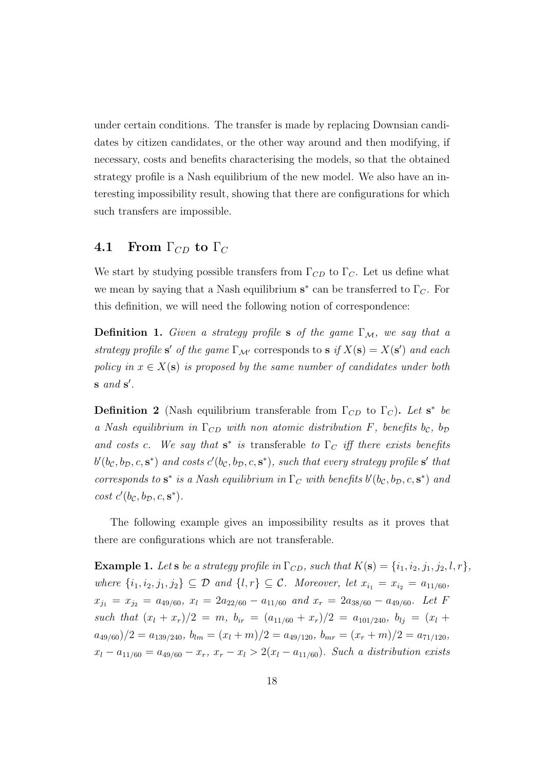under certain conditions. The transfer is made by replacing Downsian candidates by citizen candidates, or the other way around and then modifying, if necessary, costs and benefits characterising the models, so that the obtained strategy profile is a Nash equilibrium of the new model. We also have an interesting impossibility result, showing that there are configurations for which such transfers are impossible.

## 4.1 From $\Gamma_{CD}$ to $\Gamma_C$

We start by studying possible transfers from $\Gamma_{CD}$ to $\Gamma_C$. Let us define what we mean by saying that a Nash equilibrium $\mathbf{s}^*$ can be transferred to $\Gamma_C$. For this definition, we will need the following notion of correspondence:

**Definition 1.** *Given a strategy profile* $\mathbf{s}$ *of the game* $\Gamma_{\mathcal{M}}$*, we say that a strategy profile* $\mathbf{s}'$ *of the game* $\Gamma_{\mathcal{M}'}$ corresponds to $\mathbf{s}$ *if* $X(\mathbf{s}) = X(\mathbf{s}')$ *and each policy in* $x \in X(\mathbf{s})$ *is proposed by the same number of candidates under both* $\mathbf{s}$ *and* $\mathbf{s}'$*.*

**Definition 2** (Nash equilibrium transferable from $\Gamma_{CD}$ to $\Gamma_C$)**.** *Let* $\mathbf{s}^*$ *be a Nash equilibrium in* $\Gamma_{CD}$ *with non atomic distribution* $F$*, benefits* $b_{\mathcal{C}}$*,* $b_{\mathcal{D}}$ *and costs* $c$*. We say that* $\mathbf{s}^*$ *is* transferable *to* $\Gamma_C$ *iff there exists benefits* $b'(b_{\mathcal{C}}, b_{\mathcal{D}}, c, \mathbf{s}^*)$ *and costs* $c'(b_{\mathcal{C}}, b_{\mathcal{D}}, c, \mathbf{s}^*)$*, such that every strategy profile* $\mathbf{s}'$ *that corresponds to* $\mathbf{s}^*$ *is a Nash equilibrium in* $\Gamma_C$ *with benefits* $b'(b_{\mathcal{C}}, b_{\mathcal{D}}, c, \mathbf{s}^*)$ *and cost* $c'(b_{\mathcal{C}}, b_{\mathcal{D}}, c, \mathbf{s}^*)$*.*

The following example gives an impossibility results as it proves that there are configurations which are not transferable.

**Example 1.** *Let* $\mathbf{s}$ *be a strategy profile in* $\Gamma_{CD}$*, such that* $K(\mathbf{s}) = \{i_1, i_2, j_1, j_2, l, r\}$*, where* $\{i_1, i_2, j_1, j_2\} \subseteq \mathcal{D}$ *and* $\{l, r\} \subseteq \mathcal{C}$*. Moreover, let* $x_{i_1} = x_{i_2} = a_{11/60}$*,* $x_{j_1} = x_{j_2} = a_{49/60}$*,* $x_l = 2a_{22/60} - a_{11/60}$ *and* $x_r = 2a_{38/60} - a_{49/60}$*. Let* $F$ *such that* $(x_l + x_r)/2 = m$*,* $b_{ir} = (a_{11/60} + x_r)/2 = a_{101/240}$*,* $b_{lj} = (x_l + a_{49/60})/2 = a_{139/240}$*,* $b_{lm} = (x_l + m)/2 = a_{49/120}$*,* $b_{mr} = (x_r + m)/2 = a_{71/120}$*,* $x_l - a_{11/60} = a_{49/60} - x_r$*,* $x_r - x_l > 2(x_l - a_{11/60})$*. Such a distribution exists*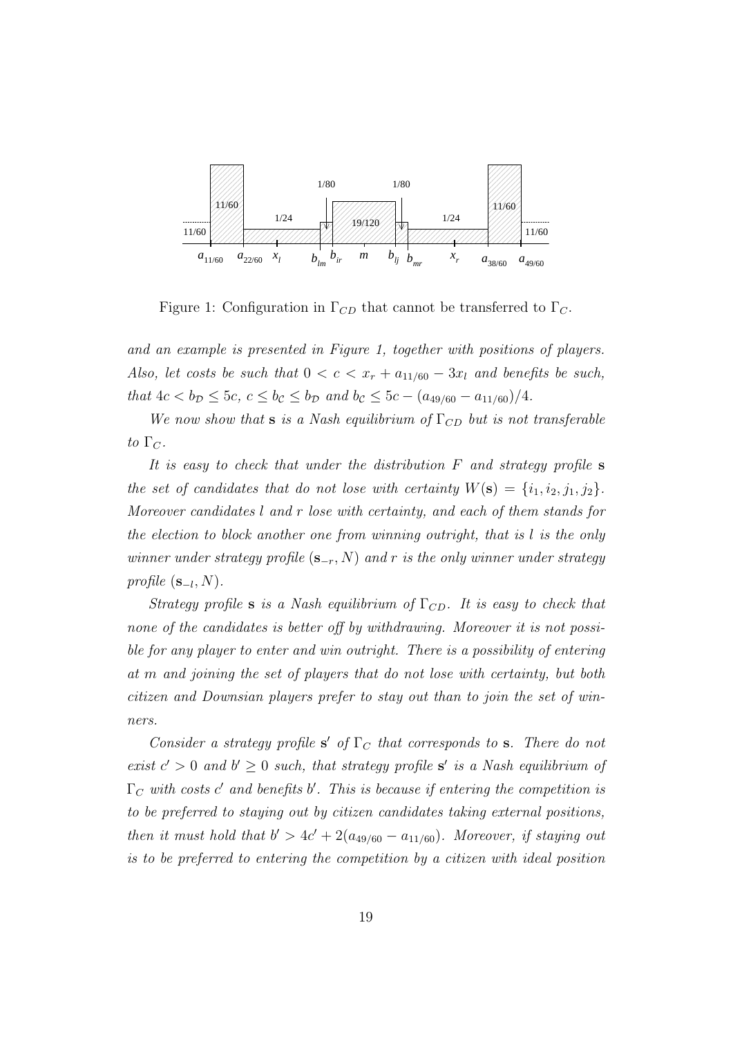11/60
11/60
1/24
1/80
19/120
1/80
1/24
11/60
11/60

$a_{11/60}$ $a_{22/60}$ $x_l$ $b_{lm}$ $b_{ir}$ $m$ $b_{lj}$ $b_{mr}$ $x_r$ $a_{38/60}$ $a_{49/60}$

Figure 1: Configuration in $\Gamma_{CD}$ that cannot be transferred to $\Gamma_C$.

*and an example is presented in Figure 1, together with positions of players. Also, let costs be such that* $0 < c < x_r + a_{11/60} - 3x_l$ *and benefits be such, that* $4c < b_{\mathcal{D}} \leq 5c$, $c \leq b_{\mathcal{C}} \leq b_{\mathcal{D}}$ *and* $b_{\mathcal{C}} \leq 5c - (a_{49/60} - a_{11/60})/4$.

*We now show that* $\mathbf{s}$ *is a Nash equilibrium of* $\Gamma_{CD}$ *but is not transferable to* $\Gamma_C$.

*It is easy to check that under the distribution* $F$ *and strategy profile* $\mathbf{s}$ *the set of candidates that do not lose with certainty* $W(\mathbf{s}) = \{i_1, i_2, j_1, j_2\}$. *Moreover candidates* $l$ *and* $r$ *lose with certainty, and each of them stands for the election to block another one from winning outright, that is* $l$ *is the only winner under strategy profile* $(\mathbf{s}_{-r}, N)$ *and* $r$ *is the only winner under strategy profile* $(\mathbf{s}_{-l}, N)$.

*Strategy profile* $\mathbf{s}$ *is a Nash equilibrium of* $\Gamma_{CD}$. *It is easy to check that none of the candidates is better off by withdrawing. Moreover it is not possible for any player to enter and win outright. There is a possibility of entering at* $m$ *and joining the set of players that do not lose with certainty, but both citizen and Downsian players prefer to stay out than to join the set of winners.*

*Consider a strategy profile* $\mathbf{s}'$ *of* $\Gamma_C$ *that corresponds to* $\mathbf{s}$. *There do not exist* $c' > 0$ *and* $b' \geq 0$ *such, that strategy profile* $\mathbf{s}'$ *is a Nash equilibrium of* $\Gamma_C$ *with costs* $c'$ *and benefits* $b'$. *This is because if entering the competition is to be preferred to staying out by citizen candidates taking external positions, then it must hold that* $b' > 4c' + 2(a_{49/60} - a_{11/60})$. *Moreover, if staying out is to be preferred to entering the competition by a citizen with ideal position*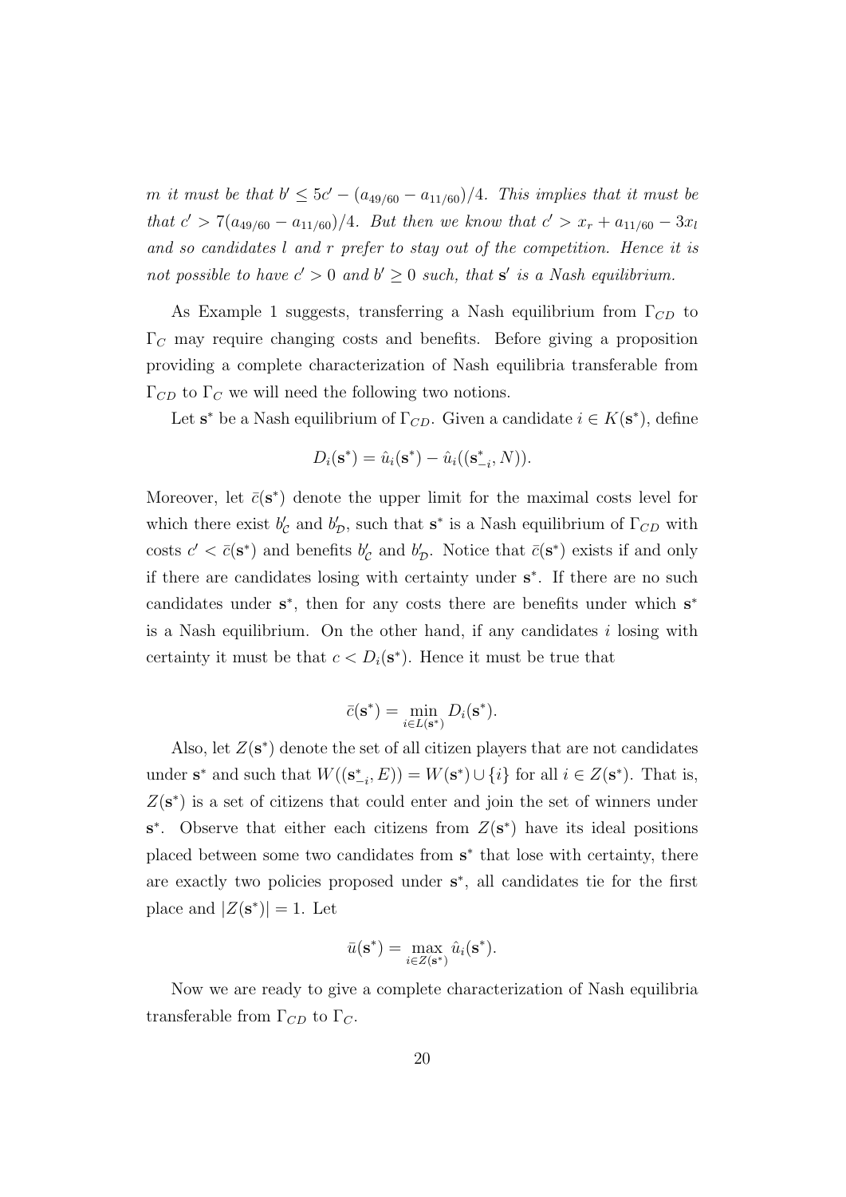*$m$ it must be that $b' \leq 5c' - (a_{49/60} - a_{11/60})/4$. This implies that it must be that $c' > 7(a_{49/60} - a_{11/60})/4$. But then we know that $c' > x_r + a_{11/60} - 3x_l$ and so candidates $l$ and $r$ prefer to stay out of the competition. Hence it is not possible to have $c' > 0$ and $b' \geq 0$ such, that $\mathbf{s}'$ is a Nash equilibrium.*

As Example 1 suggests, transferring a Nash equilibrium from $\Gamma_{CD}$ to $\Gamma_C$ may require changing costs and benefits. Before giving a proposition providing a complete characterization of Nash equilibria transferable from $\Gamma_{CD}$ to $\Gamma_C$ we will need the following two notions.

Let $\mathbf{s}^*$ be a Nash equilibrium of $\Gamma_{CD}$. Given a candidate $i \in K(\mathbf{s}^*)$, define

$$D_i(\mathbf{s}^*) = \hat{u}_i(\mathbf{s}^*) - \hat{u}_i((\mathbf{s}^*_{-i}, N)).$$

Moreover, let $\bar{c}(\mathbf{s}^*)$ denote the upper limit for the maximal costs level for which there exist $b'_{\mathcal{C}}$ and $b'_{\mathcal{D}}$, such that $\mathbf{s}^*$ is a Nash equilibrium of $\Gamma_{CD}$ with costs $c' < \bar{c}(\mathbf{s}^*)$ and benefits $b'_{\mathcal{C}}$ and $b'_{\mathcal{D}}$. Notice that $\bar{c}(\mathbf{s}^*)$ exists if and only if there are candidates losing with certainty under $\mathbf{s}^*$. If there are no such candidates under $\mathbf{s}^*$, then for any costs there are benefits under which $\mathbf{s}^*$ is a Nash equilibrium. On the other hand, if any candidates $i$ losing with certainty it must be that $c < D_i(\mathbf{s}^*)$. Hence it must be true that

$$\bar{c}(\mathbf{s}^*) = \min_{i \in L(\mathbf{s}^*)} D_i(\mathbf{s}^*).$$

Also, let $Z(\mathbf{s}^*)$ denote the set of all citizen players that are not candidates under $\mathbf{s}^*$ and such that $W((\mathbf{s}^*_{-i}, E)) = W(\mathbf{s}^*) \cup \{i\}$ for all $i \in Z(\mathbf{s}^*)$. That is, $Z(\mathbf{s}^*)$ is a set of citizens that could enter and join the set of winners under $\mathbf{s}^*$. Observe that either each citizens from $Z(\mathbf{s}^*)$ have its ideal positions placed between some two candidates from $\mathbf{s}^*$ that lose with certainty, there are exactly two policies proposed under $\mathbf{s}^*$, all candidates tie for the first place and $|Z(\mathbf{s}^*)| = 1$. Let

$$\bar{u}(\mathbf{s}^*) = \max_{i \in Z(\mathbf{s}^*)} \hat{u}_i(\mathbf{s}^*).$$

Now we are ready to give a complete characterization of Nash equilibria transferable from $\Gamma_{CD}$ to $\Gamma_C$.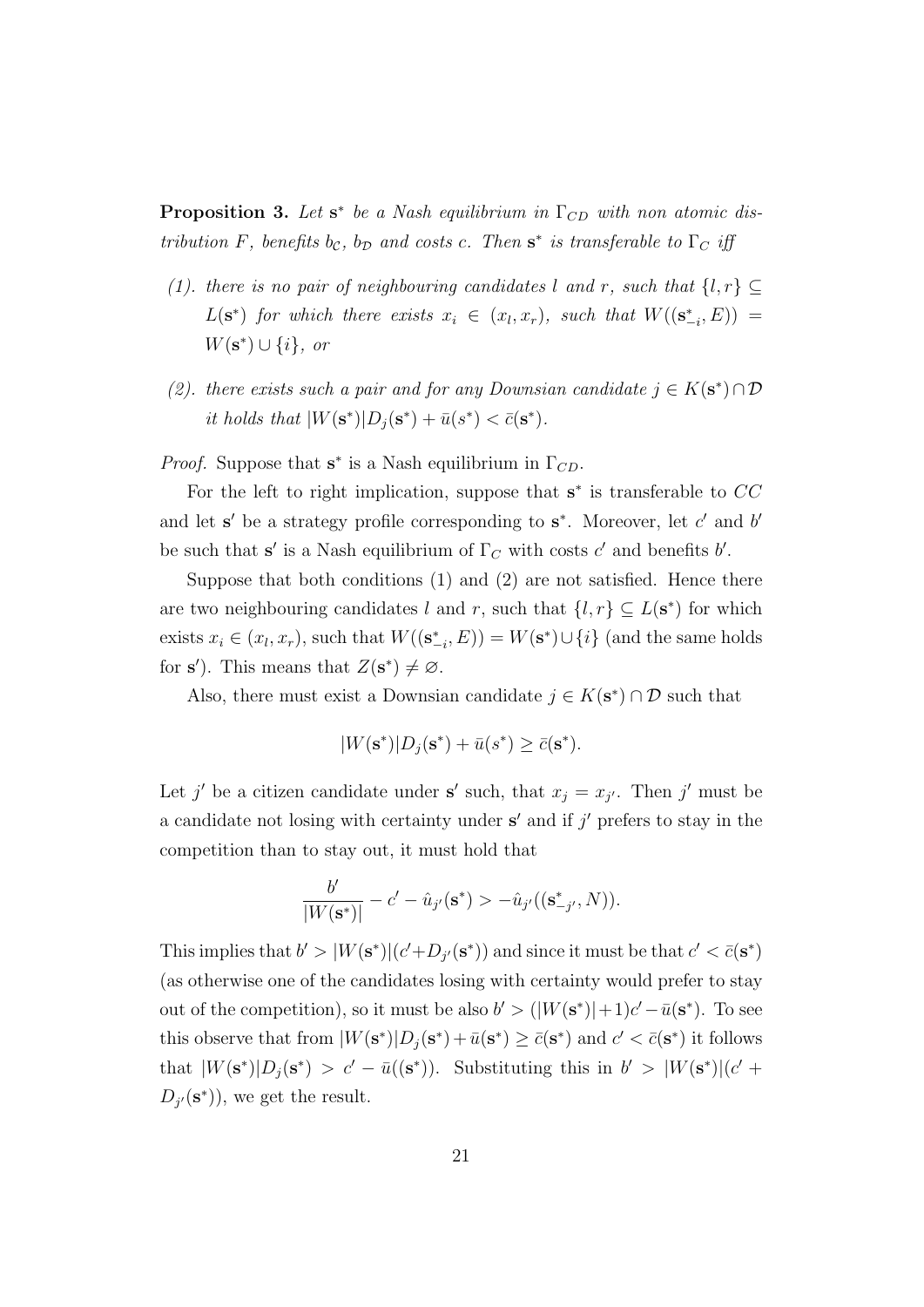**Proposition 3.** *Let $\mathbf{s}^*$ be a Nash equilibrium in $\Gamma_{CD}$ with non atomic distribution $F$, benefits $b_{\mathcal{C}}$, $b_{\mathcal{D}}$ and costs $c$. Then $\mathbf{s}^*$ is transferable to $\Gamma_C$ iff*

*(1). there is no pair of neighbouring candidates $l$ and $r$, such that $\{l, r\} \subseteq L(\mathbf{s}^*)$ for which there exists $x_i \in (x_l, x_r)$, such that $W((\mathbf{s}^*_{-i}, E)) = W(\mathbf{s}^*) \cup \{i\}$, or*

*(2). there exists such a pair and for any Downsian candidate $j \in K(\mathbf{s}^*) \cap \mathcal{D}$ it holds that $|W(\mathbf{s}^*)|D_j(\mathbf{s}^*) + \bar{u}(s^*) < \bar{c}(\mathbf{s}^*)$.*

*Proof.* Suppose that $\mathbf{s}^*$ is a Nash equilibrium in $\Gamma_{CD}$.

For the left to right implication, suppose that $\mathbf{s}^*$ is transferable to $CC$ and let $\mathbf{s}'$ be a strategy profile corresponding to $\mathbf{s}^*$. Moreover, let $c'$ and $b'$ be such that $\mathbf{s}'$ is a Nash equilibrium of $\Gamma_C$ with costs $c'$ and benefits $b'$.

Suppose that both conditions (1) and (2) are not satisfied. Hence there are two neighbouring candidates $l$ and $r$, such that $\{l, r\} \subseteq L(\mathbf{s}^*)$ for which exists $x_i \in (x_l, x_r)$, such that $W((\mathbf{s}^*_{-i}, E)) = W(\mathbf{s}^*) \cup \{i\}$ (and the same holds for $\mathbf{s}'$). This means that $Z(\mathbf{s}^*) \neq \varnothing$.

Also, there must exist a Downsian candidate $j \in K(\mathbf{s}^*) \cap \mathcal{D}$ such that

$$|W(\mathbf{s}^*)|D_j(\mathbf{s}^*) + \bar{u}(s^*) \geq \bar{c}(\mathbf{s}^*).$$

Let $j'$ be a citizen candidate under $\mathbf{s}'$ such, that $x_j = x_{j'}$. Then $j'$ must be a candidate not losing with certainty under $\mathbf{s}'$ and if $j'$ prefers to stay in the competition than to stay out, it must hold that

$$\frac{b'}{|W(\mathbf{s}^*)|} - c' - \hat{u}_{j'}(\mathbf{s}^*) > -\hat{u}_{j'}((\mathbf{s}^*_{-j'}, N)).$$

This implies that $b' > |W(\mathbf{s}^*)|(c' + D_{j'}(\mathbf{s}^*))$ and since it must be that $c' < \bar{c}(\mathbf{s}^*)$ (as otherwise one of the candidates losing with certainty would prefer to stay out of the competition), so it must be also $b' > (|W(\mathbf{s}^*)|+1)c' - \bar{u}(\mathbf{s}^*)$. To see this observe that from $|W(\mathbf{s}^*)|D_j(\mathbf{s}^*) + \bar{u}(\mathbf{s}^*) \geq \bar{c}(\mathbf{s}^*)$ and $c' < \bar{c}(\mathbf{s}^*)$ it follows that $|W(\mathbf{s}^*)|D_j(\mathbf{s}^*) > c' - \bar{u}((\mathbf{s}^*))$. Substituting this in $b' > |W(\mathbf{s}^*)|(c' + D_{j'}(\mathbf{s}^*))$, we get the result.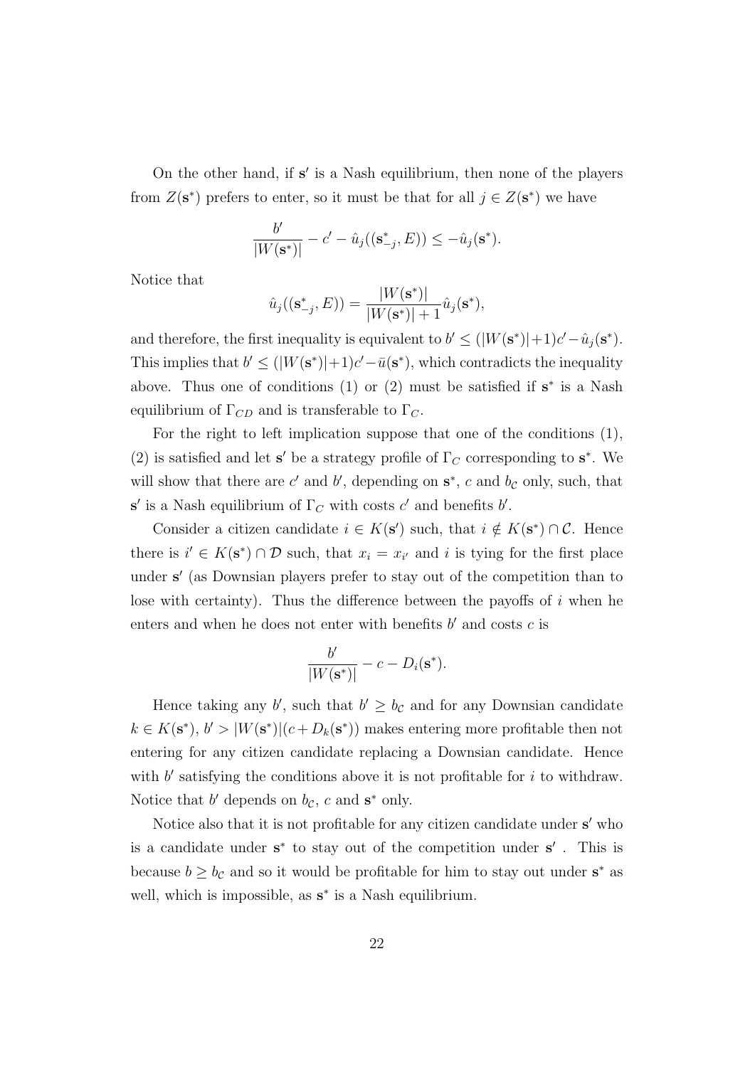On the other hand, if $\mathbf{s}'$ is a Nash equilibrium, then none of the players from $Z(\mathbf{s}^*)$ prefers to enter, so it must be that for all $j \in Z(\mathbf{s}^*)$ we have

$$\frac{b'}{|W(\mathbf{s}^*)|} - c' - \hat{u}_j((\mathbf{s}^*_{-j}, E)) \leq -\hat{u}_j(\mathbf{s}^*).$$

Notice that

$$\hat{u}_j((\mathbf{s}^*_{-j}, E)) = \frac{|W(\mathbf{s}^*)|}{|W(\mathbf{s}^*)| + 1}\hat{u}_j(\mathbf{s}^*),$$

and therefore, the first inequality is equivalent to $b' \leq (|W(\mathbf{s}^*)|+1)c' - \hat{u}_j(\mathbf{s}^*)$. This implies that $b' \leq (|W(\mathbf{s}^*)|+1)c' - \bar{u}(\mathbf{s}^*)$, which contradicts the inequality above. Thus one of conditions (1) or (2) must be satisfied if $\mathbf{s}^*$ is a Nash equilibrium of $\Gamma_{CD}$ and is transferable to $\Gamma_C$.

For the right to left implication suppose that one of the conditions (1), (2) is satisfied and let $\mathbf{s}'$ be a strategy profile of $\Gamma_C$ corresponding to $\mathbf{s}^*$. We will show that there are $c'$ and $b'$, depending on $\mathbf{s}^*$, $c$ and $b_{\mathcal{C}}$ only, such, that $\mathbf{s}'$ is a Nash equilibrium of $\Gamma_C$ with costs $c'$ and benefits $b'$.

Consider a citizen candidate $i \in K(\mathbf{s}')$ such, that $i \notin K(\mathbf{s}^*) \cap \mathcal{C}$. Hence there is $i' \in K(\mathbf{s}^*) \cap \mathcal{D}$ such, that $x_i = x_{i'}$ and $i$ is tying for the first place under $\mathbf{s}'$ (as Downsian players prefer to stay out of the competition than to lose with certainty). Thus the difference between the payoffs of $i$ when he enters and when he does not enter with benefits $b'$ and costs $c$ is

$$\frac{b'}{|W(\mathbf{s}^*)|} - c - D_i(\mathbf{s}^*).$$

Hence taking any $b'$, such that $b' \geq b_{\mathcal{C}}$ and for any Downsian candidate $k \in K(\mathbf{s}^*)$, $b' > |W(\mathbf{s}^*)|(c + D_k(\mathbf{s}^*))$ makes entering more profitable then not entering for any citizen candidate replacing a Downsian candidate. Hence with $b'$ satisfying the conditions above it is not profitable for $i$ to withdraw. Notice that $b'$ depends on $b_{\mathcal{C}}$, $c$ and $\mathbf{s}^*$ only.

Notice also that it is not profitable for any citizen candidate under $\mathbf{s}'$ who is a candidate under $\mathbf{s}^*$ to stay out of the competition under $\mathbf{s}'$ . This is because $b \geq b_{\mathcal{C}}$ and so it would be profitable for him to stay out under $\mathbf{s}^*$ as well, which is impossible, as $\mathbf{s}^*$ is a Nash equilibrium.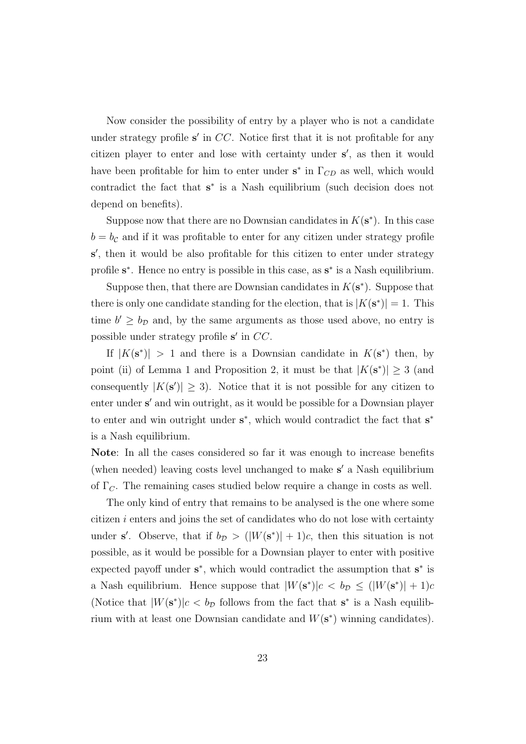Now consider the possibility of entry by a player who is not a candidate under strategy profile $\mathbf{s}'$ in $CC$. Notice first that it is not profitable for any citizen player to enter and lose with certainty under $\mathbf{s}'$, as then it would have been profitable for him to enter under $\mathbf{s}^*$ in $\Gamma_{CD}$ as well, which would contradict the fact that $\mathbf{s}^*$ is a Nash equilibrium (such decision does not depend on benefits).

Suppose now that there are no Downsian candidates in $K(\mathbf{s}^*)$. In this case $b = b_{\mathcal{C}}$ and if it was profitable to enter for any citizen under strategy profile $\mathbf{s}'$, then it would be also profitable for this citizen to enter under strategy profile $\mathbf{s}^*$. Hence no entry is possible in this case, as $\mathbf{s}^*$ is a Nash equilibrium.

Suppose then, that there are Downsian candidates in $K(\mathbf{s}^*)$. Suppose that there is only one candidate standing for the election, that is $|K(\mathbf{s}^*)| = 1$. This time $b' \geq b_{\mathcal{D}}$ and, by the same arguments as those used above, no entry is possible under strategy profile $\mathbf{s}'$ in $CC$.

If $|K(\mathbf{s}^*)| > 1$ and there is a Downsian candidate in $K(\mathbf{s}^*)$ then, by point (ii) of Lemma 1 and Proposition 2, it must be that $|K(\mathbf{s}^*)| \geq 3$ (and consequently $|K(\mathbf{s}')| \geq 3$). Notice that it is not possible for any citizen to enter under $\mathbf{s}'$ and win outright, as it would be possible for a Downsian player to enter and win outright under $\mathbf{s}^*$, which would contradict the fact that $\mathbf{s}^*$ is a Nash equilibrium.

**Note**: In all the cases considered so far it was enough to increase benefits (when needed) leaving costs level unchanged to make $\mathbf{s}'$ a Nash equilibrium of $\Gamma_C$. The remaining cases studied below require a change in costs as well.

The only kind of entry that remains to be analysed is the one where some citizen $i$ enters and joins the set of candidates who do not lose with certainty under $\mathbf{s}'$. Observe, that if $b_{\mathcal{D}} > (|W(\mathbf{s}^*)| + 1)c$, then this situation is not possible, as it would be possible for a Downsian player to enter with positive expected payoff under $\mathbf{s}^*$, which would contradict the assumption that $\mathbf{s}^*$ is a Nash equilibrium. Hence suppose that $|W(\mathbf{s}^*)|c < b_{\mathcal{D}} \leq (|W(\mathbf{s}^*)| + 1)c$ (Notice that $|W(\mathbf{s}^*)|c < b_{\mathcal{D}}$ follows from the fact that $\mathbf{s}^*$ is a Nash equilibrium with at least one Downsian candidate and $W(\mathbf{s}^*)$ winning candidates).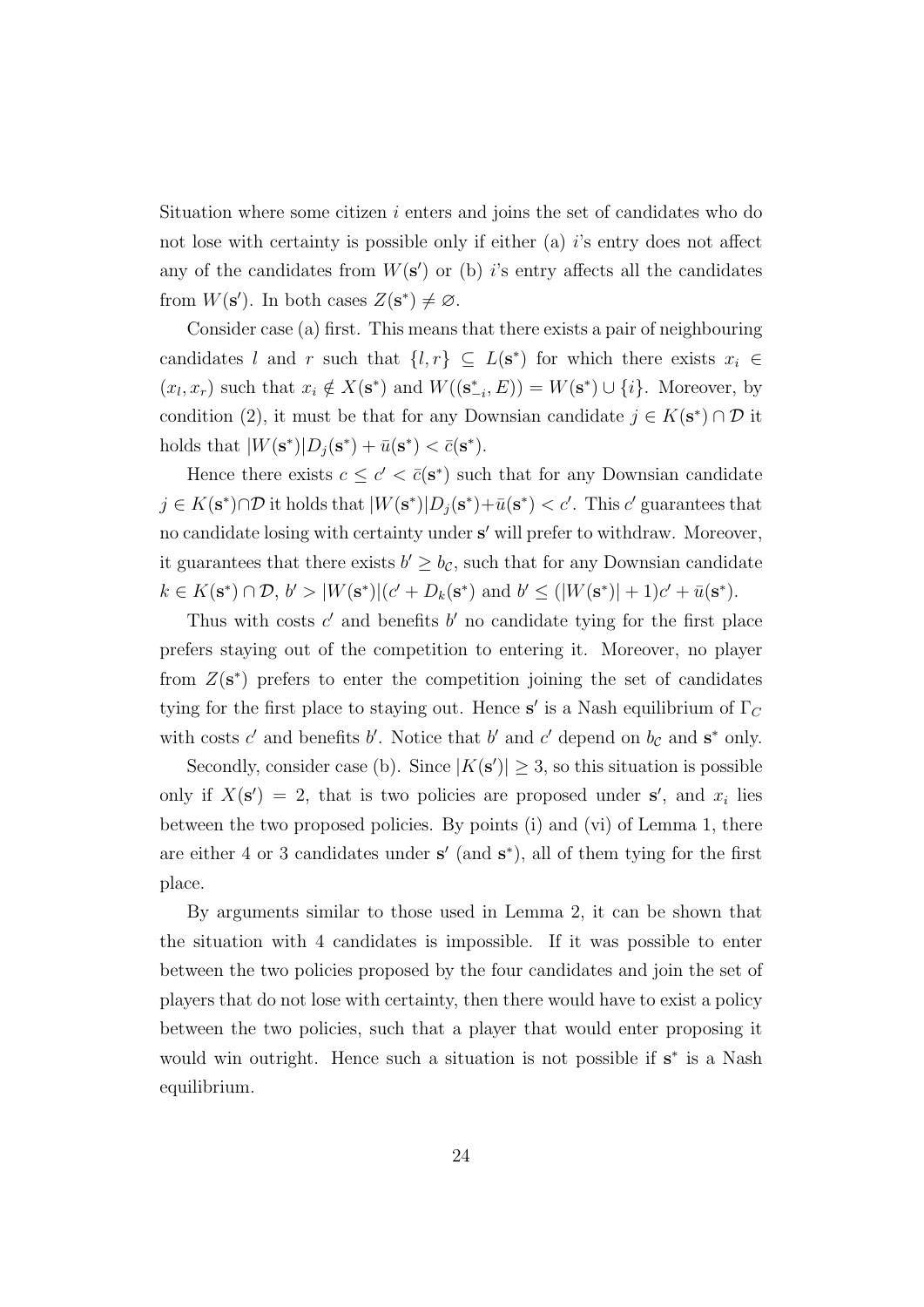Situation where some citizen $i$ enters and joins the set of candidates who do not lose with certainty is possible only if either (a) $i$'s entry does not affect any of the candidates from $W(\mathbf{s}')$ or (b) $i$'s entry affects all the candidates from $W(\mathbf{s}')$. In both cases $Z(\mathbf{s}^*) \neq \varnothing$.

Consider case (a) first. This means that there exists a pair of neighbouring candidates $l$ and $r$ such that $\{l, r\} \subseteq L(\mathbf{s}^*)$ for which there exists $x_i \in (x_l, x_r)$ such that $x_i \notin X(\mathbf{s}^*)$ and $W((\mathbf{s}^*_{-i}, E)) = W(\mathbf{s}^*) \cup \{i\}$. Moreover, by condition (2), it must be that for any Downsian candidate $j \in K(\mathbf{s}^*) \cap \mathcal{D}$ it holds that $|W(\mathbf{s}^*)|D_j(\mathbf{s}^*) + \bar{u}(\mathbf{s}^*) < \bar{c}(\mathbf{s}^*)$.

Hence there exists $c \leq c' < \bar{c}(\mathbf{s}^*)$ such that for any Downsian candidate $j \in K(\mathbf{s}^*) \cap \mathcal{D}$ it holds that $|W(\mathbf{s}^*)|D_j(\mathbf{s}^*) + \bar{u}(\mathbf{s}^*) < c'$. This $c'$ guarantees that no candidate losing with certainty under $\mathbf{s}'$ will prefer to withdraw. Moreover, it guarantees that there exists $b' \geq b_{\mathcal{C}}$, such that for any Downsian candidate $k \in K(\mathbf{s}^*) \cap \mathcal{D}$, $b' > |W(\mathbf{s}^*)|(c' + D_k(\mathbf{s}^*)$ and $b' \leq (|W(\mathbf{s}^*)| + 1)c' + \bar{u}(\mathbf{s}^*)$.

Thus with costs $c'$ and benefits $b'$ no candidate tying for the first place prefers staying out of the competition to entering it. Moreover, no player from $Z(\mathbf{s}^*)$ prefers to enter the competition joining the set of candidates tying for the first place to staying out. Hence $\mathbf{s}'$ is a Nash equilibrium of $\Gamma_C$ with costs $c'$ and benefits $b'$. Notice that $b'$ and $c'$ depend on $b_{\mathcal{C}}$ and $\mathbf{s}^*$ only.

Secondly, consider case (b). Since $|K(\mathbf{s}')| \geq 3$, so this situation is possible only if $X(\mathbf{s}') = 2$, that is two policies are proposed under $\mathbf{s}'$, and $x_i$ lies between the two proposed policies. By points (i) and (vi) of Lemma 1, there are either 4 or 3 candidates under $\mathbf{s}'$ (and $\mathbf{s}^*$), all of them tying for the first place.

By arguments similar to those used in Lemma 2, it can be shown that the situation with 4 candidates is impossible. If it was possible to enter between the two policies proposed by the four candidates and join the set of players that do not lose with certainty, then there would have to exist a policy between the two policies, such that a player that would enter proposing it would win outright. Hence such a situation is not possible if $\mathbf{s}^*$ is a Nash equilibrium.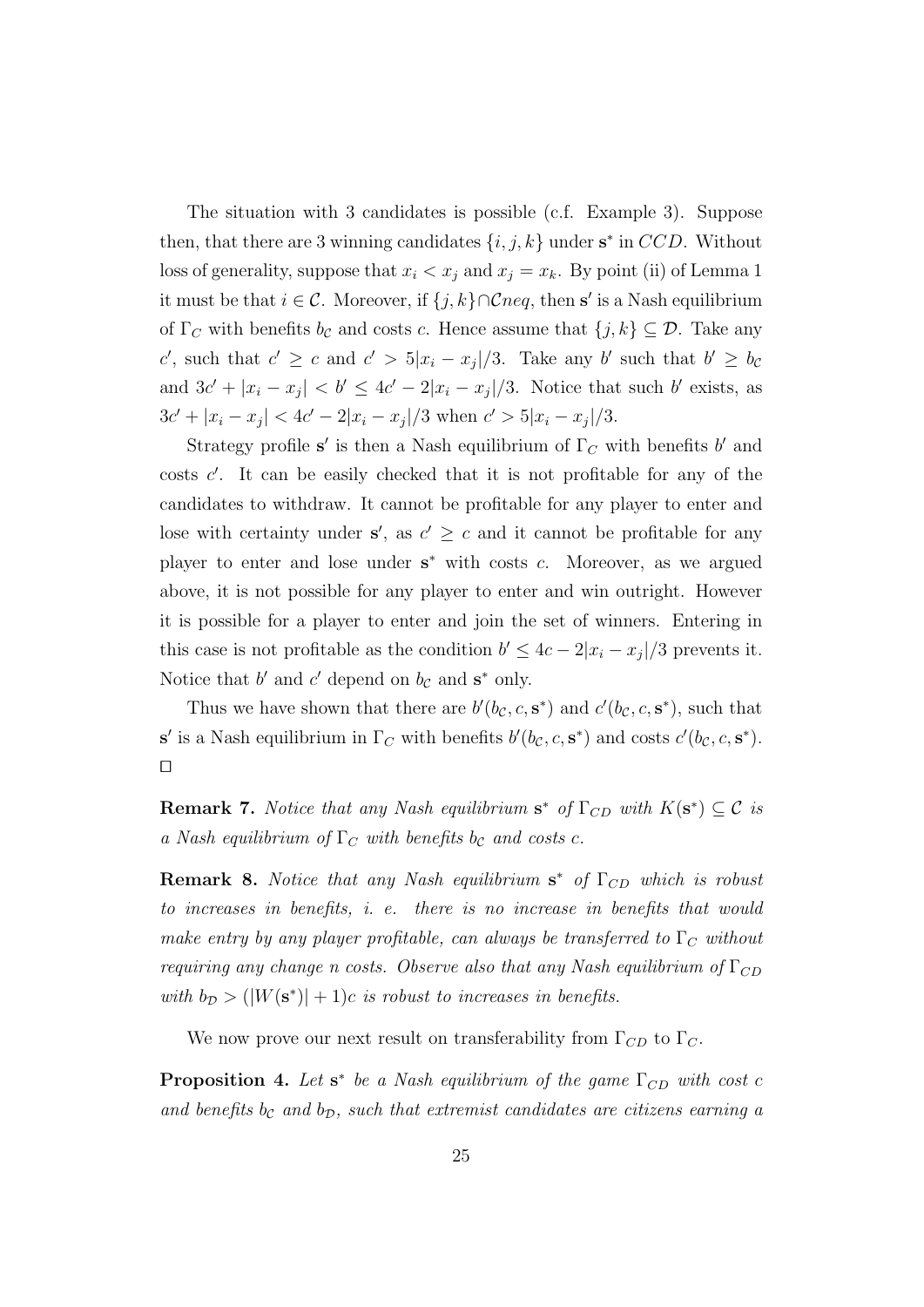The situation with 3 candidates is possible (c.f. Example 3). Suppose then, that there are 3 winning candidates $\{i, j, k\}$ under $\mathbf{s}^*$ in $CCD$. Without loss of generality, suppose that $x_i < x_j$ and $x_j = x_k$. By point (ii) of Lemma 1 it must be that $i \in \mathcal{C}$. Moreover, if $\{j, k\} \cap \mathcal{C} neq$, then $\mathbf{s}'$ is a Nash equilibrium of $\Gamma_C$ with benefits $b_{\mathcal{C}}$ and costs $c$. Hence assume that $\{j, k\} \subseteq \mathcal{D}$. Take any $c'$, such that $c' \geq c$ and $c' > 5|x_i - x_j|/3$. Take any $b'$ such that $b' \geq b_{\mathcal{C}}$ and $3c' + |x_i - x_j| < b' \leq 4c' - 2|x_i - x_j|/3$. Notice that such $b'$ exists, as $3c' + |x_i - x_j| < 4c' - 2|x_i - x_j|/3$ when $c' > 5|x_i - x_j|/3$.

Strategy profile $\mathbf{s}'$ is then a Nash equilibrium of $\Gamma_C$ with benefits $b'$ and costs $c'$. It can be easily checked that it is not profitable for any of the candidates to withdraw. It cannot be profitable for any player to enter and lose with certainty under $\mathbf{s}'$, as $c' \geq c$ and it cannot be profitable for any player to enter and lose under $\mathbf{s}^*$ with costs $c$. Moreover, as we argued above, it is not possible for any player to enter and win outright. However it is possible for a player to enter and join the set of winners. Entering in this case is not profitable as the condition $b' \leq 4c - 2|x_i - x_j|/3$ prevents it. Notice that $b'$ and $c'$ depend on $b_{\mathcal{C}}$ and $\mathbf{s}^*$ only.

Thus we have shown that there are $b'(b_{\mathcal{C}}, c, \mathbf{s}^*)$ and $c'(b_{\mathcal{C}}, c, \mathbf{s}^*)$, such that $\mathbf{s}'$ is a Nash equilibrium in $\Gamma_C$ with benefits $b'(b_{\mathcal{C}}, c, \mathbf{s}^*)$ and costs $c'(b_{\mathcal{C}}, c, \mathbf{s}^*)$. $\square$

**Remark 7.** *Notice that any Nash equilibrium $\mathbf{s}^*$ of $\Gamma_{CD}$ with $K(\mathbf{s}^*) \subseteq \mathcal{C}$ is a Nash equilibrium of $\Gamma_C$ with benefits $b_{\mathcal{C}}$ and costs $c$.*

**Remark 8.** *Notice that any Nash equilibrium $\mathbf{s}^*$ of $\Gamma_{CD}$ which is robust to increases in benefits, i. e. there is no increase in benefits that would make entry by any player profitable, can always be transferred to $\Gamma_C$ without requiring any change n costs. Observe also that any Nash equilibrium of $\Gamma_{CD}$ with $b_{\mathcal{D}} > (|W(\mathbf{s}^*)| + 1)c$ is robust to increases in benefits.*

We now prove our next result on transferability from $\Gamma_{CD}$ to $\Gamma_C$.

**Proposition 4.** *Let $\mathbf{s}^*$ be a Nash equilibrium of the game $\Gamma_{CD}$ with cost $c$ and benefits $b_{\mathcal{C}}$ and $b_{\mathcal{D}}$, such that extremist candidates are citizens earning a*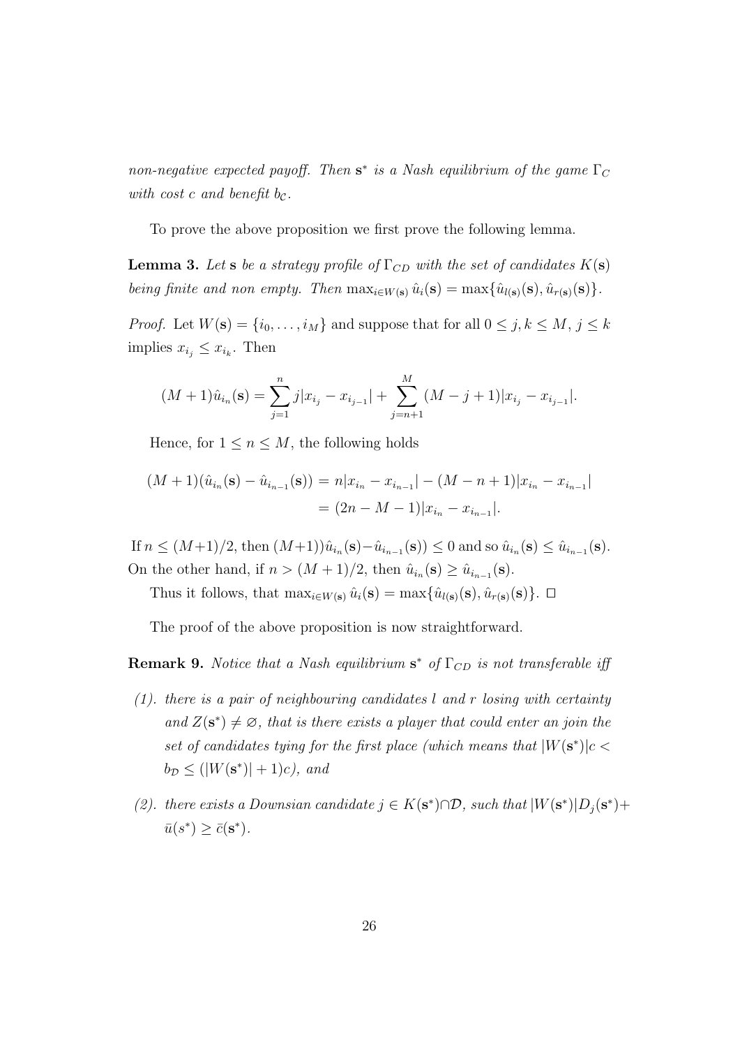*non-negative expected payoff. Then* $\mathbf{s}^*$ *is a Nash equilibrium of the game* $\Gamma_C$ *with cost* $c$ *and benefit* $b_{\mathcal{C}}$*.*

To prove the above proposition we first prove the following lemma.

**Lemma 3.** *Let* $\mathbf{s}$ *be a strategy profile of* $\Gamma_{CD}$ *with the set of candidates* $K(\mathbf{s})$ *being finite and non empty. Then* $\max_{i \in W(\mathbf{s})} \hat{u}_i(\mathbf{s}) = \max\{\hat{u}_{l(\mathbf{s})}(\mathbf{s}), \hat{u}_{r(\mathbf{s})}(\mathbf{s})\}$*.*

*Proof.* Let $W(\mathbf{s}) = \{i_0, \dots, i_M\}$ and suppose that for all $0 \leq j, k \leq M$, $j \leq k$ implies $x_{i_j} \leq x_{i_k}$. Then

$$(M+1)\hat{u}_{i_n}(\mathbf{s}) = \sum_{j=1}^{n} j|x_{i_j} - x_{i_{j-1}}| + \sum_{j=n+1}^{M} (M-j+1)|x_{i_j} - x_{i_{j-1}}|.$$

Hence, for $1 \leq n \leq M$, the following holds

$$\begin{aligned}(M+1)(\hat{u}_{i_n}(\mathbf{s}) - \hat{u}_{i_{n-1}}(\mathbf{s})) &= n|x_{i_n} - x_{i_{n-1}}| - (M-n+1)|x_{i_n} - x_{i_{n-1}}| \\ &= (2n - M - 1)|x_{i_n} - x_{i_{n-1}}|.\end{aligned}$$

If $n \leq (M+1)/2$, then $(M+1))\hat{u}_{i_n}(\mathbf{s}) - \hat{u}_{i_{n-1}}(\mathbf{s})) \leq 0$ and so $\hat{u}_{i_n}(\mathbf{s}) \leq \hat{u}_{i_{n-1}}(\mathbf{s})$. On the other hand, if $n > (M+1)/2$, then $\hat{u}_{i_n}(\mathbf{s}) \geq \hat{u}_{i_{n-1}}(\mathbf{s})$.

Thus it follows, that $\max_{i \in W(\mathbf{s})} \hat{u}_i(\mathbf{s}) = \max\{\hat{u}_{l(\mathbf{s})}(\mathbf{s}), \hat{u}_{r(\mathbf{s})}(\mathbf{s})\}$. □

The proof of the above proposition is now straightforward.

**Remark 9.** *Notice that a Nash equilibrium* $\mathbf{s}^*$ *of* $\Gamma_{CD}$ *is not transferable iff*

*(1). there is a pair of neighbouring candidates* $l$ *and* $r$ *losing with certainty and* $Z(\mathbf{s}^*) \neq \varnothing$*, that is there exists a player that could enter an join the set of candidates tying for the first place (which means that* $|W(\mathbf{s}^*)|c < b_{\mathcal{D}} \leq (|W(\mathbf{s}^*)| + 1)c$*), and*

*(2). there exists a Downsian candidate* $j \in K(\mathbf{s}^*) \cap \mathcal{D}$*, such that* $|W(\mathbf{s}^*)|D_j(\mathbf{s}^*) + \bar{u}(s^*) \geq \bar{c}(\mathbf{s}^*)$*.*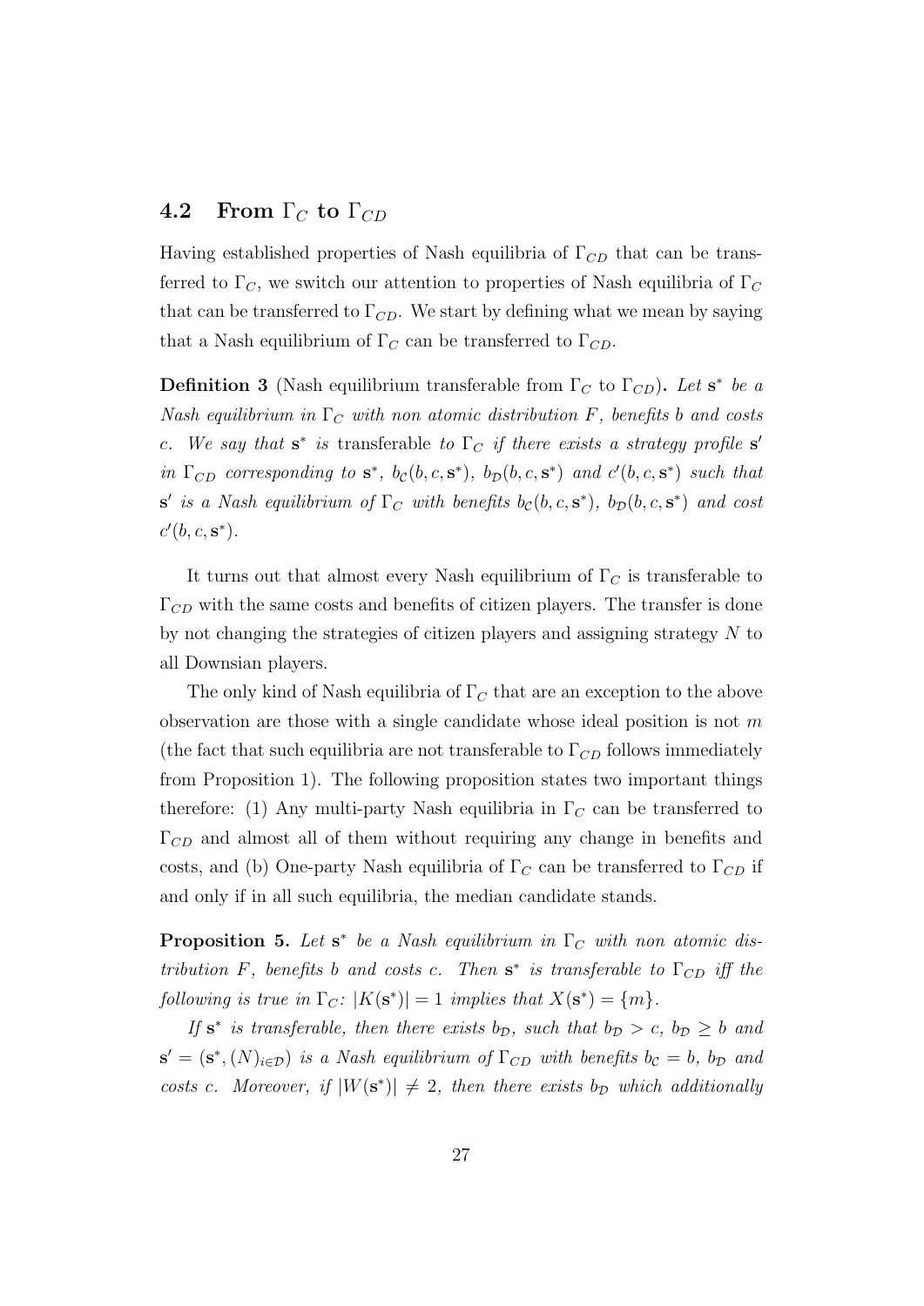## 4.2 From $\Gamma_C$ to $\Gamma_{CD}$

Having established properties of Nash equilibria of $\Gamma_{CD}$ that can be transferred to $\Gamma_C$, we switch our attention to properties of Nash equilibria of $\Gamma_C$ that can be transferred to $\Gamma_{CD}$. We start by defining what we mean by saying that a Nash equilibrium of $\Gamma_C$ can be transferred to $\Gamma_{CD}$.

**Definition 3** (Nash equilibrium transferable from $\Gamma_C$ to $\Gamma_{CD}$)**.** *Let $\mathbf{s}^*$ be a Nash equilibrium in $\Gamma_C$ with non atomic distribution $F$, benefits $b$ and costs $c$. We say that $\mathbf{s}^*$ is* transferable *to $\Gamma_C$ if there exists a strategy profile $\mathbf{s}'$ in $\Gamma_{CD}$ corresponding to $\mathbf{s}^*$, $b_{\mathcal{C}}(b, c, \mathbf{s}^*)$, $b_{\mathcal{D}}(b, c, \mathbf{s}^*)$ and $c'(b, c, \mathbf{s}^*)$ such that $\mathbf{s}'$ is a Nash equilibrium of $\Gamma_C$ with benefits $b_{\mathcal{C}}(b, c, \mathbf{s}^*)$, $b_{\mathcal{D}}(b, c, \mathbf{s}^*)$ and cost $c'(b, c, \mathbf{s}^*)$.*

It turns out that almost every Nash equilibrium of $\Gamma_C$ is transferable to $\Gamma_{CD}$ with the same costs and benefits of citizen players. The transfer is done by not changing the strategies of citizen players and assigning strategy $N$ to all Downsian players.

The only kind of Nash equilibria of $\Gamma_C$ that are an exception to the above observation are those with a single candidate whose ideal position is not $m$ (the fact that such equilibria are not transferable to $\Gamma_{CD}$ follows immediately from Proposition 1). The following proposition states two important things therefore: (1) Any multi-party Nash equilibria in $\Gamma_C$ can be transferred to $\Gamma_{CD}$ and almost all of them without requiring any change in benefits and costs, and (b) One-party Nash equilibria of $\Gamma_C$ can be transferred to $\Gamma_{CD}$ if and only if in all such equilibria, the median candidate stands.

**Proposition 5.** *Let $\mathbf{s}^*$ be a Nash equilibrium in $\Gamma_C$ with non atomic distribution $F$, benefits $b$ and costs $c$. Then $\mathbf{s}^*$ is transferable to $\Gamma_{CD}$ iff the following is true in $\Gamma_C$: $|K(\mathbf{s}^*)| = 1$ implies that $X(\mathbf{s}^*) = \{m\}$.*

*If $\mathbf{s}^*$ is transferable, then there exists $b_{\mathcal{D}}$, such that $b_{\mathcal{D}} > c$, $b_{\mathcal{D}} \geq b$ and $\mathbf{s}' = (\mathbf{s}^*, (N)_{i \in \mathcal{D}})$ is a Nash equilibrium of $\Gamma_{CD}$ with benefits $b_{\mathcal{C}} = b$, $b_{\mathcal{D}}$ and costs $c$. Moreover, if $|W(\mathbf{s}^*)| \neq 2$, then there exists $b_{\mathcal{D}}$ which additionally*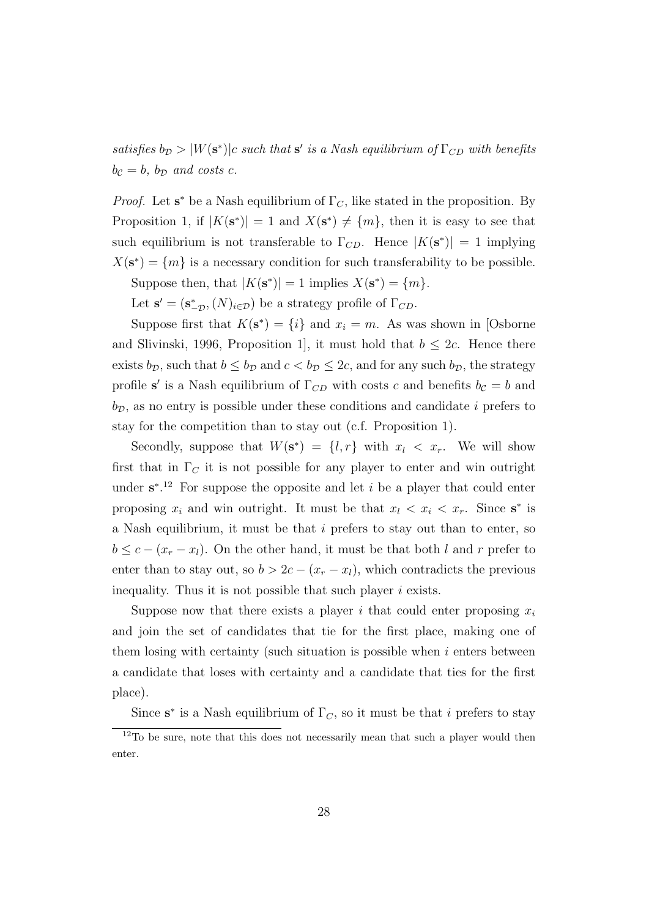*satisfies $b_{\mathcal{D}} > |W(\mathbf{s}^*)|c$ such that $\mathbf{s}'$ is a Nash equilibrium of $\Gamma_{CD}$ with benefits $b_{\mathcal{C}} = b$, $b_{\mathcal{D}}$ and costs $c$.*

*Proof.* Let $\mathbf{s}^*$ be a Nash equilibrium of $\Gamma_C$, like stated in the proposition. By Proposition 1, if $|K(\mathbf{s}^*)| = 1$ and $X(\mathbf{s}^*) \neq \{m\}$, then it is easy to see that such equilibrium is not transferable to $\Gamma_{CD}$. Hence $|K(\mathbf{s}^*)| = 1$ implying $X(\mathbf{s}^*) = \{m\}$ is a necessary condition for such transferability to be possible.

Suppose then, that $|K(\mathbf{s}^*)| = 1$ implies $X(\mathbf{s}^*) = \{m\}$.

Let $\mathbf{s}' = (\mathbf{s}^*_{-\mathcal{D}}, (N)_{i\in\mathcal{D}})$ be a strategy profile of $\Gamma_{CD}$.

Suppose first that $K(\mathbf{s}^*) = \{i\}$ and $x_i = m$. As was shown in [Osborne and Slivinski, 1996, Proposition 1], it must hold that $b \leq 2c$. Hence there exists $b_{\mathcal{D}}$, such that $b \leq b_{\mathcal{D}}$ and $c < b_{\mathcal{D}} \leq 2c$, and for any such $b_{\mathcal{D}}$, the strategy profile $\mathbf{s}'$ is a Nash equilibrium of $\Gamma_{CD}$ with costs $c$ and benefits $b_{\mathcal{C}} = b$ and $b_{\mathcal{D}}$, as no entry is possible under these conditions and candidate $i$ prefers to stay for the competition than to stay out (c.f. Proposition 1).

Secondly, suppose that $W(\mathbf{s}^*) = \{l, r\}$ with $x_l < x_r$. We will show first that in $\Gamma_C$ it is not possible for any player to enter and win outright under $\mathbf{s}^*$.[12] For suppose the opposite and let $i$ be a player that could enter proposing $x_i$ and win outright. It must be that $x_l < x_i < x_r$. Since $\mathbf{s}^*$ is a Nash equilibrium, it must be that $i$ prefers to stay out than to enter, so $b \leq c - (x_r - x_l)$. On the other hand, it must be that both $l$ and $r$ prefer to enter than to stay out, so $b > 2c - (x_r - x_l)$, which contradicts the previous inequality. Thus it is not possible that such player $i$ exists.

Suppose now that there exists a player $i$ that could enter proposing $x_i$ and join the set of candidates that tie for the first place, making one of them losing with certainty (such situation is possible when $i$ enters between a candidate that loses with certainty and a candidate that ties for the first place).

Since $\mathbf{s}^*$ is a Nash equilibrium of $\Gamma_C$, so it must be that $i$ prefers to stay

[12] To be sure, note that this does not necessarily mean that such a player would then enter.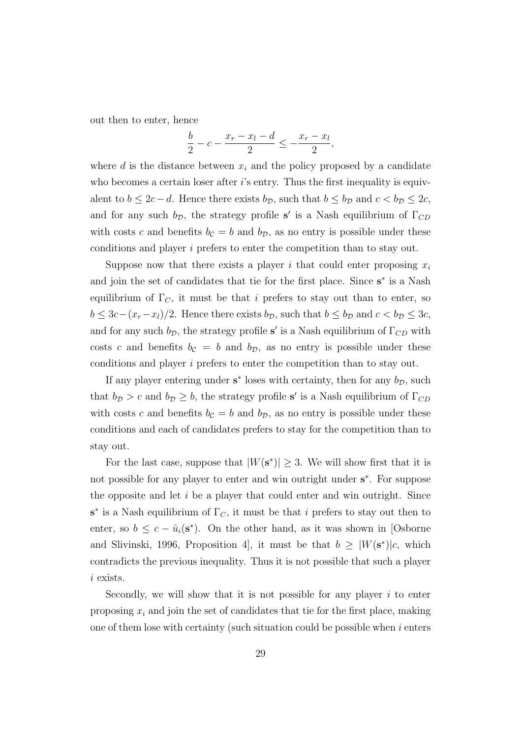out then to enter, hence

$$\frac{b}{2} - c - \frac{x_r - x_l - d}{2} \leq -\frac{x_r - x_l}{2},$$

where $d$ is the distance between $x_i$ and the policy proposed by a candidate who becomes a certain loser after $i$'s entry. Thus the first inequality is equivalent to $b \leq 2c - d$. Hence there exists $b_{\mathcal{D}}$, such that $b \leq b_{\mathcal{D}}$ and $c < b_{\mathcal{D}} \leq 2c$, and for any such $b_{\mathcal{D}}$, the strategy profile $\mathbf{s}'$ is a Nash equilibrium of $\Gamma_{CD}$ with costs $c$ and benefits $b_{\mathcal{C}} = b$ and $b_{\mathcal{D}}$, as no entry is possible under these conditions and player $i$ prefers to enter the competition than to stay out.

Suppose now that there exists a player $i$ that could enter proposing $x_i$ and join the set of candidates that tie for the first place. Since $\mathbf{s}^*$ is a Nash equilibrium of $\Gamma_C$, it must be that $i$ prefers to stay out than to enter, so $b \leq 3c - (x_r - x_l)/2$. Hence there exists $b_{\mathcal{D}}$, such that $b \leq b_{\mathcal{D}}$ and $c < b_{\mathcal{D}} \leq 3c$, and for any such $b_{\mathcal{D}}$, the strategy profile $\mathbf{s}'$ is a Nash equilibrium of $\Gamma_{CD}$ with costs $c$ and benefits $b_{\mathcal{C}} = b$ and $b_{\mathcal{D}}$, as no entry is possible under these conditions and player $i$ prefers to enter the competition than to stay out.

If any player entering under $\mathbf{s}^*$ loses with certainty, then for any $b_{\mathcal{D}}$, such that $b_{\mathcal{D}} > c$ and $b_{\mathcal{D}} \geq b$, the strategy profile $\mathbf{s}'$ is a Nash equilibrium of $\Gamma_{CD}$ with costs $c$ and benefits $b_{\mathcal{C}} = b$ and $b_{\mathcal{D}}$, as no entry is possible under these conditions and each of candidates prefers to stay for the competition than to stay out.

For the last case, suppose that $|W(\mathbf{s}^*)| \geq 3$. We will show first that it is not possible for any player to enter and win outright under $\mathbf{s}^*$. For suppose the opposite and let $i$ be a player that could enter and win outright. Since $\mathbf{s}^*$ is a Nash equilibrium of $\Gamma_C$, it must be that $i$ prefers to stay out then to enter, so $b \leq c - \hat{u}_i(\mathbf{s}^*)$. On the other hand, as it was shown in [Osborne and Slivinski, 1996, Proposition 4], it must be that $b \geq |W(\mathbf{s}^*)|c$, which contradicts the previous inequality. Thus it is not possible that such a player $i$ exists.

Secondly, we will show that it is not possible for any player $i$ to enter proposing $x_i$ and join the set of candidates that tie for the first place, making one of them lose with certainty (such situation could be possible when $i$ enters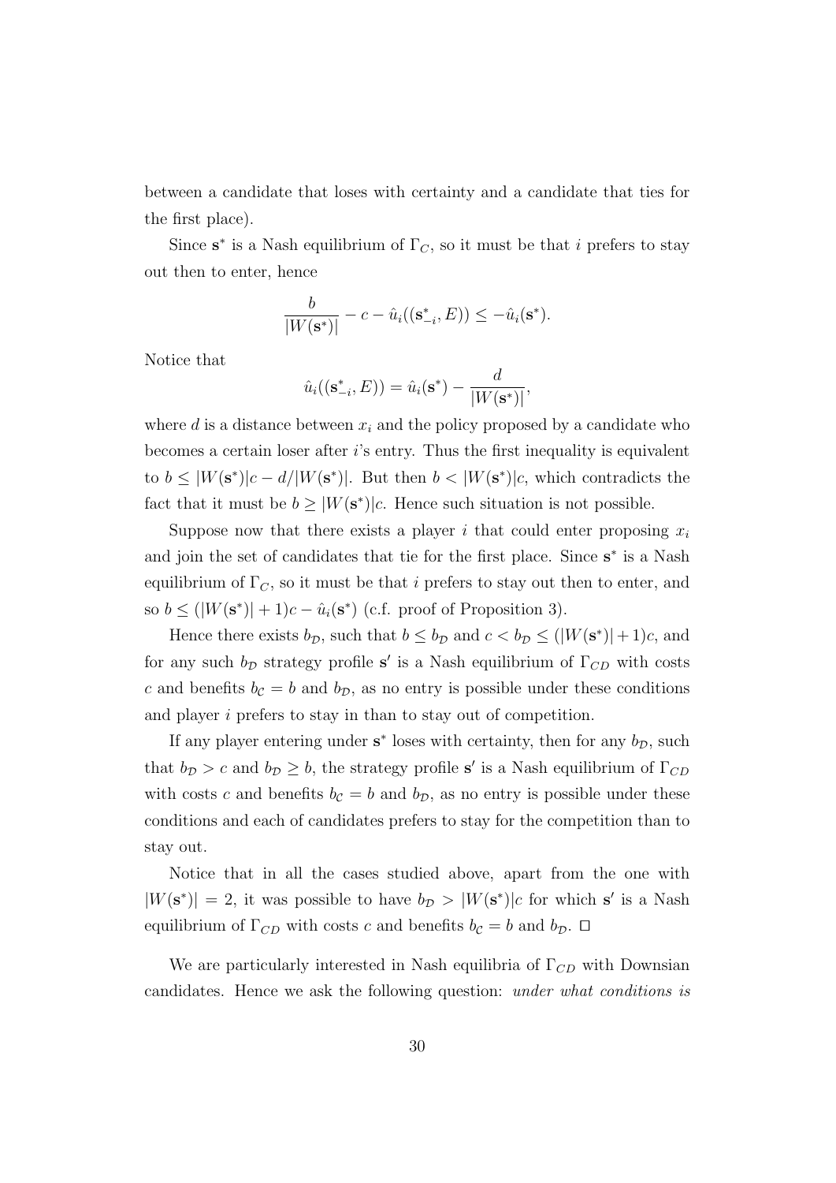between a candidate that loses with certainty and a candidate that ties for the first place).

Since $\mathbf{s}^*$ is a Nash equilibrium of $\Gamma_C$, so it must be that $i$ prefers to stay out then to enter, hence

$$\frac{b}{|W(\mathbf{s}^*)|} - c - \hat{u}_i((\mathbf{s}^*_{-i}, E)) \leq -\hat{u}_i(\mathbf{s}^*).$$

Notice that

$$\hat{u}_i((\mathbf{s}^*_{-i}, E)) = \hat{u}_i(\mathbf{s}^*) - \frac{d}{|W(\mathbf{s}^*)|},$$

where $d$ is a distance between $x_i$ and the policy proposed by a candidate who becomes a certain loser after $i$'s entry. Thus the first inequality is equivalent to $b \leq |W(\mathbf{s}^*)|c - d/|W(\mathbf{s}^*)|$. But then $b < |W(\mathbf{s}^*)|c$, which contradicts the fact that it must be $b \geq |W(\mathbf{s}^*)|c$. Hence such situation is not possible.

Suppose now that there exists a player $i$ that could enter proposing $x_i$ and join the set of candidates that tie for the first place. Since $\mathbf{s}^*$ is a Nash equilibrium of $\Gamma_C$, so it must be that $i$ prefers to stay out then to enter, and so $b \leq (|W(\mathbf{s}^*)| + 1)c - \hat{u}_i(\mathbf{s}^*)$ (c.f. proof of Proposition 3).

Hence there exists $b_{\mathcal{D}}$, such that $b \leq b_{\mathcal{D}}$ and $c < b_{\mathcal{D}} \leq (|W(\mathbf{s}^*)| + 1)c$, and for any such $b_{\mathcal{D}}$ strategy profile $\mathbf{s}'$ is a Nash equilibrium of $\Gamma_{CD}$ with costs $c$ and benefits $b_{\mathcal{C}} = b$ and $b_{\mathcal{D}}$, as no entry is possible under these conditions and player $i$ prefers to stay in than to stay out of competition.

If any player entering under $\mathbf{s}^*$ loses with certainty, then for any $b_{\mathcal{D}}$, such that $b_{\mathcal{D}} > c$ and $b_{\mathcal{D}} \geq b$, the strategy profile $\mathbf{s}'$ is a Nash equilibrium of $\Gamma_{CD}$ with costs $c$ and benefits $b_{\mathcal{C}} = b$ and $b_{\mathcal{D}}$, as no entry is possible under these conditions and each of candidates prefers to stay for the competition than to stay out.

Notice that in all the cases studied above, apart from the one with $|W(\mathbf{s}^*)| = 2$, it was possible to have $b_{\mathcal{D}} > |W(\mathbf{s}^*)|c$ for which $\mathbf{s}'$ is a Nash equilibrium of $\Gamma_{CD}$ with costs $c$ and benefits $b_{\mathcal{C}} = b$ and $b_{\mathcal{D}}$. $\square$

We are particularly interested in Nash equilibria of $\Gamma_{CD}$ with Downsian candidates. Hence we ask the following question: *under what conditions is*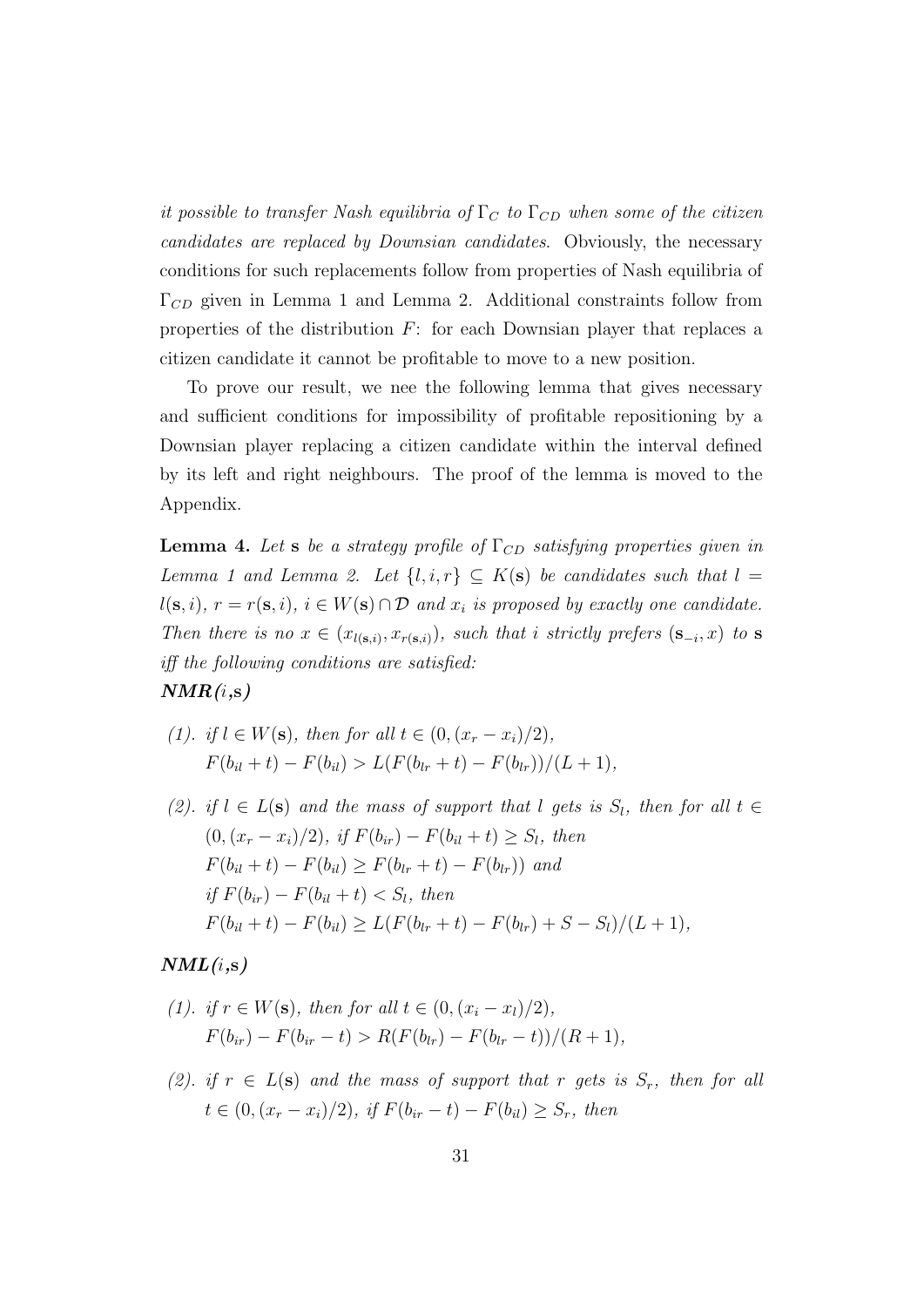*it possible to transfer Nash equilibria of $\Gamma_C$ to $\Gamma_{CD}$ when some of the citizen candidates are replaced by Downsian candidates.* Obviously, the necessary conditions for such replacements follow from properties of Nash equilibria of $\Gamma_{CD}$ given in Lemma 1 and Lemma 2. Additional constraints follow from properties of the distribution $F$: for each Downsian player that replaces a citizen candidate it cannot be profitable to move to a new position.

To prove our result, we nee the following lemma that gives necessary and sufficient conditions for impossibility of profitable repositioning by a Downsian player replacing a citizen candidate within the interval defined by its left and right neighbours. The proof of the lemma is moved to the Appendix.

**Lemma 4.** *Let* $\mathbf{s}$ *be a strategy profile of* $\Gamma_{CD}$ *satisfying properties given in Lemma 1 and Lemma 2. Let* $\{l, i, r\} \subseteq K(\mathbf{s})$ *be candidates such that* $l = l(\mathbf{s}, i)$, $r = r(\mathbf{s}, i)$, $i \in W(\mathbf{s}) \cap \mathcal{D}$ *and* $x_i$ *is proposed by exactly one candidate. Then there is no* $x \in (x_{l(\mathbf{s},i)}, x_{r(\mathbf{s},i)})$, *such that* $i$ *strictly prefers* $(\mathbf{s}_{-i}, x)$ *to* $\mathbf{s}$ *iff the following conditions are satisfied:*

***NMR(*$i$*,*$\mathbf{s}$*)***

*(1). if* $l \in W(\mathbf{s})$, *then for all* $t \in (0, (x_r - x_i)/2)$,
$F(b_{il} + t) - F(b_{il}) > L(F(b_{lr} + t) - F(b_{lr}))/(L + 1)$,

*(2). if* $l \in L(\mathbf{s})$ *and the mass of support that* $l$ *gets is* $S_l$, *then for all* $t \in (0, (x_r - x_i)/2)$, *if* $F(b_{ir}) - F(b_{il} + t) \geq S_l$, *then*
$F(b_{il} + t) - F(b_{il}) \geq F(b_{lr} + t) - F(b_{lr}))$ *and*
*if* $F(b_{ir}) - F(b_{il} + t) < S_l$, *then*
$F(b_{il} + t) - F(b_{il}) \geq L(F(b_{lr} + t) - F(b_{lr}) + S - S_l)/(L + 1)$,

***NML(*$i$*,*$\mathbf{s}$*)***

*(1). if* $r \in W(\mathbf{s})$, *then for all* $t \in (0, (x_i - x_l)/2)$,
$F(b_{ir}) - F(b_{ir} - t) > R(F(b_{lr}) - F(b_{lr} - t))/(R + 1)$,

*(2). if* $r \in L(\mathbf{s})$ *and the mass of support that* $r$ *gets is* $S_r$, *then for all* $t \in (0, (x_r - x_i)/2)$, *if* $F(b_{ir} - t) - F(b_{il}) \geq S_r$, *then*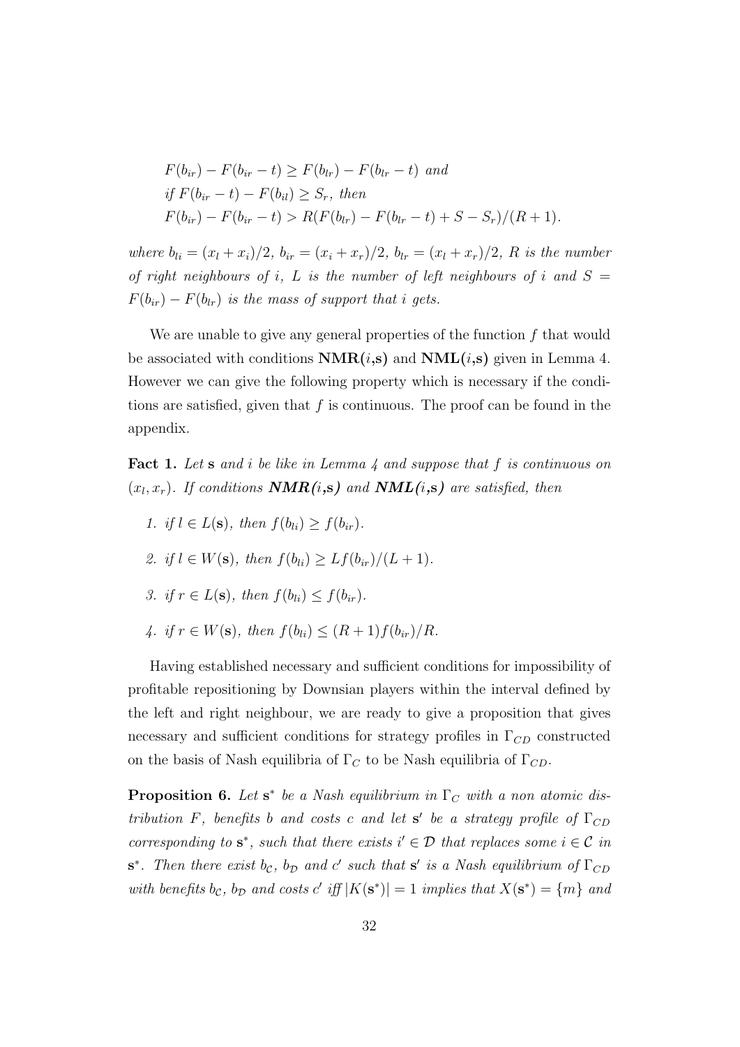$$F(b_{ir}) - F(b_{ir} - t) \geq F(b_{lr}) - F(b_{lr} - t) \text{ and}$$
$$\text{if } F(b_{ir} - t) - F(b_{il}) \geq S_r, \text{ then}$$
$$F(b_{ir}) - F(b_{ir} - t) > R(F(b_{lr}) - F(b_{lr} - t) + S - S_r)/(R + 1).$$

*where* $b_{li} = (x_l + x_i)/2$, $b_{ir} = (x_i + x_r)/2$, $b_{lr} = (x_l + x_r)/2$, $R$ *is the number of right neighbours of* $i$, $L$ *is the number of left neighbours of* $i$ *and* $S = F(b_{ir}) - F(b_{lr})$ *is the mass of support that* $i$ *gets.*

We are unable to give any general properties of the function $f$ that would be associated with conditions **NMR(**$i$**,s)** and **NML(**$i$**,s)** given in Lemma 4. However we can give the following property which is necessary if the conditions are satisfied, given that $f$ is continuous. The proof can be found in the appendix.

**Fact 1.** *Let* $\mathbf{s}$ *and* $i$ *be like in Lemma 4 and suppose that* $f$ *is continuous on* $(x_l, x_r)$. *If conditions* ***NMR(****$i$****,s)*** *and* ***NML(****$i$****,s)*** *are satisfied, then*

1. *if* $l \in L(\mathbf{s})$, *then* $f(b_{li}) \geq f(b_{ir})$.
2. *if* $l \in W(\mathbf{s})$, *then* $f(b_{li}) \geq Lf(b_{ir})/(L + 1)$.
3. *if* $r \in L(\mathbf{s})$, *then* $f(b_{li}) \leq f(b_{ir})$.
4. *if* $r \in W(\mathbf{s})$, *then* $f(b_{li}) \leq (R + 1)f(b_{ir})/R$.

Having established necessary and sufficient conditions for impossibility of profitable repositioning by Downsian players within the interval defined by the left and right neighbour, we are ready to give a proposition that gives necessary and sufficient conditions for strategy profiles in $\Gamma_{CD}$ constructed on the basis of Nash equilibria of $\Gamma_C$ to be Nash equilibria of $\Gamma_{CD}$.

**Proposition 6.** *Let* $\mathbf{s}^*$ *be a Nash equilibrium in* $\Gamma_C$ *with a non atomic distribution* $F$, *benefits* $b$ *and costs* $c$ *and let* $\mathbf{s}'$ *be a strategy profile of* $\Gamma_{CD}$ *corresponding to* $\mathbf{s}^*$, *such that there exists* $i' \in \mathcal{D}$ *that replaces some* $i \in \mathcal{C}$ *in* $\mathbf{s}^*$. *Then there exist* $b_{\mathcal{C}}$, $b_{\mathcal{D}}$ *and* $c'$ *such that* $\mathbf{s}'$ *is a Nash equilibrium of* $\Gamma_{CD}$ *with benefits* $b_{\mathcal{C}}$, $b_{\mathcal{D}}$ *and costs* $c'$ *iff* $|K(\mathbf{s}^*)| = 1$ *implies that* $X(\mathbf{s}^*) = \{m\}$ *and*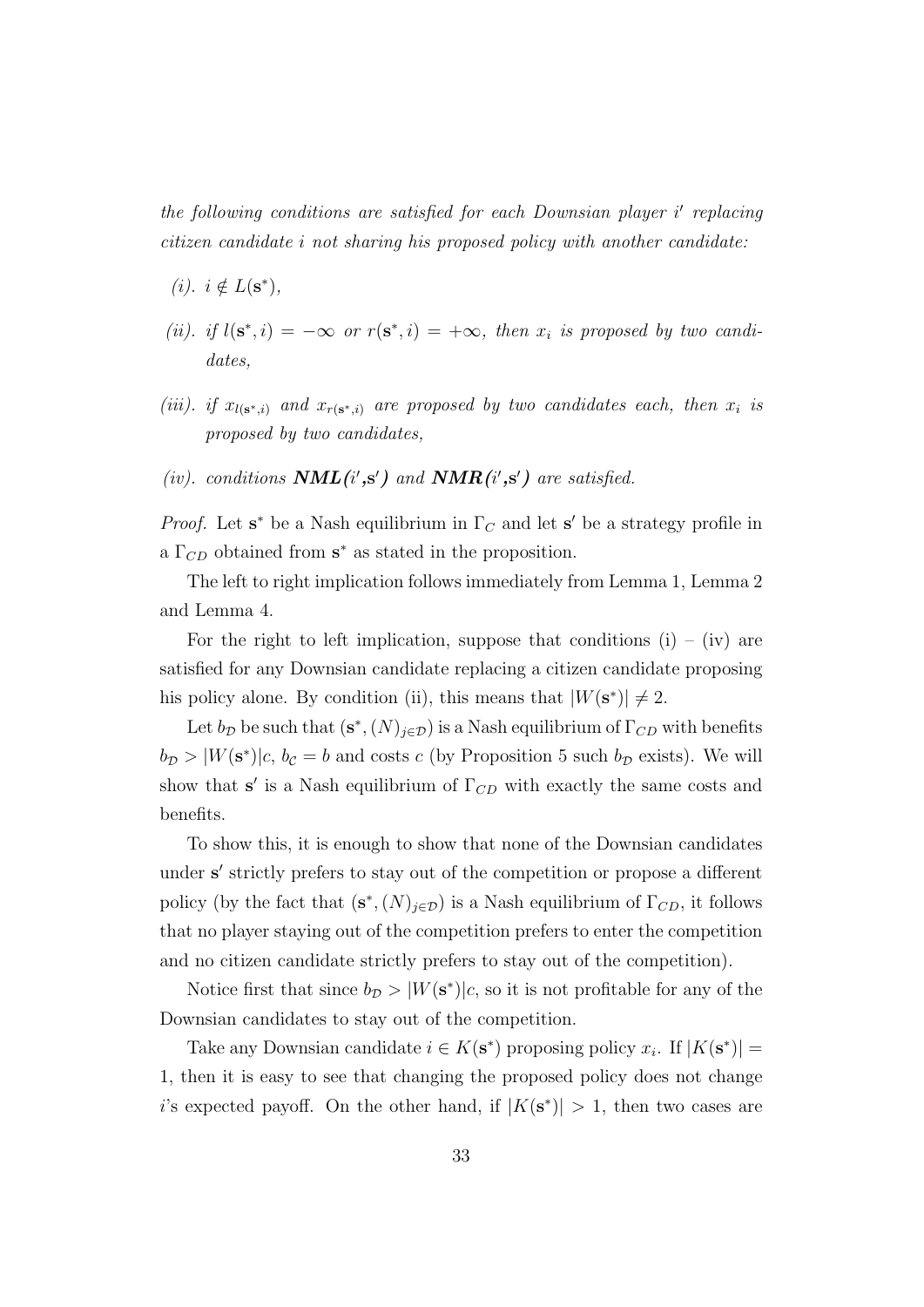*the following conditions are satisfied for each Downsian player $i'$ replacing citizen candidate $i$ not sharing his proposed policy with another candidate:*

*(i). $i \notin L(\mathbf{s}^*)$,*

*(ii). if $l(\mathbf{s}^*, i) = -\infty$ or $r(\mathbf{s}^*, i) = +\infty$, then $x_i$ is proposed by two candidates,*

*(iii). if $x_{l(\mathbf{s}^*,i)}$ and $x_{r(\mathbf{s}^*,i)}$ are proposed by two candidates each, then $x_i$ is proposed by two candidates,*

*(iv). conditions **NML($i'$,$\mathbf{s}'$)** and **NMR($i'$,$\mathbf{s}'$)** are satisfied.*

*Proof.* Let $\mathbf{s}^*$ be a Nash equilibrium in $\Gamma_C$ and let $\mathbf{s}'$ be a strategy profile in a $\Gamma_{CD}$ obtained from $\mathbf{s}^*$ as stated in the proposition.

The left to right implication follows immediately from Lemma 1, Lemma 2 and Lemma 4.

For the right to left implication, suppose that conditions (i) – (iv) are satisfied for any Downsian candidate replacing a citizen candidate proposing his policy alone. By condition (ii), this means that $|W(\mathbf{s}^*)| \neq 2$.

Let $b_{\mathcal{D}}$ be such that $(\mathbf{s}^*, (N)_{j \in \mathcal{D}})$ is a Nash equilibrium of $\Gamma_{CD}$ with benefits $b_{\mathcal{D}} > |W(\mathbf{s}^*)|c$, $b_{\mathcal{C}} = b$ and costs $c$ (by Proposition 5 such $b_{\mathcal{D}}$ exists). We will show that $\mathbf{s}'$ is a Nash equilibrium of $\Gamma_{CD}$ with exactly the same costs and benefits.

To show this, it is enough to show that none of the Downsian candidates under $\mathbf{s}'$ strictly prefers to stay out of the competition or propose a different policy (by the fact that $(\mathbf{s}^*, (N)_{j \in \mathcal{D}})$ is a Nash equilibrium of $\Gamma_{CD}$, it follows that no player staying out of the competition prefers to enter the competition and no citizen candidate strictly prefers to stay out of the competition).

Notice first that since $b_{\mathcal{D}} > |W(\mathbf{s}^*)|c$, so it is not profitable for any of the Downsian candidates to stay out of the competition.

Take any Downsian candidate $i \in K(\mathbf{s}^*)$ proposing policy $x_i$. If $|K(\mathbf{s}^*)| = 1$, then it is easy to see that changing the proposed policy does not change $i$'s expected payoff. On the other hand, if $|K(\mathbf{s}^*)| > 1$, then two cases are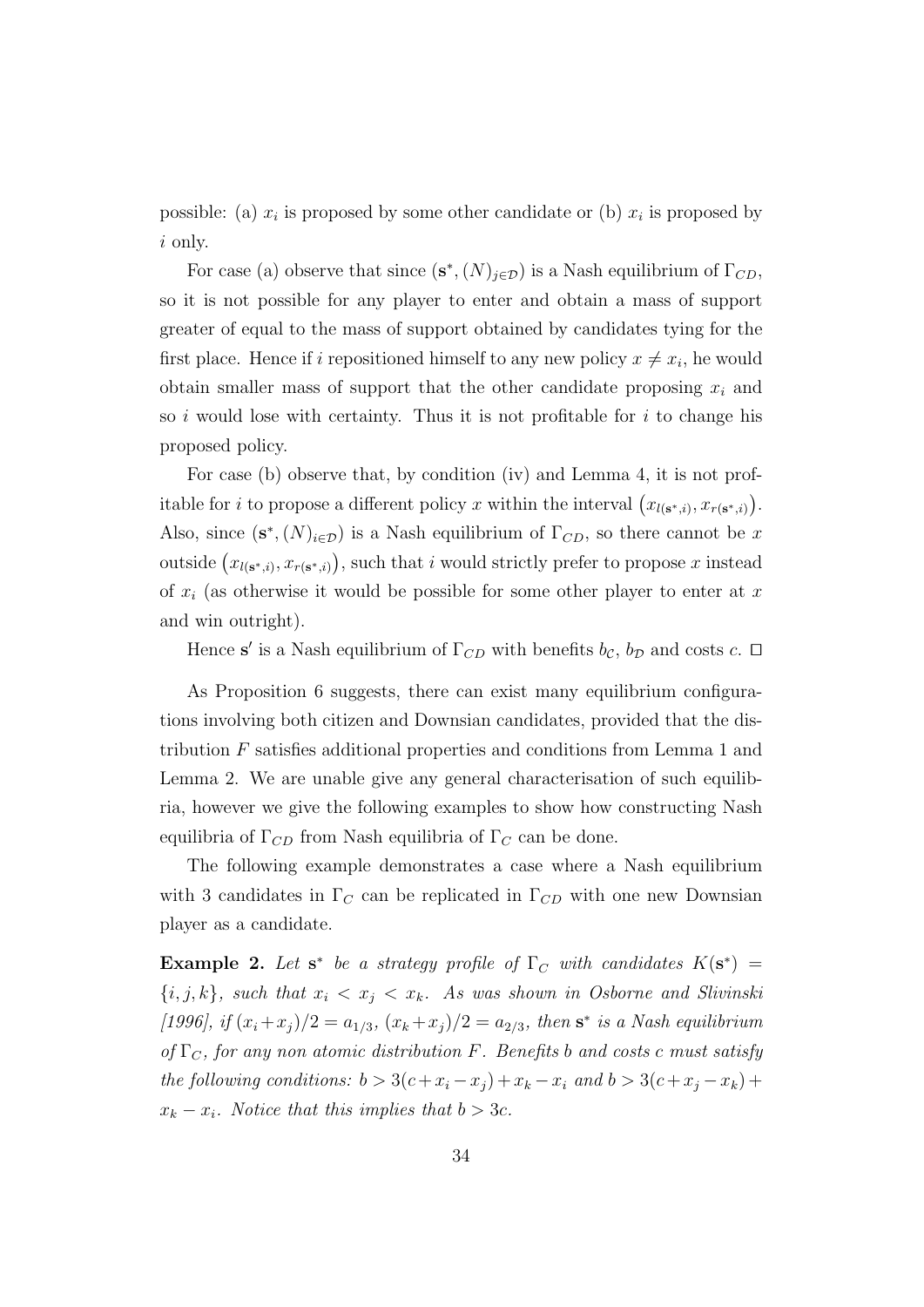possible: (a) $x_i$ is proposed by some other candidate or (b) $x_i$ is proposed by $i$ only.

For case (a) observe that since $(\mathbf{s}^*, (N)_{j\in\mathcal{D}})$ is a Nash equilibrium of $\Gamma_{CD}$, so it is not possible for any player to enter and obtain a mass of support greater of equal to the mass of support obtained by candidates tying for the first place. Hence if $i$ repositioned himself to any new policy $x \neq x_i$, he would obtain smaller mass of support that the other candidate proposing $x_i$ and so $i$ would lose with certainty. Thus it is not profitable for $i$ to change his proposed policy.

For case (b) observe that, by condition (iv) and Lemma 4, it is not profitable for $i$ to propose a different policy $x$ within the interval $\left(x_{l(\mathbf{s}^*,i)}, x_{r(\mathbf{s}^*,i)}\right)$. Also, since $(\mathbf{s}^*, (N)_{i\in\mathcal{D}})$ is a Nash equilibrium of $\Gamma_{CD}$, so there cannot be $x$ outside $\left(x_{l(\mathbf{s}^*,i)}, x_{r(\mathbf{s}^*,i)}\right)$, such that $i$ would strictly prefer to propose $x$ instead of $x_i$ (as otherwise it would be possible for some other player to enter at $x$ and win outright).

Hence $\mathbf{s}'$ is a Nash equilibrium of $\Gamma_{CD}$ with benefits $b_{\mathcal{C}}$, $b_{\mathcal{D}}$ and costs $c$. $\square$

As Proposition 6 suggests, there can exist many equilibrium configurations involving both citizen and Downsian candidates, provided that the distribution $F$ satisfies additional properties and conditions from Lemma 1 and Lemma 2. We are unable give any general characterisation of such equilibria, however we give the following examples to show how constructing Nash equilibria of $\Gamma_{CD}$ from Nash equilibria of $\Gamma_C$ can be done.

The following example demonstrates a case where a Nash equilibrium with 3 candidates in $\Gamma_C$ can be replicated in $\Gamma_{CD}$ with one new Downsian player as a candidate.

**Example 2.** *Let $\mathbf{s}^*$ be a strategy profile of $\Gamma_C$ with candidates $K(\mathbf{s}^*) = \{i, j, k\}$, such that $x_i < x_j < x_k$. As was shown in Osborne and Slivinski [1996], if $(x_i + x_j)/2 = a_{1/3}$, $(x_k + x_j)/2 = a_{2/3}$, then $\mathbf{s}^*$ is a Nash equilibrium of $\Gamma_C$, for any non atomic distribution $F$. Benefits $b$ and costs $c$ must satisfy the following conditions: $b > 3(c + x_i - x_j) + x_k - x_i$ and $b > 3(c + x_j - x_k) + x_k - x_i$. Notice that this implies that $b > 3c$.*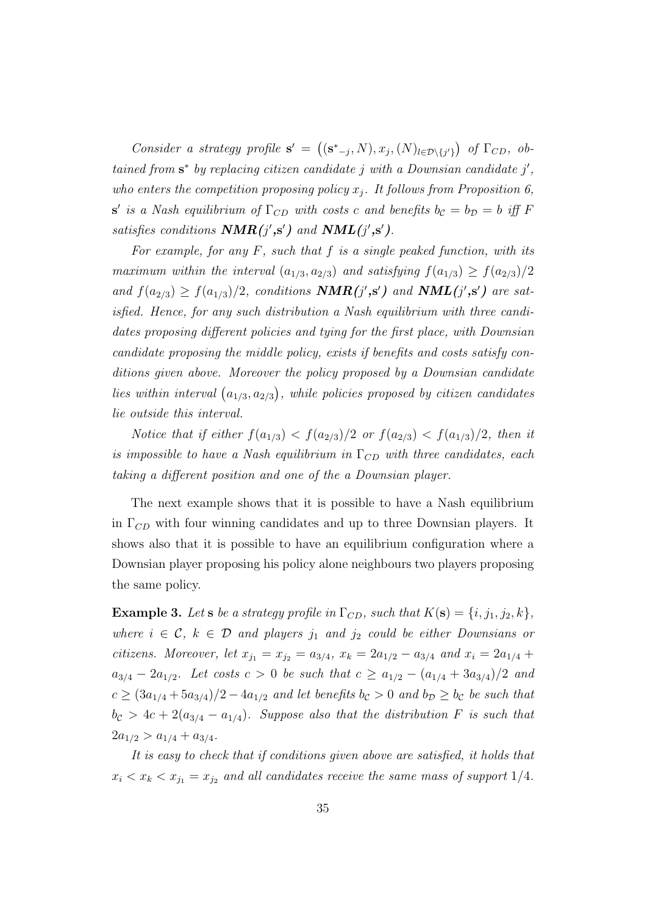*Consider a strategy profile* $\mathbf{s}' = \left((\mathbf{s}^*{}_{-j}, N), x_j, (N)_{l \in \mathcal{D}\setminus\{j'\}}\right)$ *of* $\Gamma_{CD}$*, obtained from* $\mathbf{s}^*$ *by replacing citizen candidate* $j$ *with a Downsian candidate* $j'$*, who enters the competition proposing policy* $x_j$*. It follows from Proposition 6,* $\mathbf{s}'$ *is a Nash equilibrium of* $\Gamma_{CD}$ *with costs* $c$ *and benefits* $b_{\mathcal{C}} = b_{\mathcal{D}} = b$ *iff* $F$ *satisfies conditions* ***NMR(***$j'$***,***$\mathbf{s}'$***)*** *and* ***NML(***$j'$***,***$\mathbf{s}'$***)***.

*For example, for any* $F$*, such that* $f$ *is a single peaked function, with its maximum within the interval* $(a_{1/3}, a_{2/3})$ *and satisfying* $f(a_{1/3}) \geq f(a_{2/3})/2$ *and* $f(a_{2/3}) \geq f(a_{1/3})/2$*, conditions* ***NMR(***$j'$***,***$\mathbf{s}'$***)*** *and* ***NML(***$j'$***,***$\mathbf{s}'$***)*** *are satisfied. Hence, for any such distribution a Nash equilibrium with three candidates proposing different policies and tying for the first place, with Downsian candidate proposing the middle policy, exists if benefits and costs satisfy conditions given above. Moreover the policy proposed by a Downsian candidate lies within interval* $\left(a_{1/3}, a_{2/3}\right)$*, while policies proposed by citizen candidates lie outside this interval.*

*Notice that if either* $f(a_{1/3}) < f(a_{2/3})/2$ *or* $f(a_{2/3}) < f(a_{1/3})/2$*, then it is impossible to have a Nash equilibrium in* $\Gamma_{CD}$ *with three candidates, each taking a different position and one of the a Downsian player.*

The next example shows that it is possible to have a Nash equilibrium in $\Gamma_{CD}$ with four winning candidates and up to three Downsian players. It shows also that it is possible to have an equilibrium configuration where a Downsian player proposing his policy alone neighbours two players proposing the same policy.

**Example 3.** *Let* $\mathbf{s}$ *be a strategy profile in* $\Gamma_{CD}$*, such that* $K(\mathbf{s}) = \{i, j_1, j_2, k\}$*, where* $i \in \mathcal{C}$*,* $k \in \mathcal{D}$ *and players* $j_1$ *and* $j_2$ *could be either Downsians or citizens. Moreover, let* $x_{j_1} = x_{j_2} = a_{3/4}$*,* $x_k = 2a_{1/2} - a_{3/4}$ *and* $x_i = 2a_{1/4} + a_{3/4} - 2a_{1/2}$*. Let costs* $c > 0$ *be such that* $c \geq a_{1/2} - (a_{1/4} + 3a_{3/4})/2$ *and* $c \geq (3a_{1/4} + 5a_{3/4})/2 - 4a_{1/2}$ *and let benefits* $b_{\mathcal{C}} > 0$ *and* $b_{\mathcal{D}} \geq b_{\mathcal{C}}$ *be such that* $b_{\mathcal{C}} > 4c + 2(a_{3/4} - a_{1/4})$*. Suppose also that the distribution* $F$ *is such that* $2a_{1/2} > a_{1/4} + a_{3/4}$*.*

*It is easy to check that if conditions given above are satisfied, it holds that* $x_i < x_k < x_{j_1} = x_{j_2}$ *and all candidates receive the same mass of support* $1/4$*.*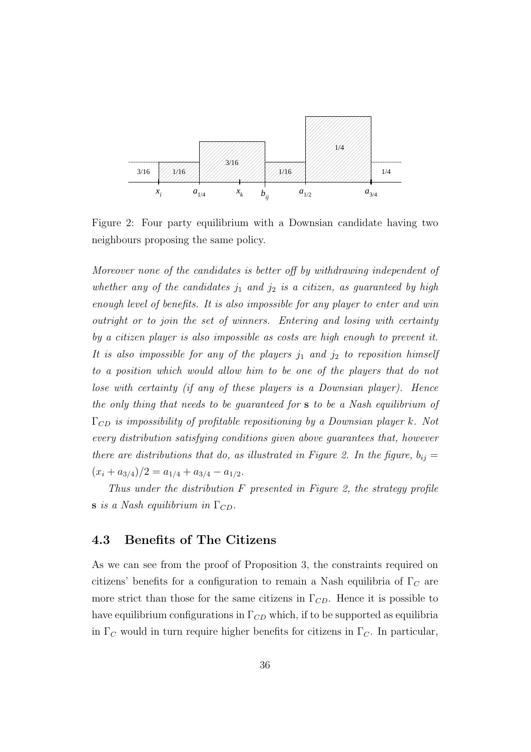3/16

1/16

3/16

1/16

1/4

1/4

$x_i$ $a_{1/4}$ $x_k$ $b_{ij}$ $a_{1/2}$ $a_{3/4}$

Figure 2: Four party equilibrium with a Downsian candidate having two neighbours proposing the same policy.

*Moreover none of the candidates is better off by withdrawing independent of whether any of the candidates $j_1$ and $j_2$ is a citizen, as guaranteed by high enough level of benefits. It is also impossible for any player to enter and win outright or to join the set of winners. Entering and losing with certainty by a citizen player is also impossible as costs are high enough to prevent it. It is also impossible for any of the players $j_1$ and $j_2$ to reposition himself to a position which would allow him to be one of the players that do not lose with certainty (if any of these players is a Downsian player). Hence the only thing that needs to be guaranteed for* $\mathbf{s}$ *to be a Nash equilibrium of* $\Gamma_{CD}$ *is impossibility of profitable repositioning by a Downsian player k. Not every distribution satisfying conditions given above guarantees that, however there are distributions that do, as illustrated in Figure 2. In the figure,* $b_{ij} = (x_i + a_{3/4})/2 = a_{1/4} + a_{3/4} - a_{1/2}$.

*Thus under the distribution F presented in Figure 2, the strategy profile* $\mathbf{s}$ *is a Nash equilibrium in* $\Gamma_{CD}$.

### 4.3 Benefits of The Citizens

As we can see from the proof of Proposition 3, the constraints required on citizens' benefits for a configuration to remain a Nash equilibria of $\Gamma_C$ are more strict than those for the same citizens in $\Gamma_{CD}$. Hence it is possible to have equilibrium configurations in $\Gamma_{CD}$ which, if to be supported as equilibria in $\Gamma_C$ would in turn require higher benefits for citizens in $\Gamma_C$. In particular,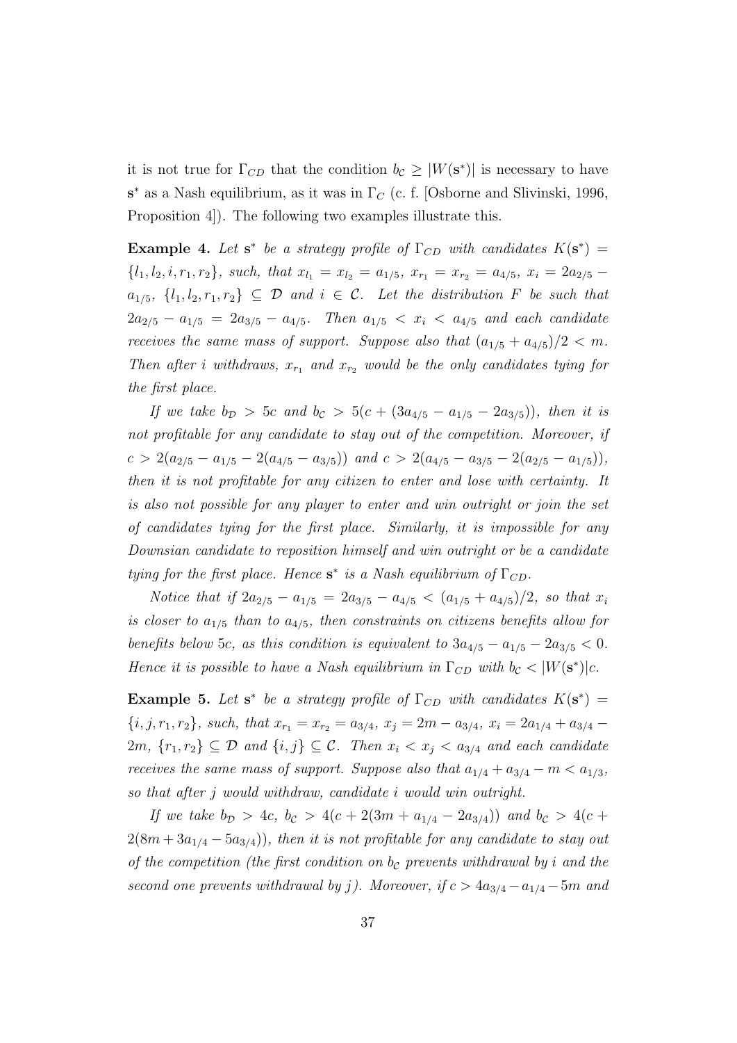it is not true for $\Gamma_{CD}$ that the condition $b_{\mathcal{C}} \geq |W(\mathbf{s}^*)|$ is necessary to have $\mathbf{s}^*$ as a Nash equilibrium, as it was in $\Gamma_C$ (c. f. [Osborne and Slivinski, 1996, Proposition 4]). The following two examples illustrate this.

**Example 4.** *Let $\mathbf{s}^*$ be a strategy profile of $\Gamma_{CD}$ with candidates $K(\mathbf{s}^*) = \{l_1, l_2, i, r_1, r_2\}$, such, that $x_{l_1} = x_{l_2} = a_{1/5}$, $x_{r_1} = x_{r_2} = a_{4/5}$, $x_i = 2a_{2/5} - a_{1/5}$, $\{l_1, l_2, r_1, r_2\} \subseteq \mathcal{D}$ and $i \in \mathcal{C}$. Let the distribution $F$ be such that $2a_{2/5} - a_{1/5} = 2a_{3/5} - a_{4/5}$. Then $a_{1/5} < x_i < a_{4/5}$ and each candidate receives the same mass of support. Suppose also that $(a_{1/5} + a_{4/5})/2 < m$. Then after $i$ withdraws, $x_{r_1}$ and $x_{r_2}$ would be the only candidates tying for the first place.*

*If we take $b_{\mathcal{D}} > 5c$ and $b_{\mathcal{C}} > 5(c + (3a_{4/5} - a_{1/5} - 2a_{3/5}))$, then it is not profitable for any candidate to stay out of the competition. Moreover, if $c > 2(a_{2/5} - a_{1/5} - 2(a_{4/5} - a_{3/5}))$ and $c > 2(a_{4/5} - a_{3/5} - 2(a_{2/5} - a_{1/5}))$, then it is not profitable for any citizen to enter and lose with certainty. It is also not possible for any player to enter and win outright or join the set of candidates tying for the first place. Similarly, it is impossible for any Downsian candidate to reposition himself and win outright or be a candidate tying for the first place. Hence $\mathbf{s}^*$ is a Nash equilibrium of $\Gamma_{CD}$.*

*Notice that if $2a_{2/5} - a_{1/5} = 2a_{3/5} - a_{4/5} < (a_{1/5} + a_{4/5})/2$, so that $x_i$ is closer to $a_{1/5}$ than to $a_{4/5}$, then constraints on citizens benefits allow for benefits below $5c$, as this condition is equivalent to $3a_{4/5} - a_{1/5} - 2a_{3/5} < 0$. Hence it is possible to have a Nash equilibrium in $\Gamma_{CD}$ with $b_{\mathcal{C}} < |W(\mathbf{s}^*)|c$.*

**Example 5.** *Let $\mathbf{s}^*$ be a strategy profile of $\Gamma_{CD}$ with candidates $K(\mathbf{s}^*) = \{i, j, r_1, r_2\}$, such, that $x_{r_1} = x_{r_2} = a_{3/4}$, $x_j = 2m - a_{3/4}$, $x_i = 2a_{1/4} + a_{3/4} - 2m$, $\{r_1, r_2\} \subseteq \mathcal{D}$ and $\{i, j\} \subseteq \mathcal{C}$. Then $x_i < x_j < a_{3/4}$ and each candidate receives the same mass of support. Suppose also that $a_{1/4} + a_{3/4} - m < a_{1/3}$, so that after $j$ would withdraw, candidate $i$ would win outright.*

*If we take $b_{\mathcal{D}} > 4c$, $b_{\mathcal{C}} > 4(c + 2(3m + a_{1/4} - 2a_{3/4}))$ and $b_{\mathcal{C}} > 4(c + 2(8m + 3a_{1/4} - 5a_{3/4}))$, then it is not profitable for any candidate to stay out of the competition (the first condition on $b_{\mathcal{C}}$ prevents withdrawal by $i$ and the second one prevents withdrawal by $j$). Moreover, if $c > 4a_{3/4} - a_{1/4} - 5m$ and*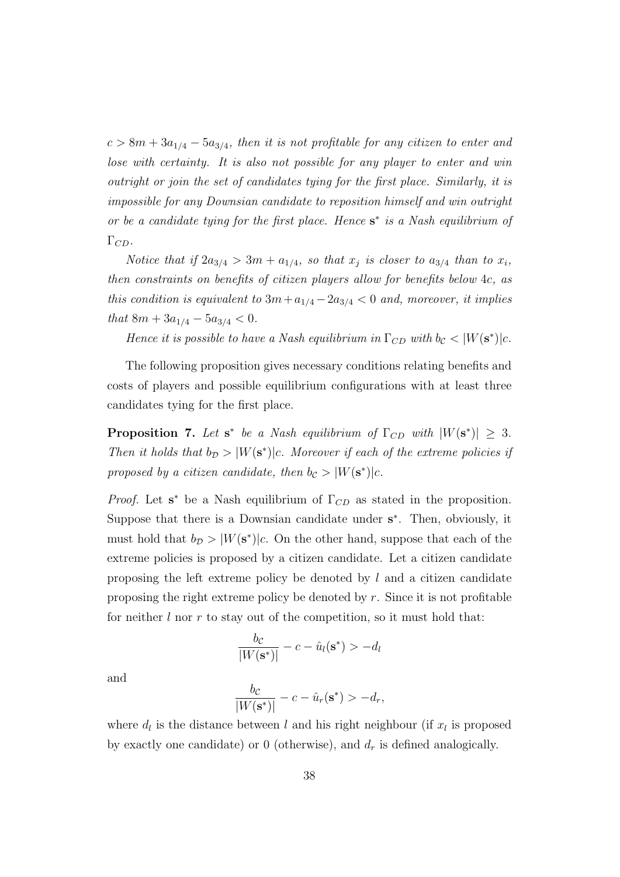*$c > 8m + 3a_{1/4} - 5a_{3/4}$, then it is not profitable for any citizen to enter and lose with certainty. It is also not possible for any player to enter and win outright or join the set of candidates tying for the first place. Similarly, it is impossible for any Downsian candidate to reposition himself and win outright or be a candidate tying for the first place. Hence $\mathbf{s}^*$ is a Nash equilibrium of $\Gamma_{CD}$.*

*Notice that if $2a_{3/4} > 3m + a_{1/4}$, so that $x_j$ is closer to $a_{3/4}$ than to $x_i$, then constraints on benefits of citizen players allow for benefits below $4c$, as this condition is equivalent to $3m + a_{1/4} - 2a_{3/4} < 0$ and, moreover, it implies that $8m + 3a_{1/4} - 5a_{3/4} < 0$.*

*Hence it is possible to have a Nash equilibrium in $\Gamma_{CD}$ with $b_{\mathcal{C}} < |W(\mathbf{s}^*)|c$.*

The following proposition gives necessary conditions relating benefits and costs of players and possible equilibrium configurations with at least three candidates tying for the first place.

**Proposition 7.** *Let $\mathbf{s}^*$ be a Nash equilibrium of $\Gamma_{CD}$ with $|W(\mathbf{s}^*)| \geq 3$. Then it holds that $b_{\mathcal{D}} > |W(\mathbf{s}^*)|c$. Moreover if each of the extreme policies if proposed by a citizen candidate, then $b_{\mathcal{C}} > |W(\mathbf{s}^*)|c$.*

*Proof.* Let $\mathbf{s}^*$ be a Nash equilibrium of $\Gamma_{CD}$ as stated in the proposition. Suppose that there is a Downsian candidate under $\mathbf{s}^*$. Then, obviously, it must hold that $b_{\mathcal{D}} > |W(\mathbf{s}^*)|c$. On the other hand, suppose that each of the extreme policies is proposed by a citizen candidate. Let a citizen candidate proposing the left extreme policy be denoted by $l$ and a citizen candidate proposing the right extreme policy be denoted by $r$. Since it is not profitable for neither $l$ nor $r$ to stay out of the competition, so it must hold that:

$$\frac{b_{\mathcal{C}}}{|W(\mathbf{s}^*)|} - c - \hat{u}_l(\mathbf{s}^*) > -d_l$$

and

$$\frac{b_{\mathcal{C}}}{|W(\mathbf{s}^*)|} - c - \hat{u}_r(\mathbf{s}^*) > -d_r,$$

where $d_l$ is the distance between $l$ and his right neighbour (if $x_l$ is proposed by exactly one candidate) or 0 (otherwise), and $d_r$ is defined analogically.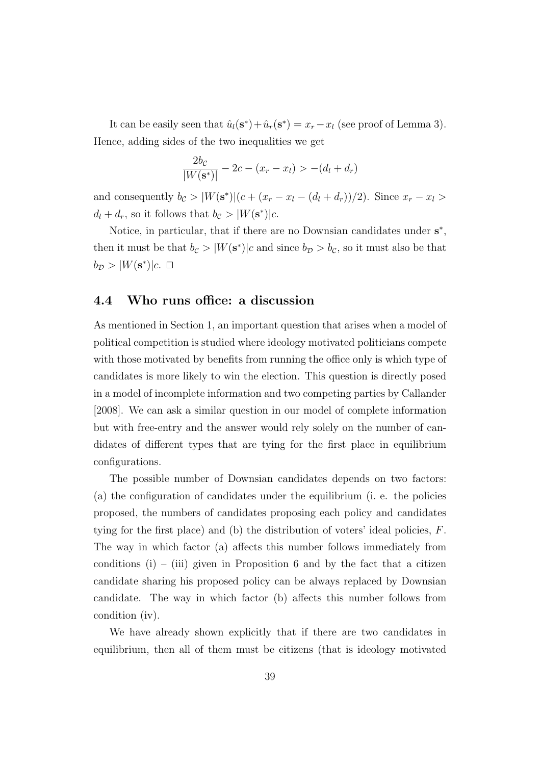It can be easily seen that $\hat{u}_l(\mathbf{s}^*) + \hat{u}_r(\mathbf{s}^*) = x_r - x_l$ (see proof of Lemma 3). Hence, adding sides of the two inequalities we get

$$\frac{2b_{\mathcal{C}}}{|W(\mathbf{s}^*)|} - 2c - (x_r - x_l) > -(d_l + d_r)$$

and consequently $b_{\mathcal{C}} > |W(\mathbf{s}^*)|(c + (x_r - x_l - (d_l + d_r))/2)$. Since $x_r - x_l > d_l + d_r$, so it follows that $b_{\mathcal{C}} > |W(\mathbf{s}^*)|c$.

Notice, in particular, that if there are no Downsian candidates under $\mathbf{s}^*$, then it must be that $b_{\mathcal{C}} > |W(\mathbf{s}^*)|c$ and since $b_{\mathcal{D}} > b_{\mathcal{C}}$, so it must also be that $b_{\mathcal{D}} > |W(\mathbf{s}^*)|c$. $\square$

### 4.4 Who runs office: a discussion

As mentioned in Section 1, an important question that arises when a model of political competition is studied where ideology motivated politicians compete with those motivated by benefits from running the office only is which type of candidates is more likely to win the election. This question is directly posed in a model of incomplete information and two competing parties by Callander [2008]. We can ask a similar question in our model of complete information but with free-entry and the answer would rely solely on the number of candidates of different types that are tying for the first place in equilibrium configurations.

The possible number of Downsian candidates depends on two factors: (a) the configuration of candidates under the equilibrium (i. e. the policies proposed, the numbers of candidates proposing each policy and candidates tying for the first place) and (b) the distribution of voters' ideal policies, $F$. The way in which factor (a) affects this number follows immediately from conditions (i) – (iii) given in Proposition 6 and by the fact that a citizen candidate sharing his proposed policy can be always replaced by Downsian candidate. The way in which factor (b) affects this number follows from condition (iv).

We have already shown explicitly that if there are two candidates in equilibrium, then all of them must be citizens (that is ideology motivated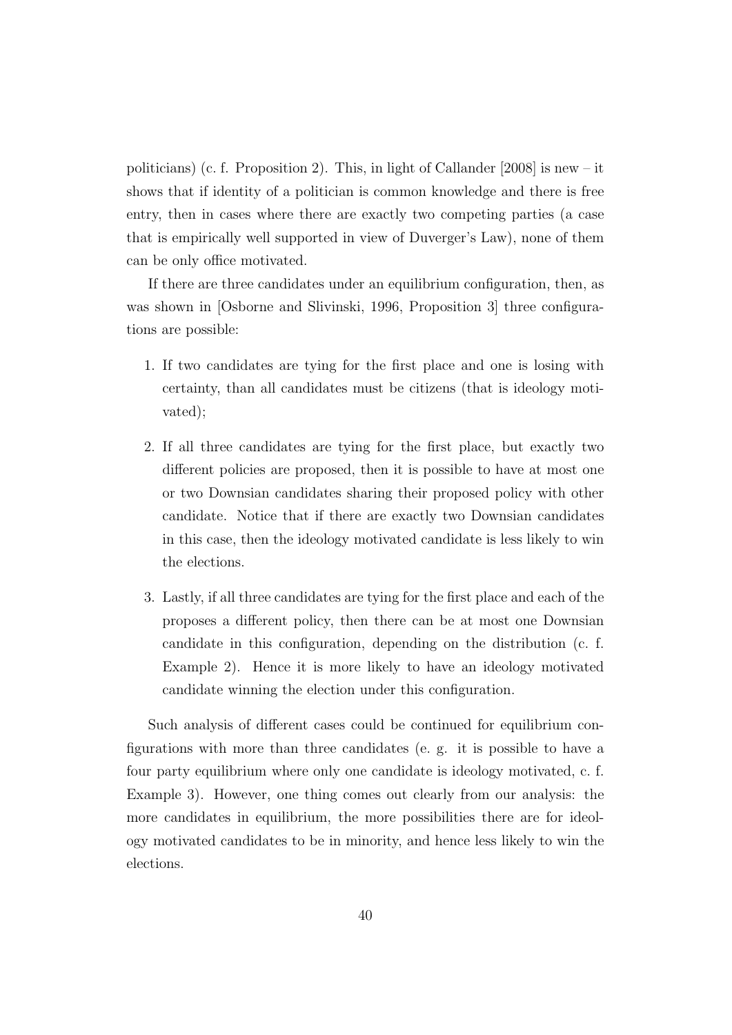politicians) (c. f. Proposition 2). This, in light of Callander [2008] is new – it shows that if identity of a politician is common knowledge and there is free entry, then in cases where there are exactly two competing parties (a case that is empirically well supported in view of Duverger's Law), none of them can be only office motivated.

If there are three candidates under an equilibrium configuration, then, as was shown in [Osborne and Slivinski, 1996, Proposition 3] three configurations are possible:

1. If two candidates are tying for the first place and one is losing with certainty, than all candidates must be citizens (that is ideology motivated);

2. If all three candidates are tying for the first place, but exactly two different policies are proposed, then it is possible to have at most one or two Downsian candidates sharing their proposed policy with other candidate. Notice that if there are exactly two Downsian candidates in this case, then the ideology motivated candidate is less likely to win the elections.

3. Lastly, if all three candidates are tying for the first place and each of the proposes a different policy, then there can be at most one Downsian candidate in this configuration, depending on the distribution (c. f. Example 2). Hence it is more likely to have an ideology motivated candidate winning the election under this configuration.

Such analysis of different cases could be continued for equilibrium configurations with more than three candidates (e. g. it is possible to have a four party equilibrium where only one candidate is ideology motivated, c. f. Example 3). However, one thing comes out clearly from our analysis: the more candidates in equilibrium, the more possibilities there are for ideology motivated candidates to be in minority, and hence less likely to win the elections.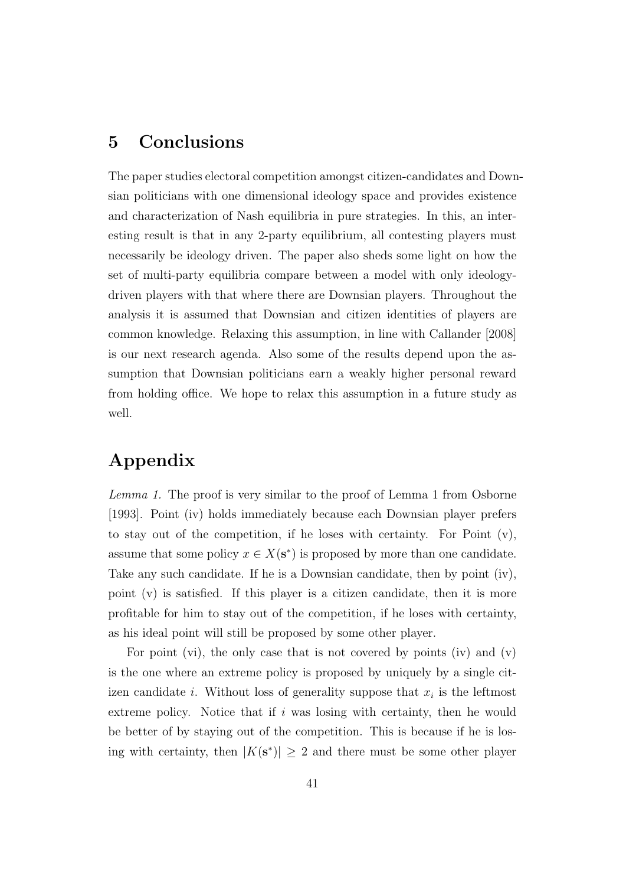## 5 Conclusions

The paper studies electoral competition amongst citizen-candidates and Downsian politicians with one dimensional ideology space and provides existence and characterization of Nash equilibria in pure strategies. In this, an interesting result is that in any 2-party equilibrium, all contesting players must necessarily be ideology driven. The paper also sheds some light on how the set of multi-party equilibria compare between a model with only ideology-driven players with that where there are Downsian players. Throughout the analysis it is assumed that Downsian and citizen identities of players are common knowledge. Relaxing this assumption, in line with Callander [2008] is our next research agenda. Also some of the results depend upon the assumption that Downsian politicians earn a weakly higher personal reward from holding office. We hope to relax this assumption in a future study as well.

## Appendix

*Lemma 1.* The proof is very similar to the proof of Lemma 1 from Osborne [1993]. Point (iv) holds immediately because each Downsian player prefers to stay out of the competition, if he loses with certainty. For Point (v), assume that some policy $x \in X(\mathbf{s}^*)$ is proposed by more than one candidate. Take any such candidate. If he is a Downsian candidate, then by point (iv), point (v) is satisfied. If this player is a citizen candidate, then it is more profitable for him to stay out of the competition, if he loses with certainty, as his ideal point will still be proposed by some other player.

For point (vi), the only case that is not covered by points (iv) and (v) is the one where an extreme policy is proposed by uniquely by a single citizen candidate $i$. Without loss of generality suppose that $x_i$ is the leftmost extreme policy. Notice that if $i$ was losing with certainty, then he would be better of by staying out of the competition. This is because if he is losing with certainty, then $|K(\mathbf{s}^*)| \geq 2$ and there must be some other player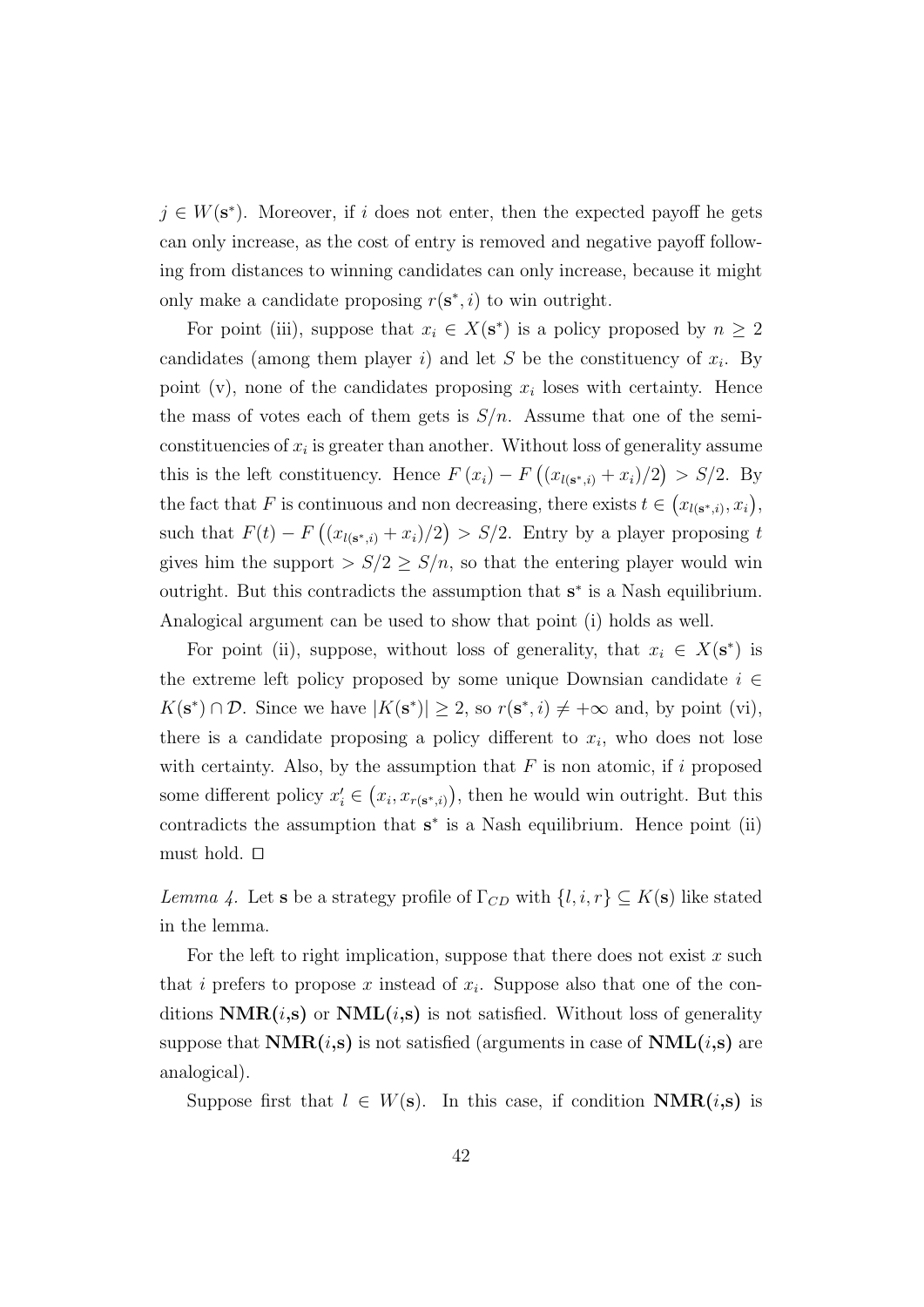$j \in W(\mathbf{s}^*)$. Moreover, if $i$ does not enter, then the expected payoff he gets can only increase, as the cost of entry is removed and negative payoff following from distances to winning candidates can only increase, because it might only make a candidate proposing $r(\mathbf{s}^*, i)$ to win outright.

For point (iii), suppose that $x_i \in X(\mathbf{s}^*)$ is a policy proposed by $n \geq 2$ candidates (among them player $i$) and let $S$ be the constituency of $x_i$. By point (v), none of the candidates proposing $x_i$ loses with certainty. Hence the mass of votes each of them gets is $S/n$. Assume that one of the semi-constituencies of $x_i$ is greater than another. Without loss of generality assume this is the left constituency. Hence $F(x_i) - F\left((x_{l(\mathbf{s}^*,i)} + x_i)/2\right) > S/2$. By the fact that $F$ is continuous and non decreasing, there exists $t \in \left(x_{l(\mathbf{s}^*,i)}, x_i\right)$, such that $F(t) - F\left((x_{l(\mathbf{s}^*,i)} + x_i)/2\right) > S/2$. Entry by a player proposing $t$ gives him the support $> S/2 \geq S/n$, so that the entering player would win outright. But this contradicts the assumption that $\mathbf{s}^*$ is a Nash equilibrium. Analogical argument can be used to show that point (i) holds as well.

For point (ii), suppose, without loss of generality, that $x_i \in X(\mathbf{s}^*)$ is the extreme left policy proposed by some unique Downsian candidate $i \in K(\mathbf{s}^*) \cap \mathcal{D}$. Since we have $|K(\mathbf{s}^*)| \geq 2$, so $r(\mathbf{s}^*, i) \neq +\infty$ and, by point (vi), there is a candidate proposing a policy different to $x_i$, who does not lose with certainty. Also, by the assumption that $F$ is non atomic, if $i$ proposed some different policy $x_i' \in \left(x_i, x_{r(\mathbf{s}^*,i)}\right)$, then he would win outright. But this contradicts the assumption that $\mathbf{s}^*$ is a Nash equilibrium. Hence point (ii) must hold. $\square$

*Lemma 4.* Let $\mathbf{s}$ be a strategy profile of $\Gamma_{CD}$ with $\{l, i, r\} \subseteq K(\mathbf{s})$ like stated in the lemma.

For the left to right implication, suppose that there does not exist $x$ such that $i$ prefers to propose $x$ instead of $x_i$. Suppose also that one of the conditions **NMR($i$,s)** or **NML($i$,s)** is not satisfied. Without loss of generality suppose that **NMR($i$,s)** is not satisfied (arguments in case of **NML($i$,s)** are analogical).

Suppose first that $l \in W(\mathbf{s})$. In this case, if condition **NMR($i$,s)** is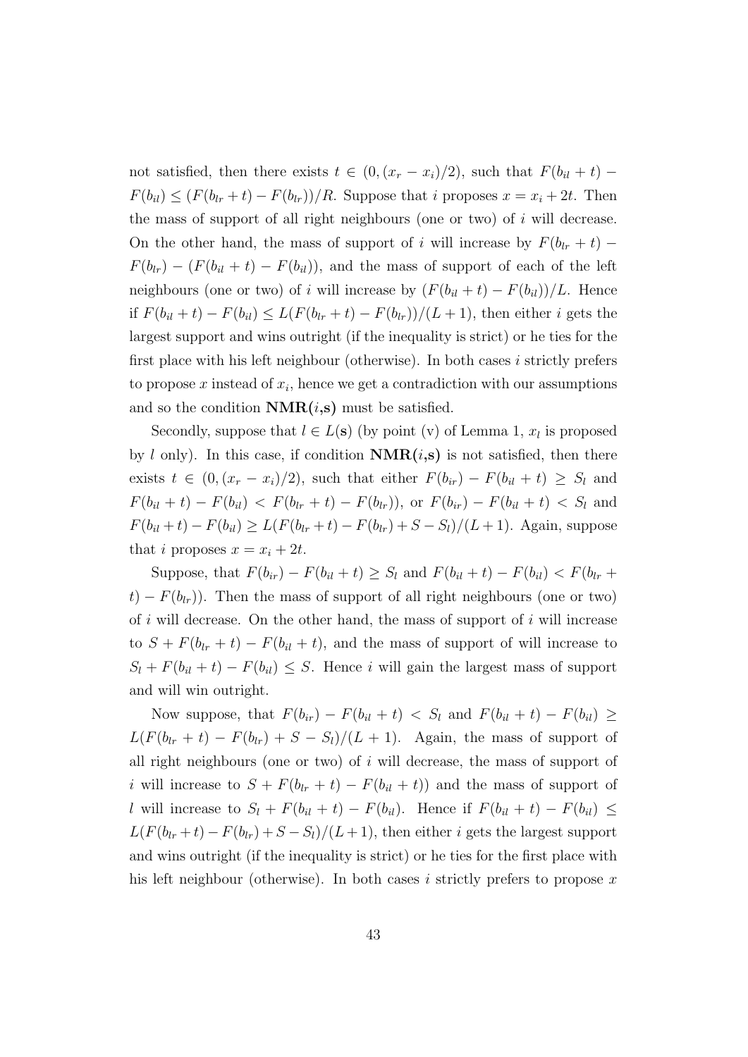not satisfied, then there exists $t \in (0, (x_r - x_i)/2)$, such that $F(b_{il} + t) - F(b_{il}) \leq (F(b_{lr} + t) - F(b_{lr}))/R$. Suppose that $i$ proposes $x = x_i + 2t$. Then the mass of support of all right neighbours (one or two) of $i$ will decrease. On the other hand, the mass of support of $i$ will increase by $F(b_{lr} + t) - F(b_{lr}) - (F(b_{il} + t) - F(b_{il}))$, and the mass of support of each of the left neighbours (one or two) of $i$ will increase by $(F(b_{il} + t) - F(b_{il}))/L$. Hence if $F(b_{il} + t) - F(b_{il}) \leq L(F(b_{lr} + t) - F(b_{lr}))/(L + 1)$, then either $i$ gets the largest support and wins outright (if the inequality is strict) or he ties for the first place with his left neighbour (otherwise). In both cases $i$ strictly prefers to propose $x$ instead of $x_i$, hence we get a contradiction with our assumptions and so the condition **NMR($i$,s)** must be satisfied.

Secondly, suppose that $l \in L(\mathbf{s})$ (by point (v) of Lemma 1, $x_l$ is proposed by $l$ only). In this case, if condition **NMR($i$,s)** is not satisfied, then there exists $t \in (0, (x_r - x_i)/2)$, such that either $F(b_{ir}) - F(b_{il} + t) \geq S_l$ and $F(b_{il} + t) - F(b_{il}) < F(b_{lr} + t) - F(b_{lr}))$, or $F(b_{ir}) - F(b_{il} + t) < S_l$ and $F(b_{il} + t) - F(b_{il}) \geq L(F(b_{lr} + t) - F(b_{lr}) + S - S_l)/(L + 1)$. Again, suppose that $i$ proposes $x = x_i + 2t$.

Suppose, that $F(b_{ir}) - F(b_{il} + t) \geq S_l$ and $F(b_{il} + t) - F(b_{il}) < F(b_{lr} + t) - F(b_{lr}))$. Then the mass of support of all right neighbours (one or two) of $i$ will decrease. On the other hand, the mass of support of $i$ will increase to $S + F(b_{lr} + t) - F(b_{il} + t)$, and the mass of support of will increase to $S_l + F(b_{il} + t) - F(b_{il}) \leq S$. Hence $i$ will gain the largest mass of support and will win outright.

Now suppose, that $F(b_{ir}) - F(b_{il} + t) < S_l$ and $F(b_{il} + t) - F(b_{il}) \geq L(F(b_{lr} + t) - F(b_{lr}) + S - S_l)/(L + 1)$. Again, the mass of support of all right neighbours (one or two) of $i$ will decrease, the mass of support of $i$ will increase to $S + F(b_{lr} + t) - F(b_{il} + t))$ and the mass of support of $l$ will increase to $S_l + F(b_{il} + t) - F(b_{il})$. Hence if $F(b_{il} + t) - F(b_{il}) \leq L(F(b_{lr} + t) - F(b_{lr}) + S - S_l)/(L + 1)$, then either $i$ gets the largest support and wins outright (if the inequality is strict) or he ties for the first place with his left neighbour (otherwise). In both cases $i$ strictly prefers to propose $x$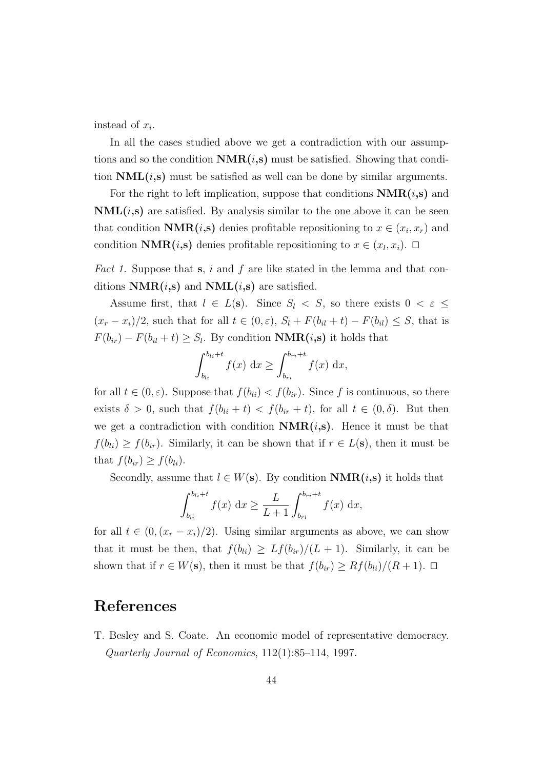instead of $x_i$.

In all the cases studied above we get a contradiction with our assumptions and so the condition **NMR($i$,s)** must be satisfied. Showing that condition **NML($i$,s)** must be satisfied as well can be done by similar arguments.

For the right to left implication, suppose that conditions **NMR($i$,s)** and **NML($i$,s)** are satisfied. By analysis similar to the one above it can be seen that condition **NMR($i$,s)** denies profitable repositioning to $x \in (x_i, x_r)$ and condition **NMR($i$,s)** denies profitable repositioning to $x \in (x_l, x_i)$. □

*Fact 1.* Suppose that **s**, $i$ and $f$ are like stated in the lemma and that conditions **NMR($i$,s)** and **NML($i$,s)** are satisfied.

Assume first, that $l \in L(\mathbf{s})$. Since $S_l < S$, so there exists $0 < \varepsilon \leq (x_r - x_i)/2$, such that for all $t \in (0, \varepsilon)$, $S_l + F(b_{il} + t) - F(b_{il}) \leq S$, that is $F(b_{ir}) - F(b_{il} + t) \geq S_l$. By condition **NMR($i$,s)** it holds that

$$\int_{b_{li}}^{b_{li}+t} f(x) \, \mathrm{d}x \geq \int_{b_{ri}}^{b_{ri}+t} f(x) \, \mathrm{d}x,$$

for all $t \in (0, \varepsilon)$. Suppose that $f(b_{li}) < f(b_{ir})$. Since $f$ is continuous, so there exists $\delta > 0$, such that $f(b_{li} + t) < f(b_{ir} + t)$, for all $t \in (0, \delta)$. But then we get a contradiction with condition **NMR($i$,s)**. Hence it must be that $f(b_{li}) \geq f(b_{ir})$. Similarly, it can be shown that if $r \in L(\mathbf{s})$, then it must be that $f(b_{ir}) \geq f(b_{li})$.

Secondly, assume that $l \in W(\mathbf{s})$. By condition **NMR($i$,s)** it holds that

$$\int_{b_{li}}^{b_{li}+t} f(x) \, \mathrm{d}x \geq \frac{L}{L+1} \int_{b_{ri}}^{b_{ri}+t} f(x) \, \mathrm{d}x,$$

for all $t \in (0, (x_r - x_i)/2)$. Using similar arguments as above, we can show that it must be then, that $f(b_{li}) \geq Lf(b_{ir})/(L+1)$. Similarly, it can be shown that if $r \in W(\mathbf{s})$, then it must be that $f(b_{ir}) \geq Rf(b_{li})/(R+1)$. □

# References

T. Besley and S. Coate. An economic model of representative democracy. *Quarterly Journal of Economics*, 112(1):85–114, 1997.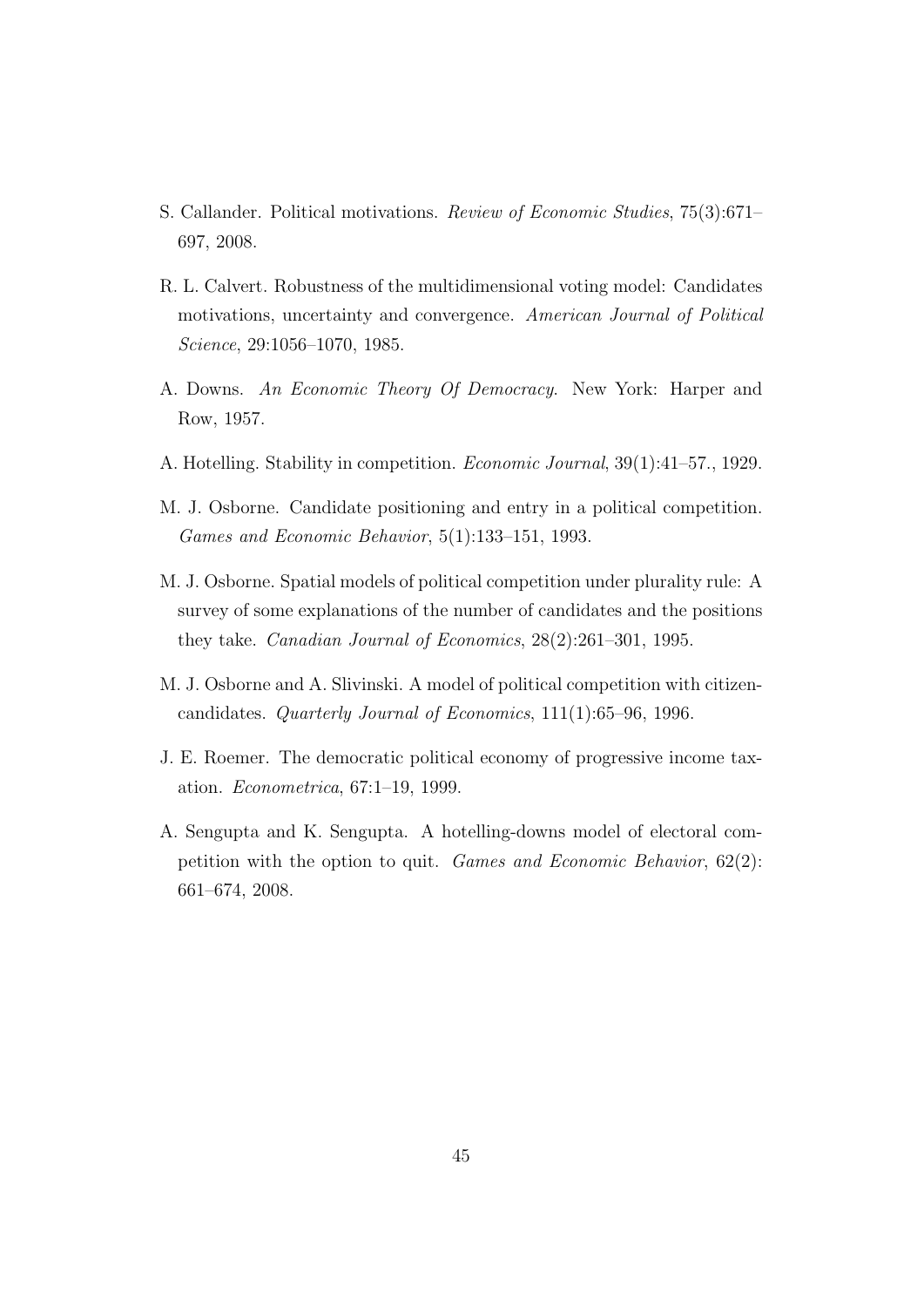S. Callander. Political motivations. *Review of Economic Studies*, 75(3):671–697, 2008.

R. L. Calvert. Robustness of the multidimensional voting model: Candidates motivations, uncertainty and convergence. *American Journal of Political Science*, 29:1056–1070, 1985.

A. Downs. *An Economic Theory Of Democracy*. New York: Harper and Row, 1957.

A. Hotelling. Stability in competition. *Economic Journal*, 39(1):41–57., 1929.

M. J. Osborne. Candidate positioning and entry in a political competition. *Games and Economic Behavior*, 5(1):133–151, 1993.

M. J. Osborne. Spatial models of political competition under plurality rule: A survey of some explanations of the number of candidates and the positions they take. *Canadian Journal of Economics*, 28(2):261–301, 1995.

M. J. Osborne and A. Slivinski. A model of political competition with citizen-candidates. *Quarterly Journal of Economics*, 111(1):65–96, 1996.

J. E. Roemer. The democratic political economy of progressive income taxation. *Econometrica*, 67:1–19, 1999.

A. Sengupta and K. Sengupta. A hotelling-downs model of electoral competition with the option to quit. *Games and Economic Behavior*, 62(2): 661–674, 2008.